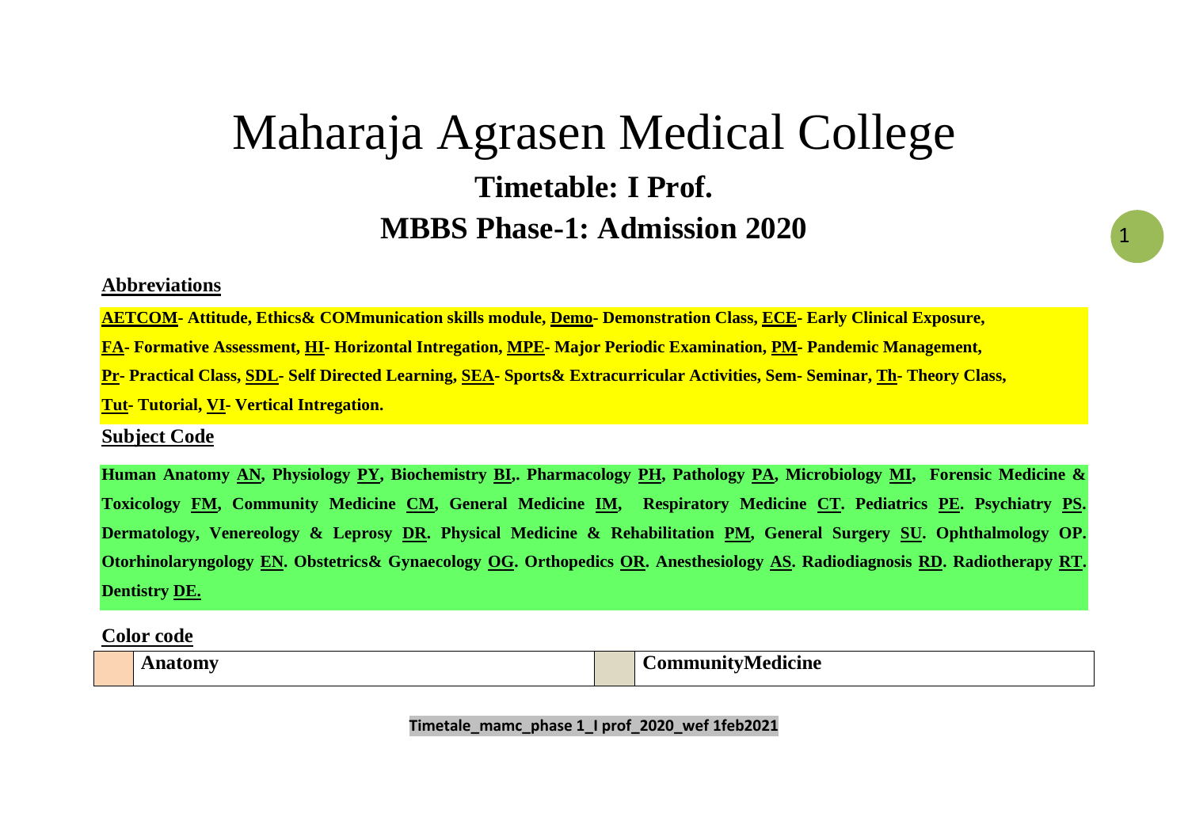# Maharaja Agrasen Medical College

## Timetable: I Prof.

## MBBS Phase-1: Admission 2020

**Abbreviations**

**AETCOM- Attitude, Ethics& COMmunication skills module, Demo- Demonstration Class, ECE- Early Clinical Exposure, FA- Formative Assessment, HI- Horizontal Intregation, MPE- Major Periodic Examination, PM- Pandemic Management, Pr- Practical Class, SDL- Self Directed Learning, SEA- Sports& Extracurricular Activities, Sem- Seminar, Th- Theory Class, Tut- Tutorial, VI- Vertical Intregation.**

**Subject Code**

**Human Anatomy AN, Physiology PY, Biochemistry BI,. Pharmacology PH, Pathology PA, Microbiology MI, Forensic Medicine & Toxicology FM, Community Medicine CM, General Medicine IM, Respiratory Medicine CT. Pediatrics PE. Psychiatry PS. Dermatology, Venereology & Leprosy DR. Physical Medicine & Rehabilitation PM, General Surgery SU. Ophthalmology OP. Otorhinolaryngology EN. Obstetrics& Gynaecology OG. Orthopedics OR. Anesthesiology AS. Radiodiagnosis RD. Radiotherapy RT. Dentistry DE.**

**Color code**

| | Anatomy | | CommunityMedicine |
|---|---|---|---|

Timetale_mamc_phase 1_I prof_2020_wef 1feb2021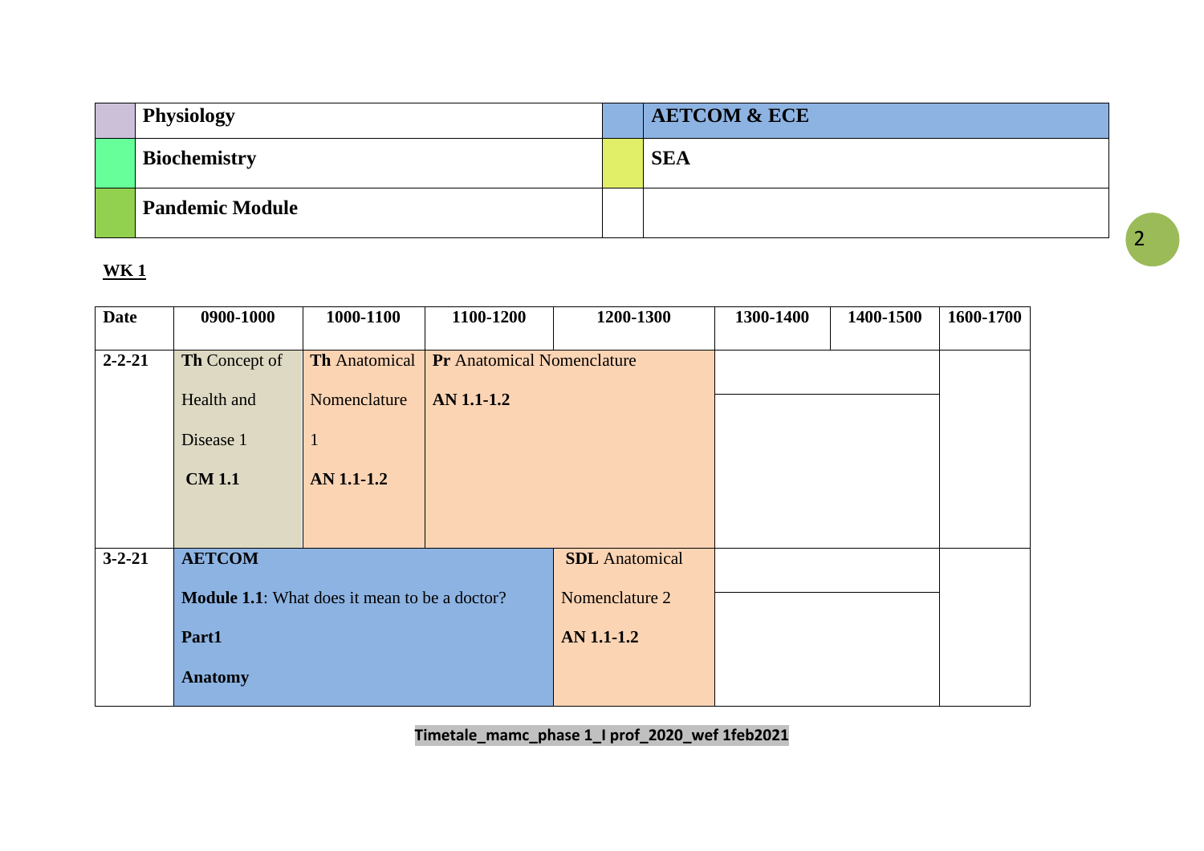| | Physiology | | AETCOM & ECE |
|---|---|---|---|
| | **Biochemistry** | | **SEA** |
| | **Pandemic Module** | | |

**WK 1**

| Date | 0900-1000 | 1000-1100 | 1100-1200 | 1200-1300 | 1300-1400 | 1400-1500 | 1600-1700 |
|---|---|---|---|---|---|---|---|
| 2-2-21 | **Th** Concept of Health and Disease 1 **CM 1.1** | **Th** Anatomical Nomenclature 1 **AN 1.1-1.2** | **Pr** Anatomical Nomenclature **AN 1.1-1.2** | | | | |
| 3-2-21 | **AETCOM** **Module 1.1**: What does it mean to be a doctor? **Part1** **Anatomy** | | | **SDL** Anatomical Nomenclature 2 **AN 1.1-1.2** | | | |

Timetale_mamc_phase 1_I prof_2020_wef 1feb2021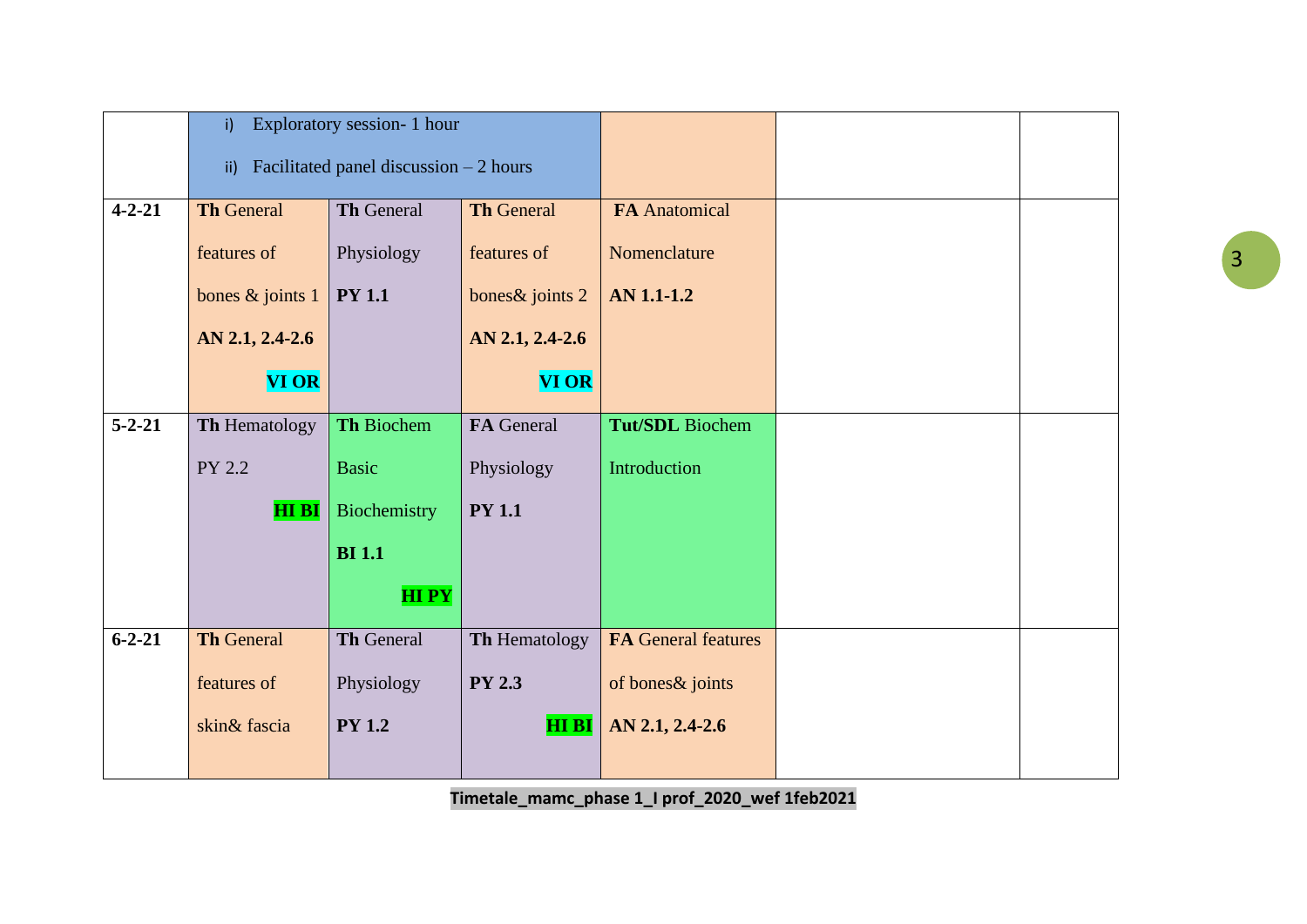| | | | | | | |
|---|---|---|---|---|---|---|
| | i) Exploratory session- 1 hour<br>ii) Facilitated panel discussion – 2 hours | | | | | |
| **4-2-21** | **Th** General features of bones & joints 1 **AN 2.1, 2.4-2.6** **VI OR** | **Th** General Physiology **PY 1.1** | **Th** General features of bones& joints 2 **AN 2.1, 2.4-2.6** **VI OR** | **FA** Anatomical Nomenclature **AN 1.1-1.2** | | |
| **5-2-21** | **Th** Hematology PY 2.2 **HI BI** | **Th** Biochem Basic Biochemistry **BI 1.1** **HI PY** | **FA** General Physiology **PY 1.1** | **Tut/SDL** Biochem Introduction | | |
| **6-2-21** | **Th** General features of skin& fascia | **Th** General Physiology **PY 1.2** | **Th** Hematology **PY 2.3** **HI BI** | **FA** General features of bones& joints **AN 2.1, 2.4-2.6** | | |

**Timetale_mamc_phase 1_I prof_2020_wef 1feb2021**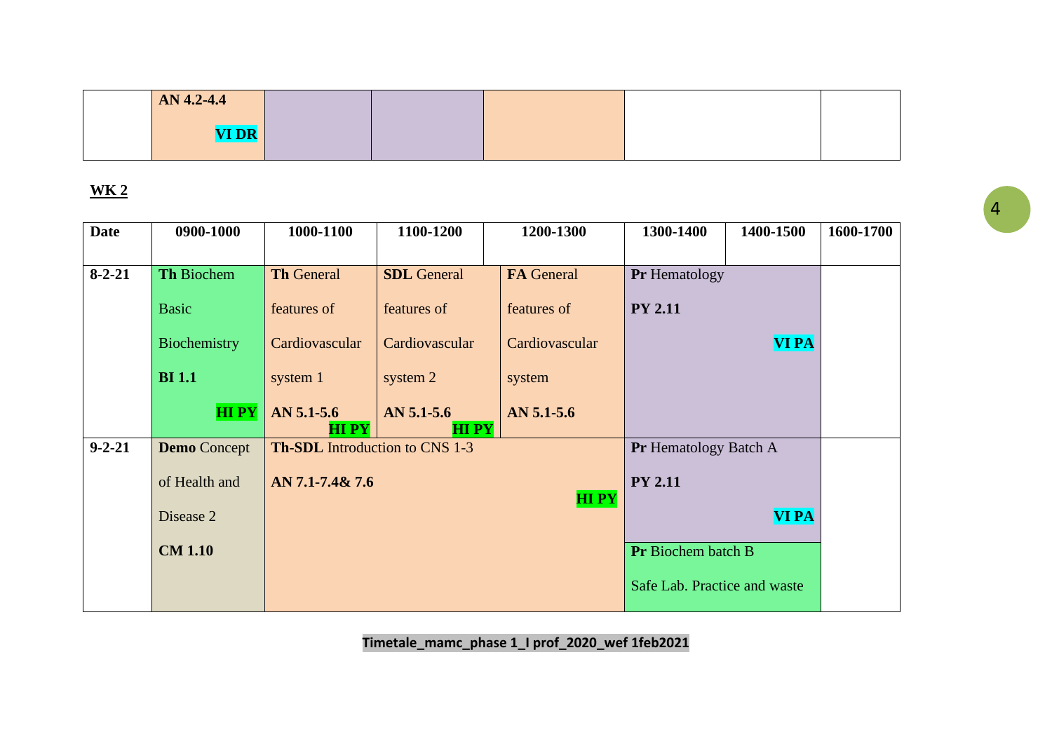| | | | | | | |
|---|---|---|---|---|---|---|
| | **AN 4.2-4.4** **VI DR** | | | | | |

**WK 2**

| Date | 0900-1000 | 1000-1100 | 1100-1200 | 1200-1300 | 1300-1400 | 1400-1500 | 1600-1700 |
|---|---|---|---|---|---|---|---|
| 8-2-21 | **Th** Biochem Basic Biochemistry **BI 1.1** **HI PY** | **Th** General features of Cardiovascular system 1 **AN 5.1-5.6** **HI PY** | **SDL** General features of Cardiovascular system 2 **AN 5.1-5.6** **HI PY** | **FA** General features of Cardiovascular system **AN 5.1-5.6** | **Pr** Hematology **PY 2.11** **VI PA** | | |
| 9-2-21 | **Demo** Concept of Health and Disease 2 **CM 1.10** | **Th-SDL** Introduction to CNS 1-3 **AN 7.1-7.4& 7.6** **HI PY** | | | **Pr** Hematology Batch A **PY 2.11** **VI PA**<br>**Pr** Biochem batch B Safe Lab. Practice and waste | | |

**Timetale_mamc_phase 1_I prof_2020_wef 1feb2021**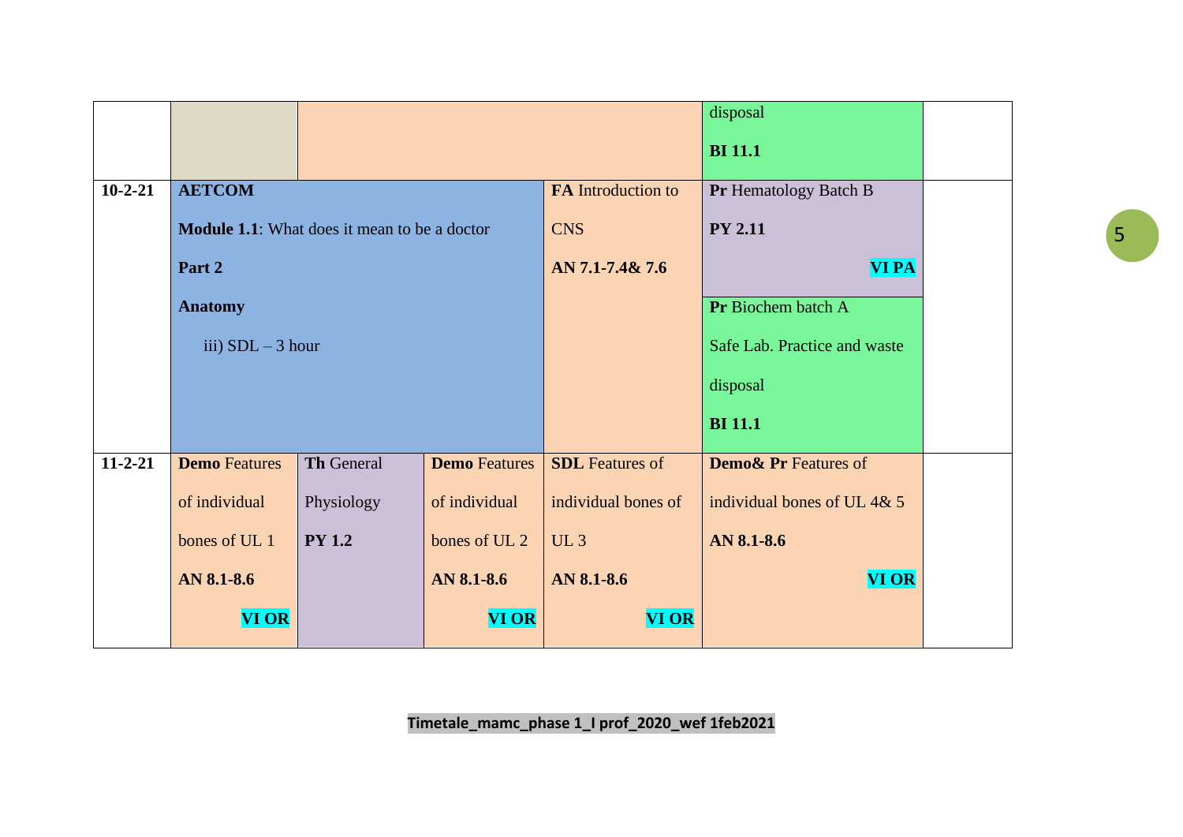| | | | | | | |
|---|---|---|---|---|---|---|
| | | | | | disposal<br>**BI 11.1** | |
| **10-2-21** | **AETCOM**<br>**Module 1.1**: What does it mean to be a doctor<br>**Part 2**<br>**Anatomy**<br>iii) SDL – 3 hour | | | **FA** Introduction to CNS<br>**AN 7.1-7.4& 7.6** | **Pr** Hematology Batch B<br>**PY 2.11**<br>**VI PA**<br><br>**Pr** Biochem batch A<br>Safe Lab. Practice and waste disposal<br>**BI 11.1** | |
| **11-2-21** | **Demo** Features of individual bones of UL 1<br>**AN 8.1-8.6**<br>**VI OR** | **Th** General Physiology<br>**PY 1.2** | **Demo** Features of individual bones of UL 2<br>**AN 8.1-8.6**<br>**VI OR** | **SDL** Features of individual bones of UL 3<br>**AN 8.1-8.6**<br>**VI OR** | **Demo& Pr** Features of individual bones of UL 4& 5<br>**AN 8.1-8.6**<br>**VI OR** | |

**Timetale_mamc_phase 1_I prof_2020_wef 1feb2021**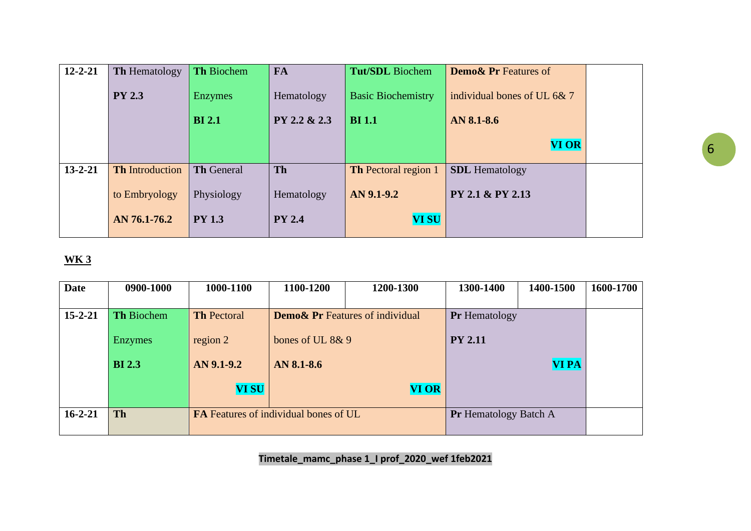| | | | | | | | |
|---|---|---|---|---|---|---|---|
| 12-2-21 | **Th** Hematology **PY 2.3** | **Th** Biochem Enzymes **BI 2.1** | **FA** Hematology **PY 2.2 & 2.3** | **Tut/SDL** Biochem Basic Biochemistry **BI 1.1** | **Demo& Pr** Features of individual bones of UL 6& 7 **AN 8.1-8.6** **VI OR** | | |
| 13-2-21 | **Th** Introduction to Embryology **AN 76.1-76.2** | **Th** General Physiology **PY 1.3** | **Th** Hematology **PY 2.4** | **Th** Pectoral region 1 **AN 9.1-9.2** **VI SU** | **SDL** Hematology **PY 2.1 & PY 2.13** | | |

**WK 3**

| Date | 0900-1000 | 1000-1100 | 1100-1200 | 1200-1300 | 1300-1400 | 1400-1500 | 1600-1700 |
|---|---|---|---|---|---|---|---|
| 15-2-21 | **Th** Biochem Enzymes **BI 2.3** | **Th** Pectoral region 2 **AN 9.1-9.2** **VI SU** | **Demo& Pr** Features of individual bones of UL 8& 9 **AN 8.1-8.6** **VI OR** | | **Pr** Hematology **PY 2.11** **VI PA** | | |
| 16-2-21 | **Th** | **FA** Features of individual bones of UL | | | **Pr** Hematology Batch A | | |

**Timetale_mamc_phase 1_I prof_2020_wef 1feb2021**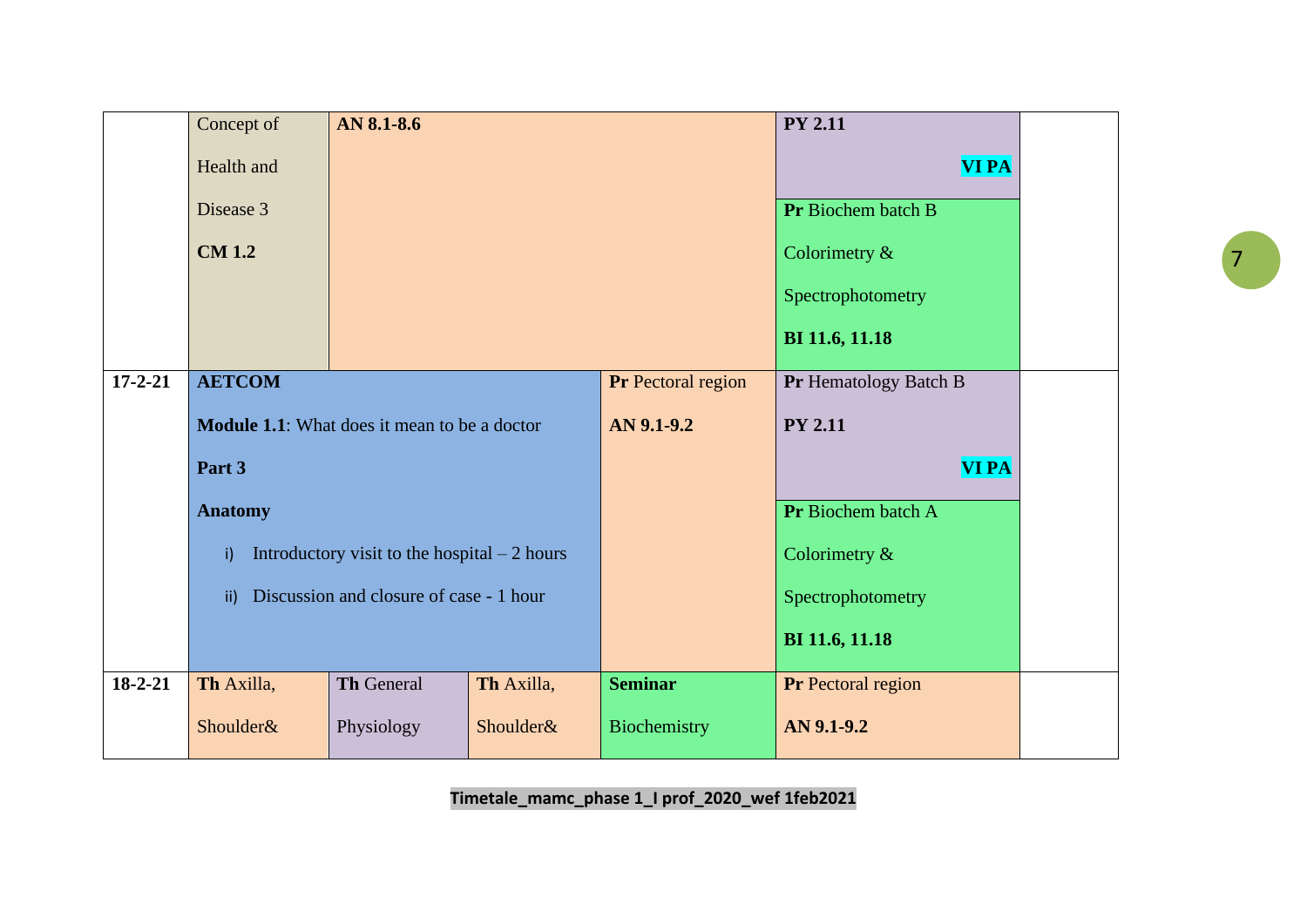| | | | | | | |
|---|---|---|---|---|---|---|
| | Concept of Health and Disease 3 **CM 1.2** | **AN 8.1-8.6** | | | **PY 2.11** **VI PA** <br> **Pr** Biochem batch B Colorimetry & Spectrophotometry **BI 11.6, 11.18** | |
| **17-2-21** | **AETCOM** **Module 1.1**: What does it mean to be a doctor **Part 3** **Anatomy** i) Introductory visit to the hospital – 2 hours ii) Discussion and closure of case - 1 hour | | | **Pr** Pectoral region **AN 9.1-9.2** | **Pr** Hematology Batch B **PY 2.11** **VI PA** <br> **Pr** Biochem batch A Colorimetry & Spectrophotometry **BI 11.6, 11.18** | |
| **18-2-21** | **Th** Axilla, Shoulder& | **Th** General Physiology | **Th** Axilla, Shoulder& | **Seminar** Biochemistry | **Pr** Pectoral region **AN 9.1-9.2** | |

**Timetale_mamc_phase 1_I prof_2020_wef 1feb2021**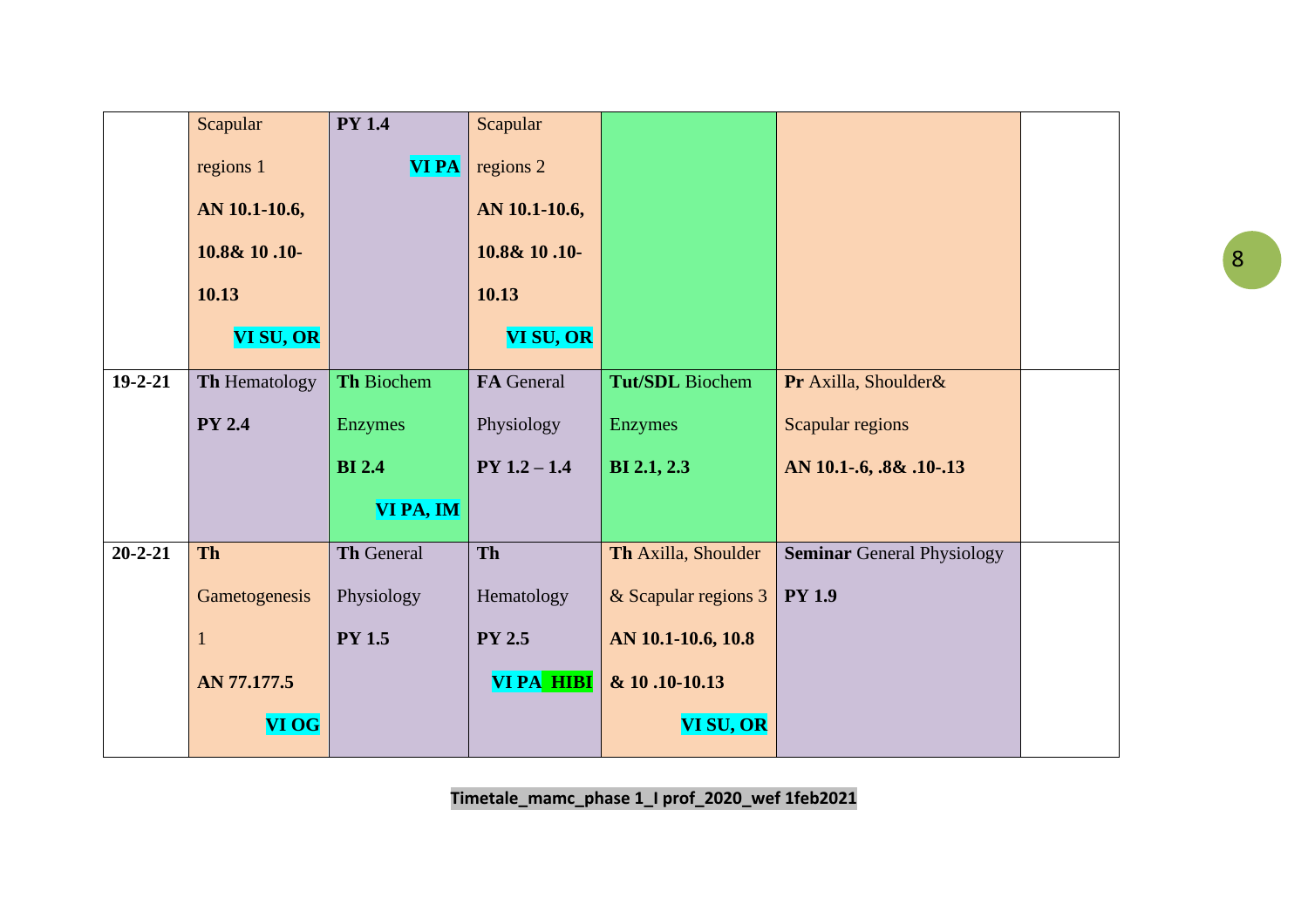| | | | | | | |
|---|---|---|---|---|---|---|
| | Scapular regions 1 **AN 10.1-10.6, 10.8& 10 .10-10.13** **VI SU, OR** | **PY 1.4** **VI PA** | Scapular regions 2 **AN 10.1-10.6, 10.8& 10 .10-10.13** **VI SU, OR** | | | |
| **19-2-21** | **Th** Hematology **PY 2.4** | **Th** Biochem Enzymes **BI 2.4** **VI PA, IM** | **FA** General Physiology **PY 1.2 – 1.4** | **Tut/SDL** Biochem Enzymes **BI 2.1, 2.3** | **Pr** Axilla, Shoulder& Scapular regions **AN 10.1-.6, .8& .10-.13** | |
| **20-2-21** | **Th** Gametogenesis 1 **AN 77.177.5** **VI OG** | **Th** General Physiology **PY 1.5** | **Th** Hematology **PY 2.5** **VI PA HIBI** | **Th** Axilla, Shoulder & Scapular regions 3 **AN 10.1-10.6, 10.8 & 10 .10-10.13** **VI SU, OR** | **Seminar** General Physiology **PY 1.9** | |

**Timetale_mamc_phase 1_I prof_2020_wef 1feb2021**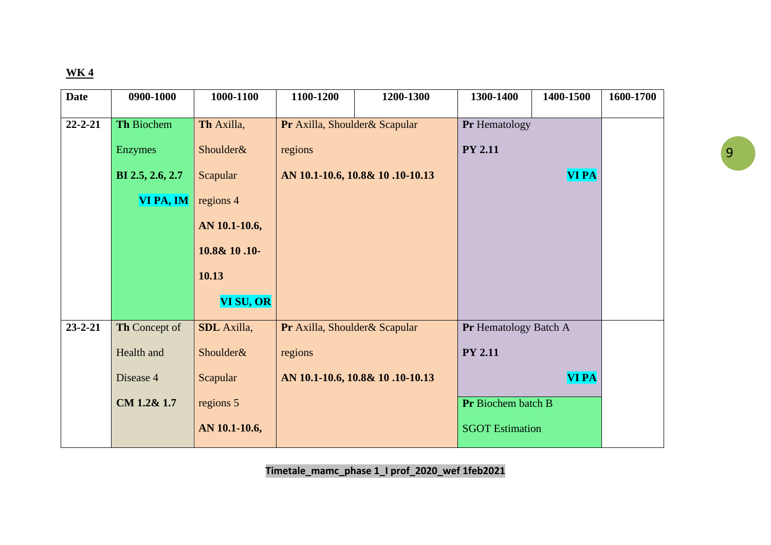**WK 4**

| Date | 0900-1000 | 1000-1100 | 1100-1200 | 1200-1300 | 1300-1400 | 1400-1500 | 1600-1700 |
|---|---|---|---|---|---|---|---|
| 22-2-21 | **Th** Biochem Enzymes **BI 2.5, 2.6, 2.7** **VI PA, IM** | **Th** Axilla, Shoulder& Scapular regions 4 **AN 10.1-10.6, 10.8& 10 .10-10.13** **VI SU, OR** | **Pr** Axilla, Shoulder& Scapular regions **AN 10.1-10.6, 10.8& 10 .10-10.13** | | **Pr** Hematology **PY 2.11** **VI PA** | | |
| 23-2-21 | **Th** Concept of Health and Disease 4 **CM 1.2& 1.7** | **SDL** Axilla, Shoulder& Scapular regions 5 **AN 10.1-10.6,** | **Pr** Axilla, Shoulder& Scapular regions **AN 10.1-10.6, 10.8& 10 .10-10.13** | | **Pr** Hematology Batch A **PY 2.11** **VI PA** / **Pr** Biochem batch B SGOT Estimation | | |

**Timetale_mamc_phase 1_I prof_2020_wef 1feb2021**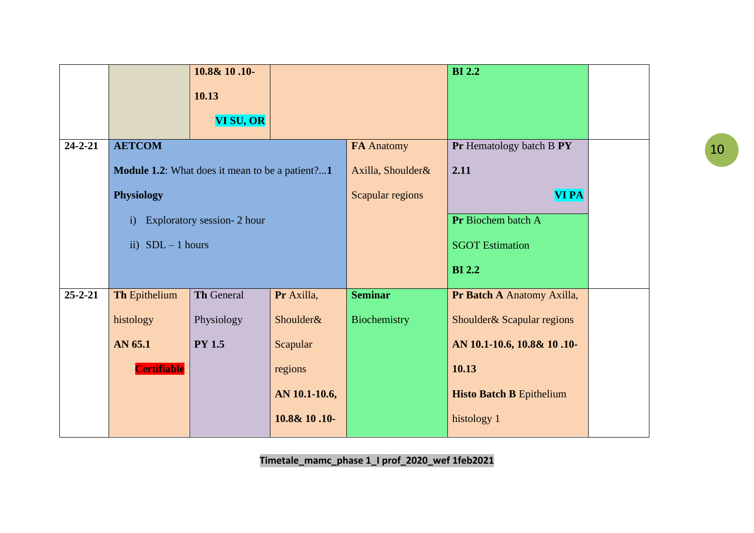| | | | | | | |
|---|---|---|---|---|---|---|
| | | **10.8& 10 .10-10.13** **VI SU, OR** | | | **BI 2.2** | |
| **24-2-21** | **AETCOM** **Module 1.2**: What does it mean to be a patient?...**1** **Physiology** i) Exploratory session- 2 hour ii) SDL – 1 hours | | | **FA** Anatomy Axilla, Shoulder& Scapular regions | **Pr** Hematology batch B **PY 2.11** **VI PA** / **Pr** Biochem batch A SGOT Estimation **BI 2.2** | |
| **25-2-21** | **Th** Epithelium histology **AN 65.1** **Certifiable** | **Th** General Physiology **PY 1.5** | **Pr** Axilla, Shoulder& Scapular regions **AN 10.1-10.6, 10.8& 10 .10-** | **Seminar** Biochemistry | **Pr Batch A** Anatomy Axilla, Shoulder& Scapular regions **AN 10.1-10.6, 10.8& 10 .10-10.13** **Histo Batch B** Epithelium histology 1 | |

Timetale_mamc_phase 1_I prof_2020_wef 1feb2021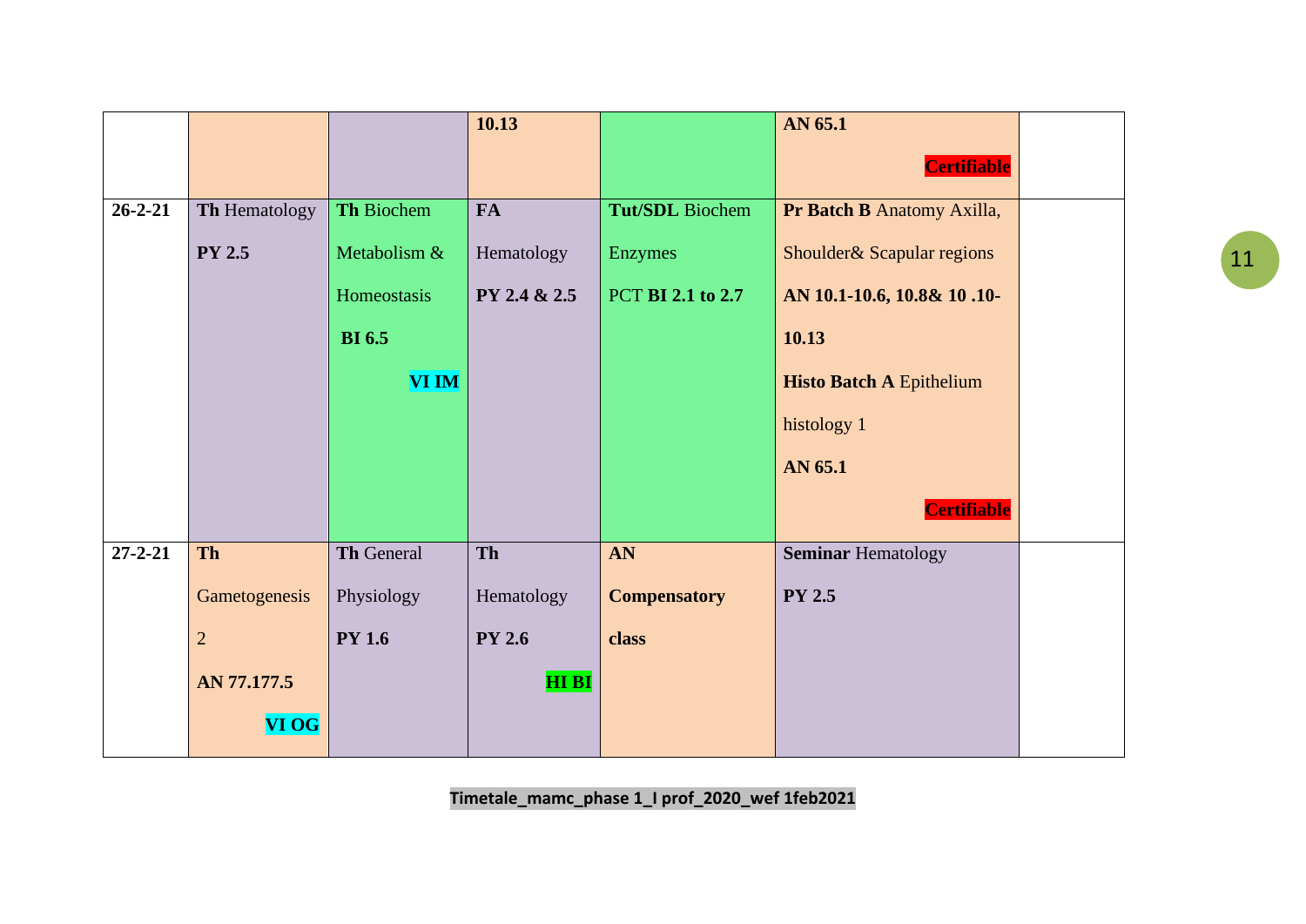|  |  |  |  |  |  |  |
|---|---|---|---|---|---|---|
|  |  |  | **10.13** |  | **AN 65.1** **Certifiable** |  |
| **26-2-21** | **Th** Hematology **PY 2.5** | **Th** Biochem Metabolism & Homeostasis **BI 6.5** **VI IM** | **FA** Hematology **PY 2.4 & 2.5** | **Tut/SDL** Biochem Enzymes PCT **BI 2.1 to 2.7** | **Pr Batch B** Anatomy Axilla, Shoulder& Scapular regions **AN 10.1-10.6, 10.8& 10 .10-10.13** **Histo Batch A** Epithelium histology 1 **AN 65.1** **Certifiable** |  |
| **27-2-21** | **Th** Gametogenesis 2 **AN 77.177.5** **VI OG** | **Th** General Physiology **PY 1.6** | **Th** Hematology **PY 2.6** **HI BI** | **AN Compensatory class** | **Seminar** Hematology **PY 2.5** |  |

**Timetale_mamc_phase 1_I prof_2020_wef 1feb2021**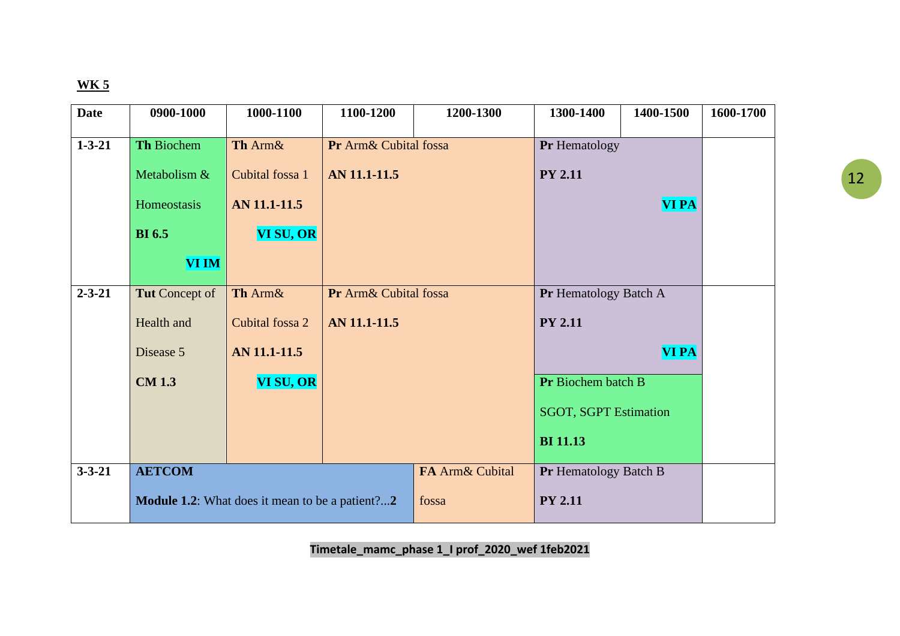**WK 5**

| Date | 0900-1000 | 1000-1100 | 1100-1200 | 1200-1300 | 1300-1400 | 1400-1500 | 1600-1700 |
|---|---|---|---|---|---|---|---|
| 1-3-21 | **Th** Biochem Metabolism & Homeostasis **BI 6.5** **VI IM** | **Th** Arm& Cubital fossa 1 **AN 11.1-11.5** **VI SU, OR** | **Pr** Arm& Cubital fossa **AN 11.1-11.5** | | **Pr** Hematology **PY 2.11** **VI PA** | | |
| 2-3-21 | **Tut** Concept of Health and Disease 5 **CM 1.3** | **Th** Arm& Cubital fossa 2 **AN 11.1-11.5** **VI SU, OR** | **Pr** Arm& Cubital fossa **AN 11.1-11.5** | | **Pr** Hematology Batch A **PY 2.11** **VI PA**<br>**Pr** Biochem batch B SGOT, SGPT Estimation **BI 11.13** | | |
| 3-3-21 | **AETCOM** **Module 1.2**: What does it mean to be a patient?...**2** | | | **FA** Arm& Cubital fossa | **Pr** Hematology Batch B **PY 2.11** | | |

**Timetale_mamc_phase 1_I prof_2020_wef 1feb2021**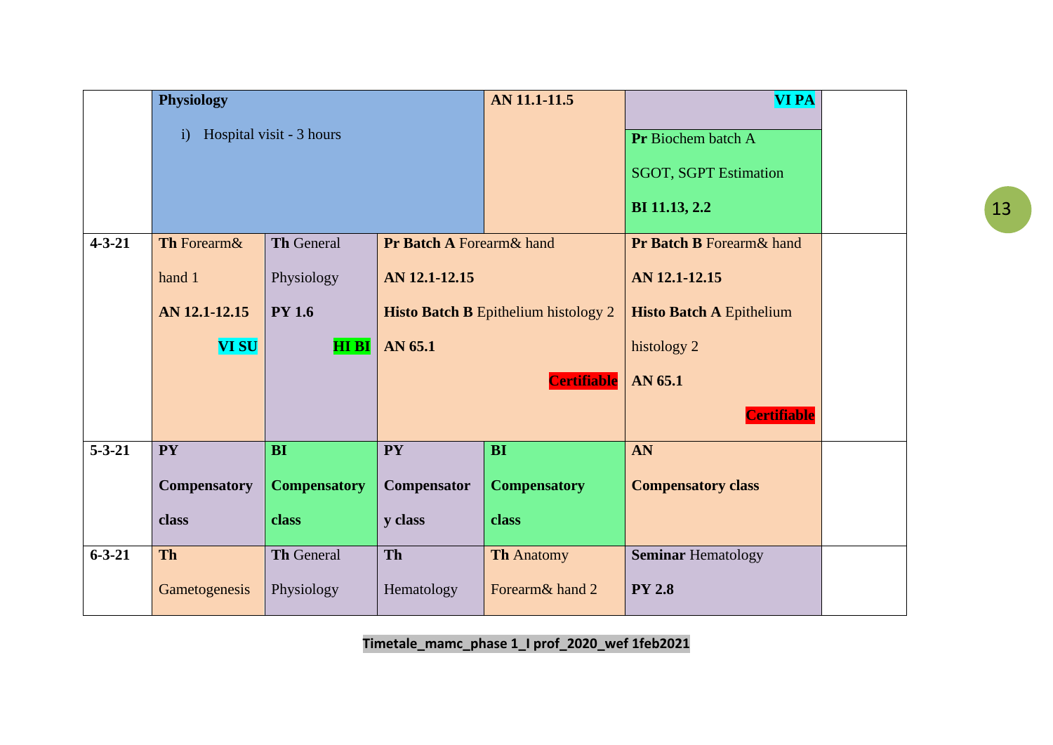|  |  |  |  |  |  |  |
|---|---|---|---|---|---|---|
|  | **Physiology** i) Hospital visit - 3 hours | | | **AN 11.1-11.5** | **VI PA** **Pr** Biochem batch A SGOT, SGPT Estimation **BI 11.13, 2.2** |  |
| **4-3-21** | **Th** Forearm& hand 1 **AN 12.1-12.15** **VI SU** | **Th** General Physiology **PY 1.6** **HI BI** | **Pr Batch A** Forearm& hand **AN 12.1-12.15** **Histo Batch B** Epithelium histology 2 **AN 65.1** **Certifiable** | | **Pr Batch B** Forearm& hand **AN 12.1-12.15** **Histo Batch A** Epithelium histology 2 **AN 65.1** **Certifiable** |  |
| **5-3-21** | **PY Compensatory class** | **BI Compensatory class** | **PY Compensatory class** | **BI Compensatory class** | **AN Compensatory class** |  |
| **6-3-21** | **Th** Gametogenesis | **Th** General Physiology | **Th** Hematology | **Th** Anatomy Forearm& hand 2 | **Seminar** Hematology **PY 2.8** |  |

**Timetale_mamc_phase 1_I prof_2020_wef 1feb2021**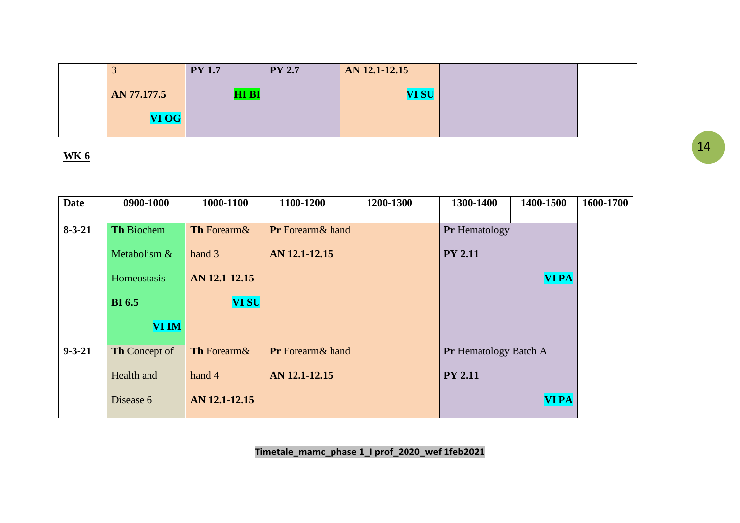| | 3<br>AN 77.177.5<br>VI OG | PY 1.7<br>HI BI | PY 2.7 | AN 12.1-12.15<br>VI SU | | | |
|---|---|---|---|---|---|---|---|

**WK 6**

| Date | 0900-1000 | 1000-1100 | 1100-1200 | 1200-1300 | 1300-1400 | 1400-1500 | 1600-1700 |
|---|---|---|---|---|---|---|---|
| 8-3-21 | **Th** Biochem Metabolism & Homeostasis **BI 6.5** **VI IM** | **Th** Forearm& hand 3 **AN 12.1-12.15** **VI SU** | **Pr** Forearm& hand **AN 12.1-12.15** | | **Pr** Hematology **PY 2.11** **VI PA** | | |
| 9-3-21 | **Th** Concept of Health and Disease 6 | **Th** Forearm& hand 4 **AN 12.1-12.15** | **Pr** Forearm& hand **AN 12.1-12.15** | | **Pr** Hematology Batch A **PY 2.11** **VI PA** | | |

**Timetale_mamc_phase 1_I prof_2020_wef 1feb2021**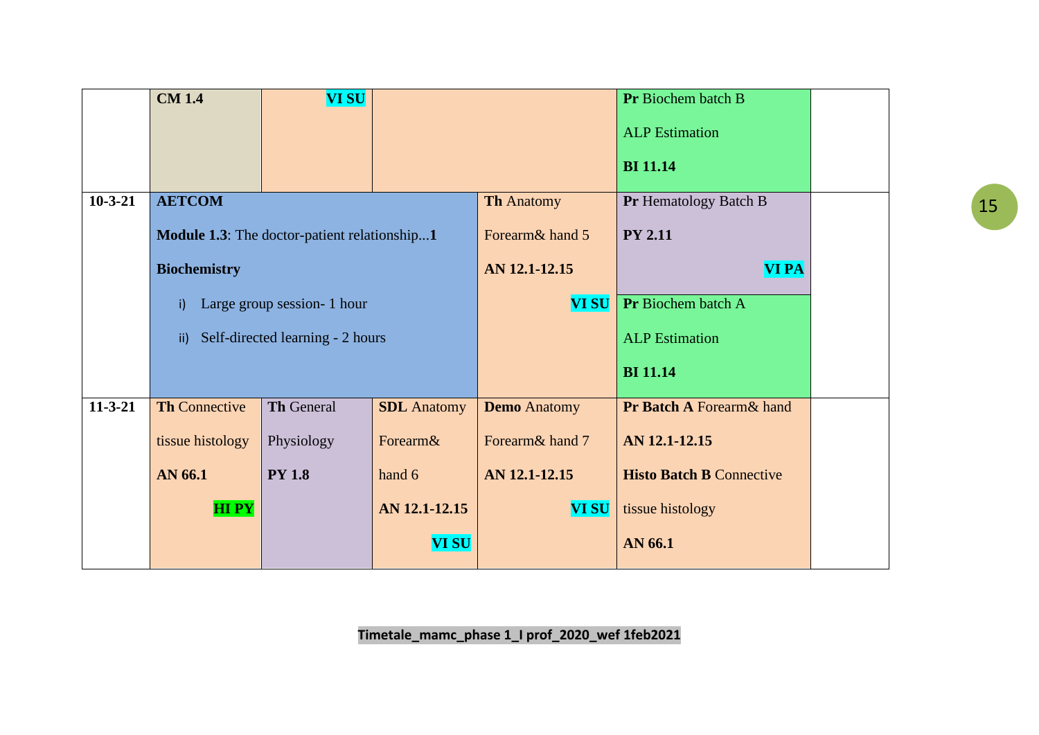| | | | | | | |
|---|---|---|---|---|---|---|
| | **CM 1.4** | **VI SU** | | | **Pr** Biochem batch B<br><br>ALP Estimation<br><br>**BI 11.14** | |
| **10-3-21** | **AETCOM**<br><br>**Module 1.3**: The doctor-patient relationship...**1**<br><br>**Biochemistry**<br><br>i) Large group session- 1 hour<br><br>ii) Self-directed learning - 2 hours | | | **Th** Anatomy<br><br>Forearm& hand 5<br><br>**AN 12.1-12.15**<br><br>**VI SU** | **Pr** Hematology Batch B<br><br>**PY 2.11**<br><br>**VI PA**<br><br>**Pr** Biochem batch A<br><br>ALP Estimation<br><br>**BI 11.14** | |
| **11-3-21** | **Th** Connective tissue histology<br><br>**AN 66.1**<br><br>**HI PY** | **Th** General Physiology<br><br>**PY 1.8** | **SDL** Anatomy Forearm& hand 6<br><br>**AN 12.1-12.15**<br><br>**VI SU** | **Demo** Anatomy<br><br>Forearm& hand 7<br><br>**AN 12.1-12.15**<br><br>**VI SU** | **Pr Batch A** Forearm& hand<br><br>**AN 12.1-12.15**<br><br>**Histo Batch B** Connective tissue histology<br><br>**AN 66.1** | |

**Timetale_mamc_phase 1_I prof_2020_wef 1feb2021**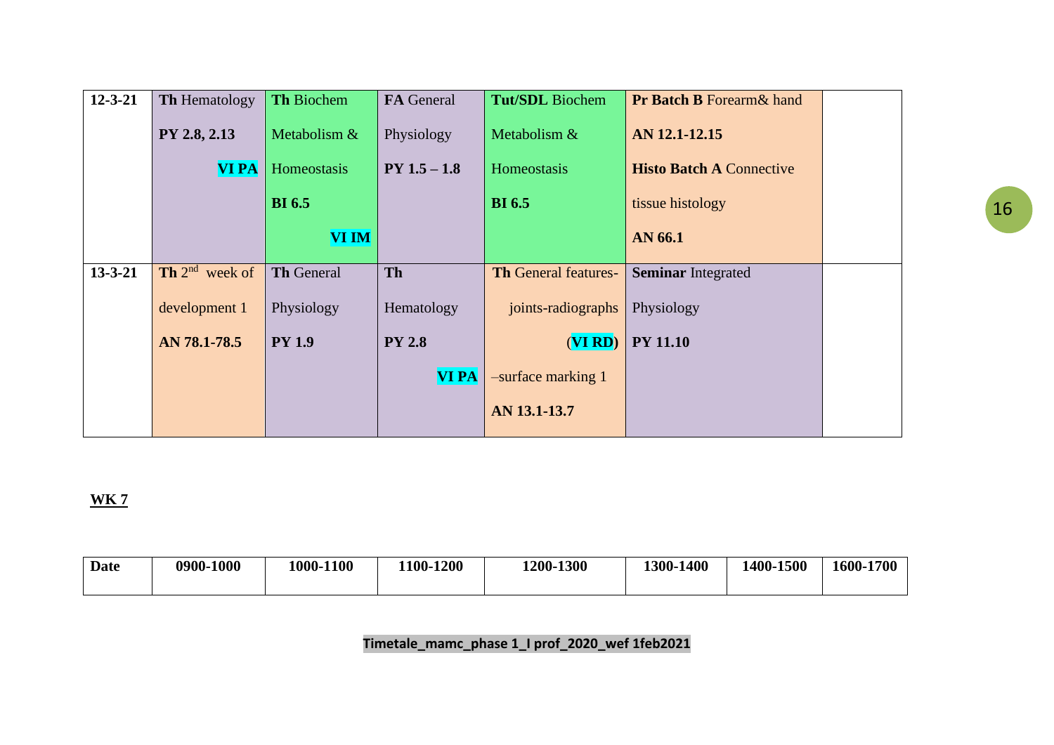| 12-3-21 | **Th** Hematology **PY 2.8, 2.13** **VI PA** | **Th** Biochem Metabolism & Homeostasis **BI 6.5** **VI IM** | **FA** General Physiology **PY 1.5 – 1.8** | **Tut/SDL** Biochem Metabolism & Homeostasis **BI 6.5** | **Pr Batch B** Forearm& hand **AN 12.1-12.15** **Histo Batch A** Connective tissue histology **AN 66.1** | |
|---|---|---|---|---|---|---|
| 13-3-21 | **Th** 2nd week of development 1 **AN 78.1-78.5** | **Th** General Physiology **PY 1.9** | **Th** Hematology **PY 2.8** **VI PA** | **Th** General features-joints-radiographs (**VI RD**) –surface marking 1 **AN 13.1-13.7** | **Seminar** Integrated Physiology **PY 11.10** | |

**WK 7**

| Date | 0900-1000 | 1000-1100 | 1100-1200 | 1200-1300 | 1300-1400 | 1400-1500 | 1600-1700 |
|---|---|---|---|---|---|---|---|

Timetale_mamc_phase 1_I prof_2020_wef 1feb2021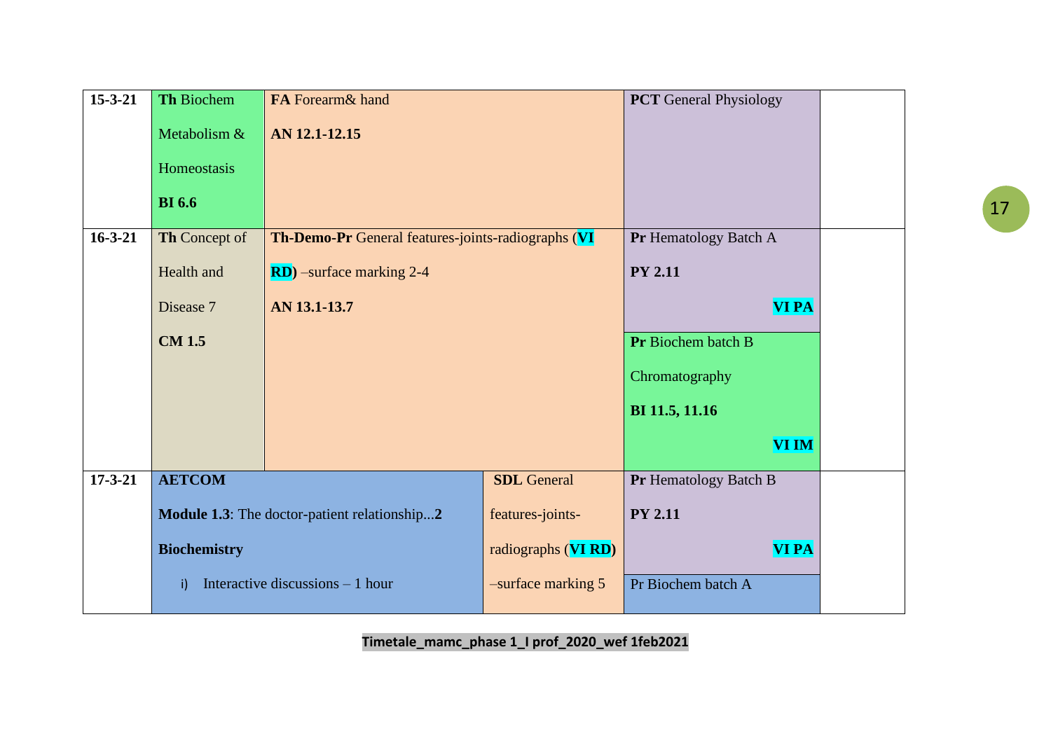| 15-3-21 | **Th** Biochem Metabolism & Homeostasis **BI 6.6** | **FA** Forearm& hand **AN 12.1-12.15** | | **PCT** General Physiology | |
|---|---|---|---|---|---|
| 16-3-21 | **Th** Concept of Health and Disease 7 **CM 1.5** | **Th-Demo-Pr** General features-joints-radiographs (**VI RD**) –surface marking 2-4 **AN 13.1-13.7** | | **Pr** Hematology Batch A **PY 2.11** **VI PA** | |
| | | | | **Pr** Biochem batch B Chromatography **BI 11.5, 11.16** **VI IM** | |
| 17-3-21 | **AETCOM** **Module 1.3**: The doctor-patient relationship...**2** **Biochemistry** i) Interactive discussions – 1 hour | | **SDL** General features-joints-radiographs (**VI RD**) –surface marking 5 | **Pr** Hematology Batch B **PY 2.11** **VI PA** | |
| | | | | Pr Biochem batch A | |

**Timetale_mamc_phase 1_I prof_2020_wef 1feb2021**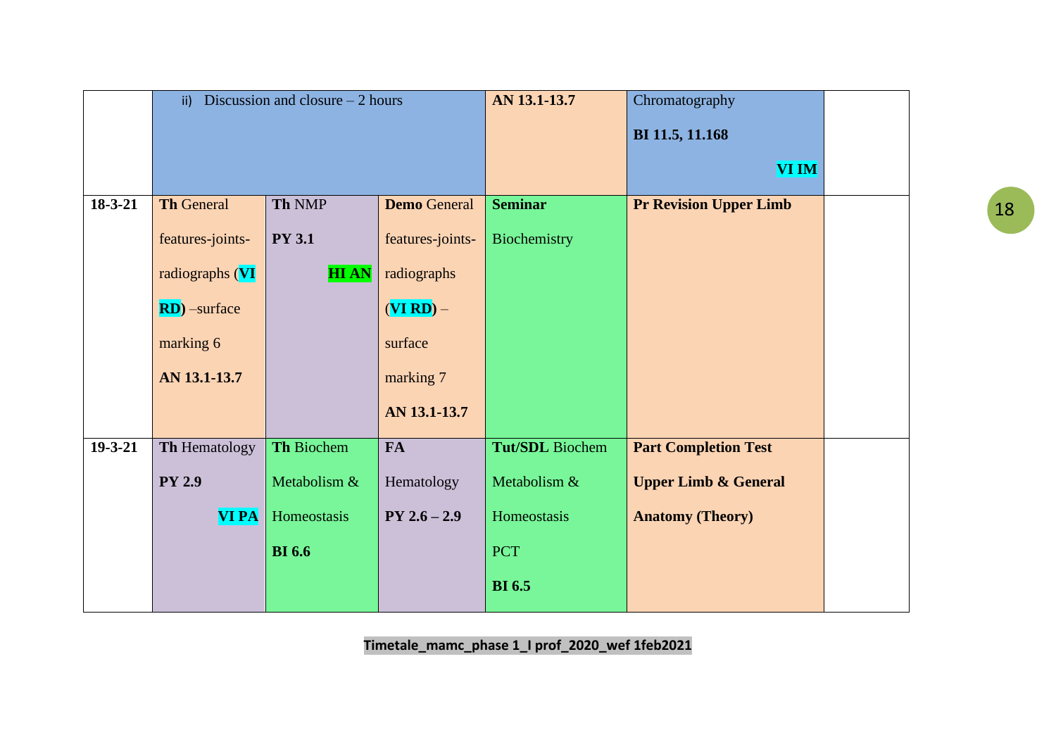| | | | | | | |
|---|---|---|---|---|---|---|
| | ii) Discussion and closure – 2 hours | | | **AN 13.1-13.7** | Chromatography<br>**BI 11.5, 11.168**<br>**VI IM** | |
| **18-3-21** | **Th** General features-joints-radiographs (**VI RD**) –surface marking 6<br>**AN 13.1-13.7** | **Th** NMP<br>**PY 3.1**<br>**HI AN** | **Demo** General features-joints-radiographs (**VI RD**) – surface marking 7<br>**AN 13.1-13.7** | **Seminar**<br>Biochemistry | **Pr Revision Upper Limb** | |
| **19-3-21** | **Th** Hematology<br>**PY 2.9**<br>**VI PA** | **Th** Biochem Metabolism & Homeostasis<br>**BI 6.6** | **FA**<br>Hematology<br>**PY 2.6 – 2.9** | **Tut/SDL** Biochem Metabolism & Homeostasis<br>PCT<br>**BI 6.5** | **Part Completion Test Upper Limb & General Anatomy (Theory)** | |

**Timetale_mamc_phase 1_I prof_2020_wef 1feb2021**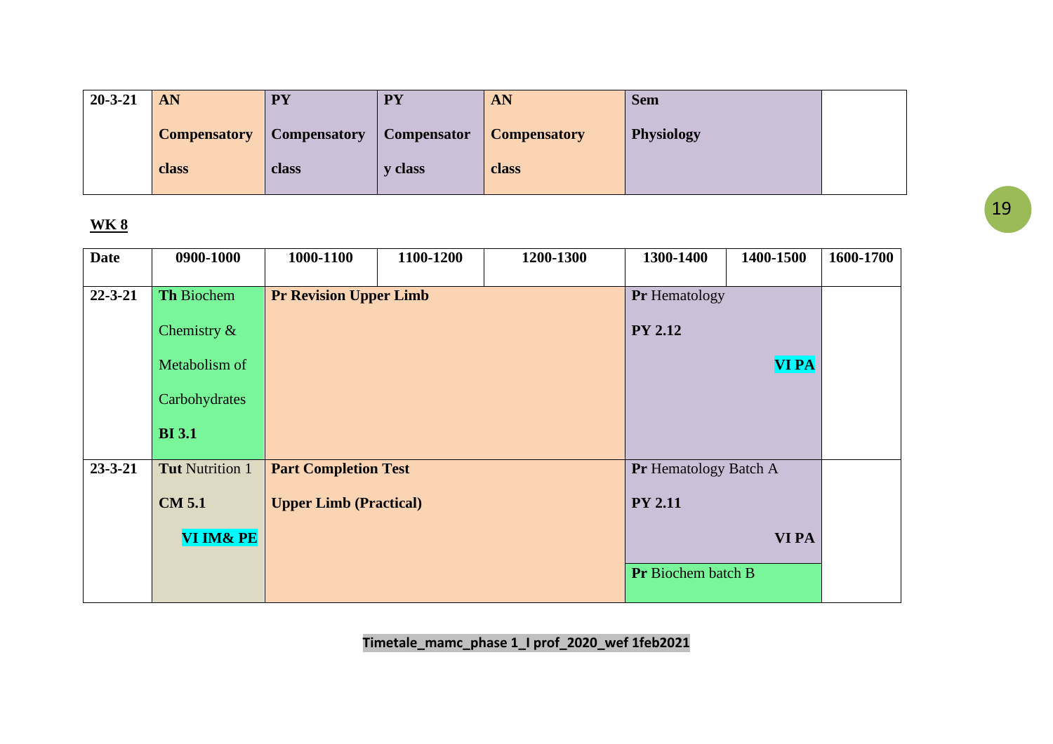| 20-3-21 | **AN Compensatory class** | **PY Compensatory class** | **PY Compensatory class** | **AN Compensatory class** | **Sem Physiology** | | |
|---|---|---|---|---|---|---|---|

**WK 8**

| Date | 0900-1000 | 1000-1100 | 1100-1200 | 1200-1300 | 1300-1400 | 1400-1500 | 1600-1700 |
|---|---|---|---|---|---|---|---|
| 22-3-21 | **Th** Biochem Chemistry & Metabolism of Carbohydrates **BI 3.1** | **Pr Revision Upper Limb** | | | **Pr** Hematology **PY 2.12** **VI PA** | | |
| 23-3-21 | **Tut** Nutrition 1 **CM 5.1** **VI IM& PE** | **Part Completion Test Upper Limb (Practical)** | | | **Pr** Hematology Batch A **PY 2.11** **VI PA** / **Pr** Biochem batch B | | |

**Timetale_mamc_phase 1_I prof_2020_wef 1feb2021**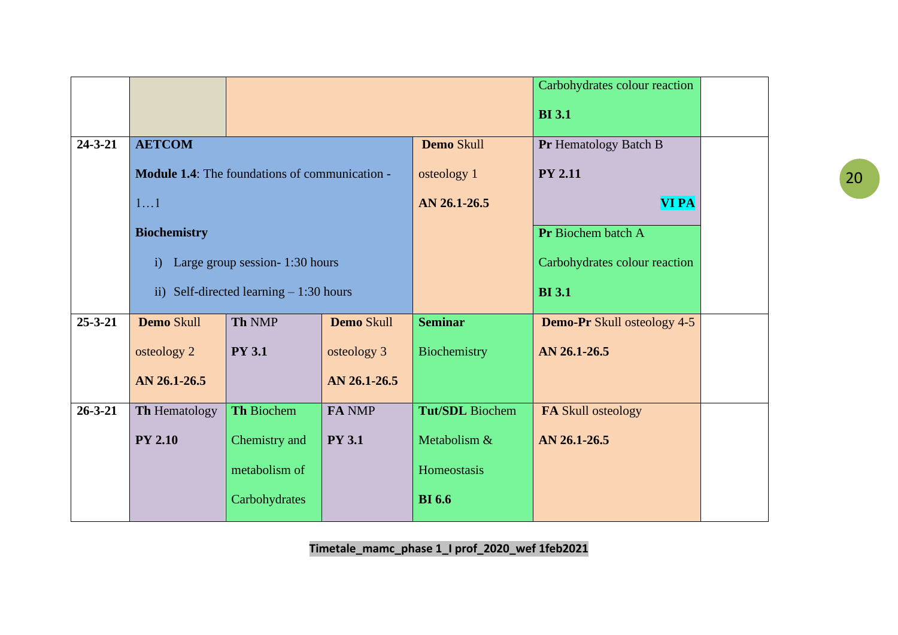| | | | | | | |
|---|---|---|---|---|---|---|
| | | | | | Carbohydrates colour reaction **BI 3.1** | |
| **24-3-21** | **AETCOM** **Module 1.4**: The foundations of communication - 1…1 **Biochemistry** i) Large group session- 1:30 hours ii) Self-directed learning – 1:30 hours | | | **Demo** Skull osteology 1 **AN 26.1-26.5** | **Pr** Hematology Batch B **PY 2.11** **VI PA** | |
| | | | | | **Pr** Biochem batch A Carbohydrates colour reaction **BI 3.1** | |
| **25-3-21** | **Demo** Skull osteology 2 **AN 26.1-26.5** | **Th** NMP **PY 3.1** | **Demo** Skull osteology 3 **AN 26.1-26.5** | **Seminar** Biochemistry | **Demo-Pr** Skull osteology 4-5 **AN 26.1-26.5** | |
| **26-3-21** | **Th** Hematology **PY 2.10** | **Th** Biochem Chemistry and metabolism of Carbohydrates | **FA** NMP **PY 3.1** | **Tut/SDL** Biochem Metabolism & Homeostasis **BI 6.6** | **FA** Skull osteology **AN 26.1-26.5** | |

Timetale_mamc_phase 1_I prof_2020_wef 1feb2021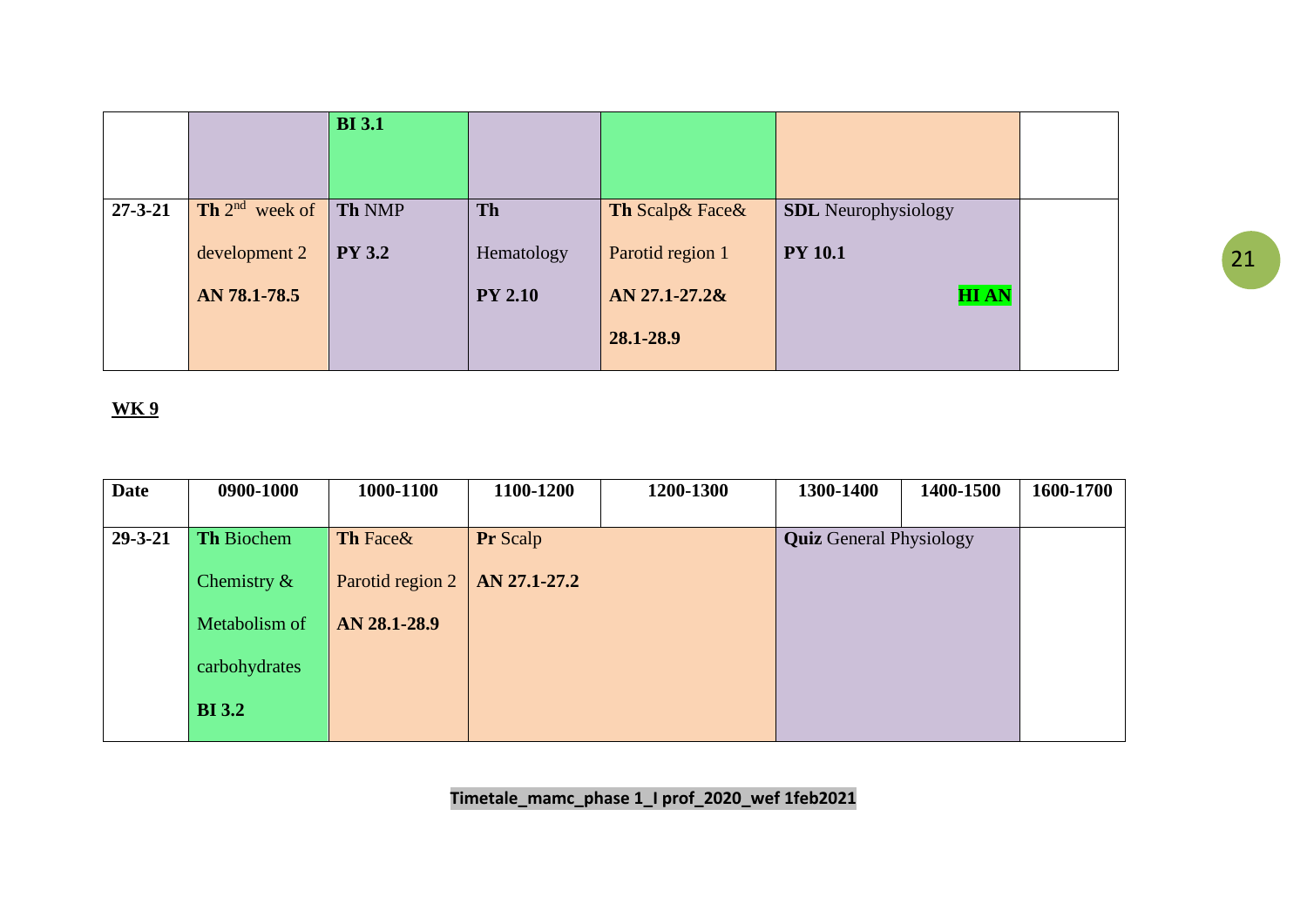|  |  |  |  |  |  |  |
|---|---|---|---|---|---|---|
|  |  | **BI 3.1** |  |  |  |  |
| **27-3-21** | **Th** 2nd week of development 2 **AN 78.1-78.5** | **Th** NMP **PY 3.2** | **Th** Hematology **PY 2.10** | **Th** Scalp& Face& Parotid region 1 **AN 27.1-27.2& 28.1-28.9** | **SDL** Neurophysiology **PY 10.1** **HI AN** |  |

**WK 9**

| Date | 0900-1000 | 1000-1100 | 1100-1200 | 1200-1300 | 1300-1400 | 1400-1500 | 1600-1700 |
|---|---|---|---|---|---|---|---|
| 29-3-21 | **Th** Biochem Chemistry & Metabolism of carbohydrates **BI 3.2** | **Th** Face& Parotid region 2 **AN 28.1-28.9** | **Pr** Scalp **AN 27.1-27.2** |  | **Quiz** General Physiology |  |  |

**Timetale_mamc_phase 1_I prof_2020_wef 1feb2021**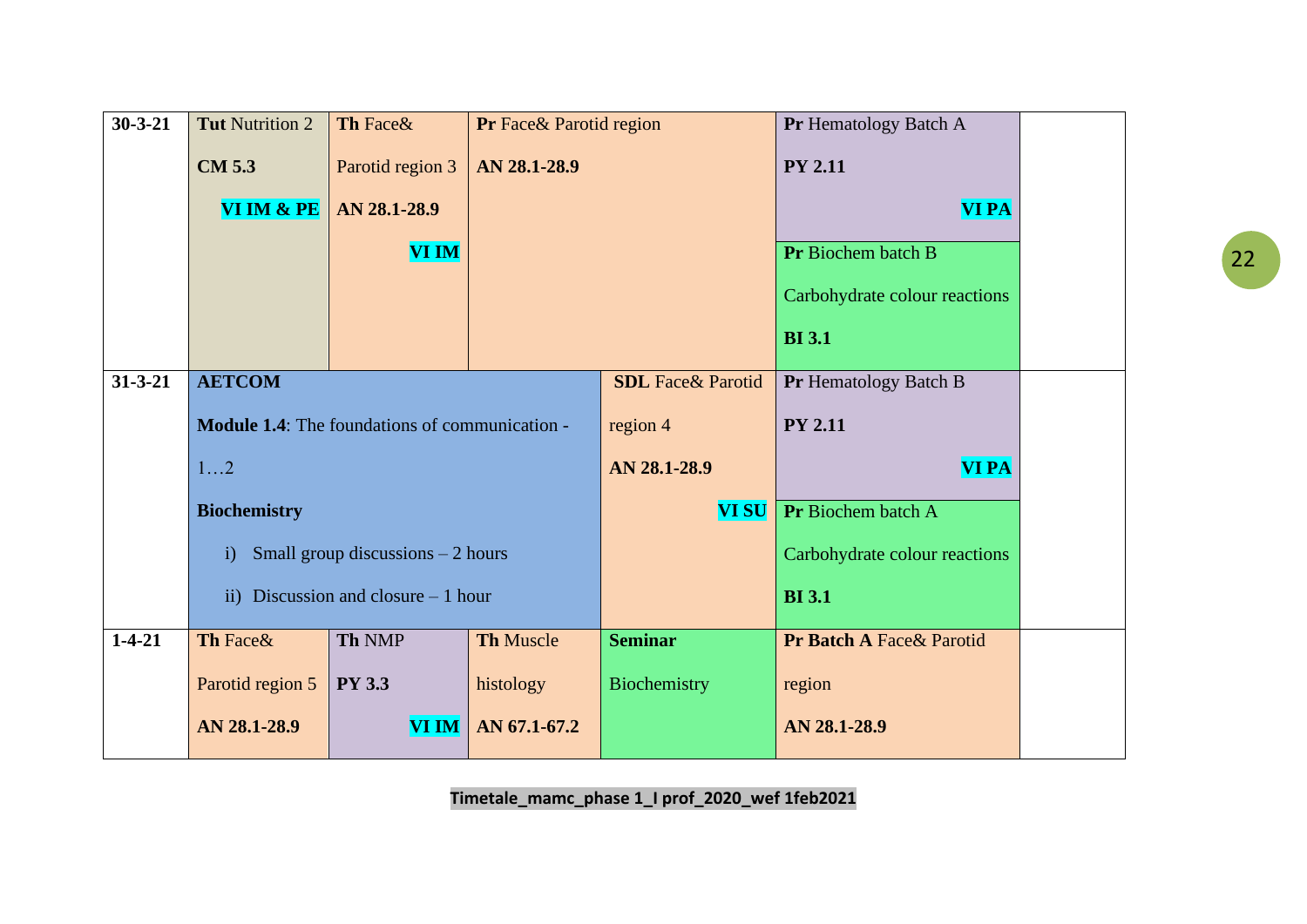| | | | | | | |
|---|---|---|---|---|---|---|
| **30-3-21** | **Tut** Nutrition 2 **CM 5.3** **VI IM & PE** | **Th** Face& Parotid region 3 **AN 28.1-28.9** **VI IM** | **Pr** Face& Parotid region **AN 28.1-28.9** | | **Pr** Hematology Batch A **PY 2.11** **VI PA** / **Pr** Biochem batch B Carbohydrate colour reactions **BI 3.1** | |
| **31-3-21** | **AETCOM** **Module 1.4**: The foundations of communication - 1…2 **Biochemistry** i) Small group discussions – 2 hours ii) Discussion and closure – 1 hour | | | **SDL** Face& Parotid region 4 **AN 28.1-28.9** **VI SU** | **Pr** Hematology Batch B **PY 2.11** **VI PA** / **Pr** Biochem batch A Carbohydrate colour reactions **BI 3.1** | |
| **1-4-21** | **Th** Face& Parotid region 5 **AN 28.1-28.9** | **Th** NMP **PY 3.3** **VI IM** | **Th** Muscle histology **AN 67.1-67.2** | **Seminar** Biochemistry | **Pr Batch A** Face& Parotid region **AN 28.1-28.9** | |

**Timetale_mamc_phase 1_I prof_2020_wef 1feb2021**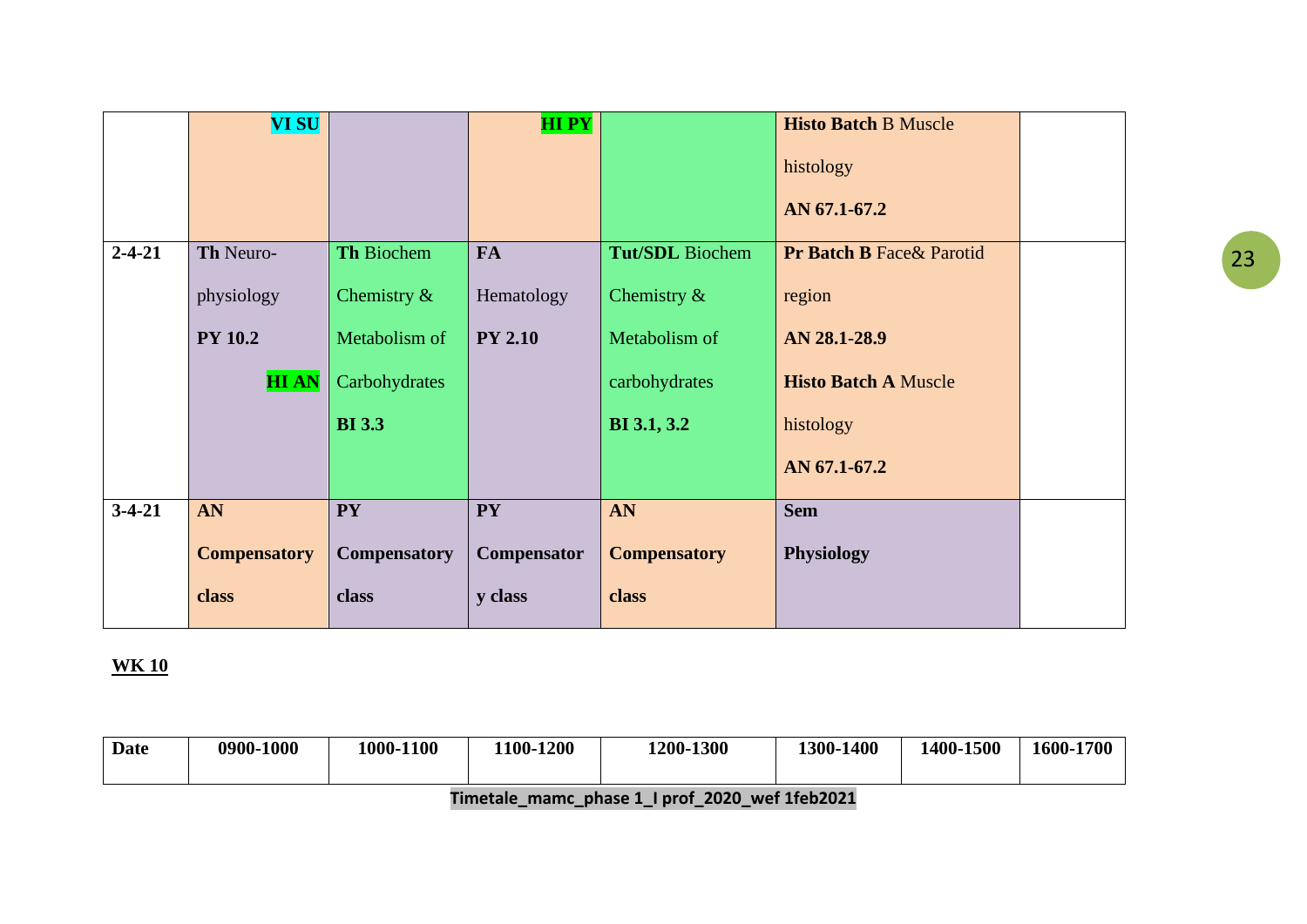| | | | | | | | |
|---|---|---|---|---|---|---|---|
| | **VI SU** | | **HI PY** | | **Histo Batch** B Muscle histology **AN 67.1-67.2** | | |
| **2-4-21** | **Th** Neuro-physiology **PY 10.2** **HI AN** | **Th** Biochem Chemistry & Metabolism of Carbohydrates **BI 3.3** | **FA** Hematology **PY 2.10** | **Tut/SDL** Biochem Chemistry & Metabolism of carbohydrates **BI 3.1, 3.2** | **Pr Batch B** Face& Parotid region **AN 28.1-28.9** **Histo Batch A** Muscle histology **AN 67.1-67.2** | | |
| **3-4-21** | **AN Compensatory class** | **PY Compensatory class** | **PY Compensatory class** | **AN Compensatory class** | **Sem Physiology** | | |

**WK 10**

| Date | 0900-1000 | 1000-1100 | 1100-1200 | 1200-1300 | 1300-1400 | 1400-1500 | 1600-1700 |
|---|---|---|---|---|---|---|---|

Timetale_mamc_phase 1_I prof_2020_wef 1feb2021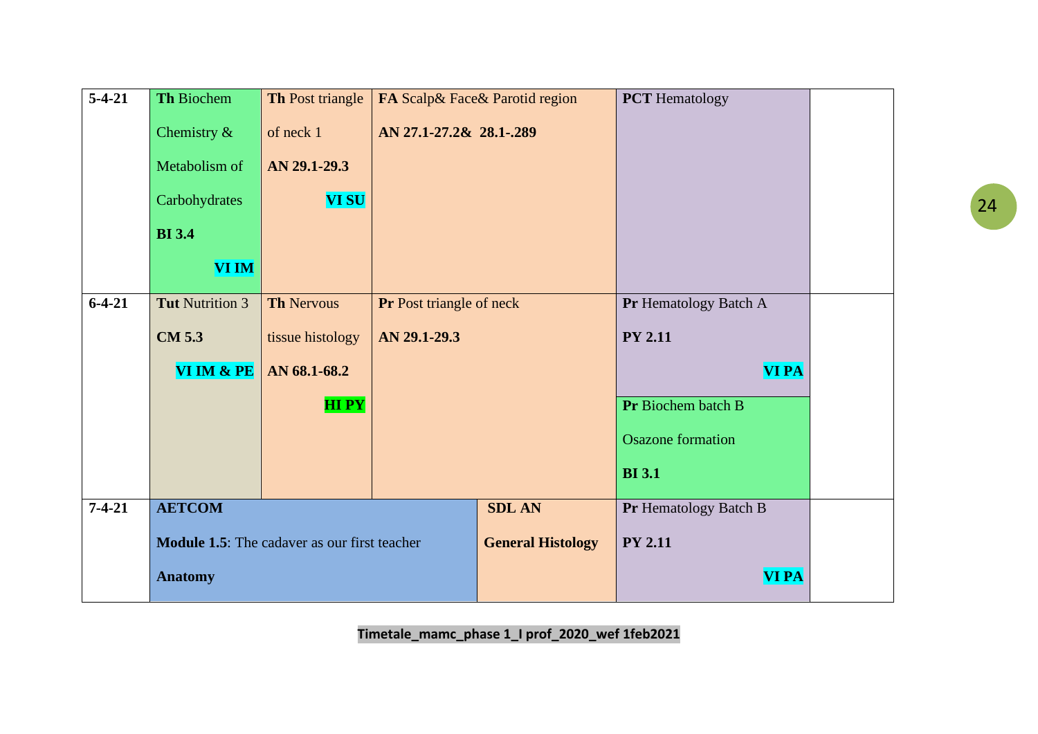| 5-4-21 | **Th** Biochem Chemistry & Metabolism of Carbohydrates **BI 3.4** **VI IM** | **Th** Post triangle of neck 1 **AN 29.1-29.3** **VI SU** | **FA** Scalp& Face& Parotid region **AN 27.1-27.2& 28.1-.289** | | **PCT** Hematology | |
|---|---|---|---|---|---|---|
| 6-4-21 | **Tut** Nutrition 3 **CM 5.3** **VI IM & PE** | **Th** Nervous tissue histology **AN 68.1-68.2** **HI PY** | **Pr** Post triangle of neck **AN 29.1-29.3** | | **Pr** Hematology Batch A **PY 2.11** **VI PA** <br> **Pr** Biochem batch B Osazone formation **BI 3.1** | |
| 7-4-21 | **AETCOM** **Module 1.5**: The cadaver as our first teacher **Anatomy** | | | **SDL AN** **General Histology** | **Pr** Hematology Batch B **PY 2.11** **VI PA** | |

Timetale_mamc_phase 1_I prof_2020_wef 1feb2021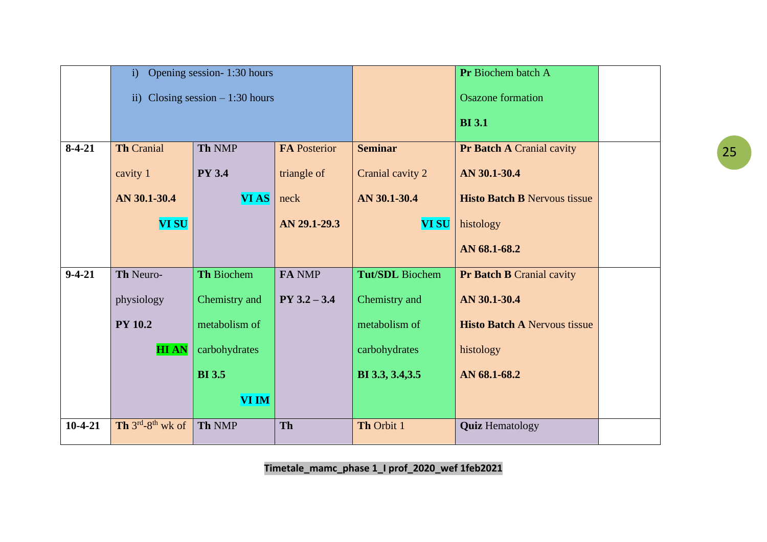| | | | | | | |
|---|---|---|---|---|---|---|
| | i) Opening session- 1:30 hours<br>ii) Closing session – 1:30 hours | | | | **Pr** Biochem batch A<br>Osazone formation<br>**BI 3.1** | |
| **8-4-21** | **Th** Cranial cavity 1<br>**AN 30.1-30.4**<br>**VI SU** | **Th** NMP<br>**PY 3.4**<br>**VI AS** | **FA** Posterior triangle of neck<br>**AN 29.1-29.3** | **Seminar**<br>Cranial cavity 2<br>**AN 30.1-30.4**<br>**VI SU** | **Pr Batch A** Cranial cavity<br>**AN 30.1-30.4**<br>**Histo Batch B** Nervous tissue histology<br>**AN 68.1-68.2** | |
| **9-4-21** | **Th** Neuro-physiology<br>**PY 10.2**<br>**HI AN** | **Th** Biochem Chemistry and metabolism of carbohydrates<br>**BI 3.5**<br>**VI IM** | **FA** NMP<br>**PY 3.2 – 3.4** | **Tut/SDL** Biochem Chemistry and metabolism of carbohydrates<br>**BI 3.3, 3.4,3.5** | **Pr Batch B** Cranial cavity<br>**AN 30.1-30.4**<br>**Histo Batch A** Nervous tissue histology<br>**AN 68.1-68.2** | |
| **10-4-21** | **Th** 3rd-8th wk of | **Th** NMP | **Th** | **Th** Orbit 1 | **Quiz** Hematology | |

Timetale_mamc_phase 1_I prof_2020_wef 1feb2021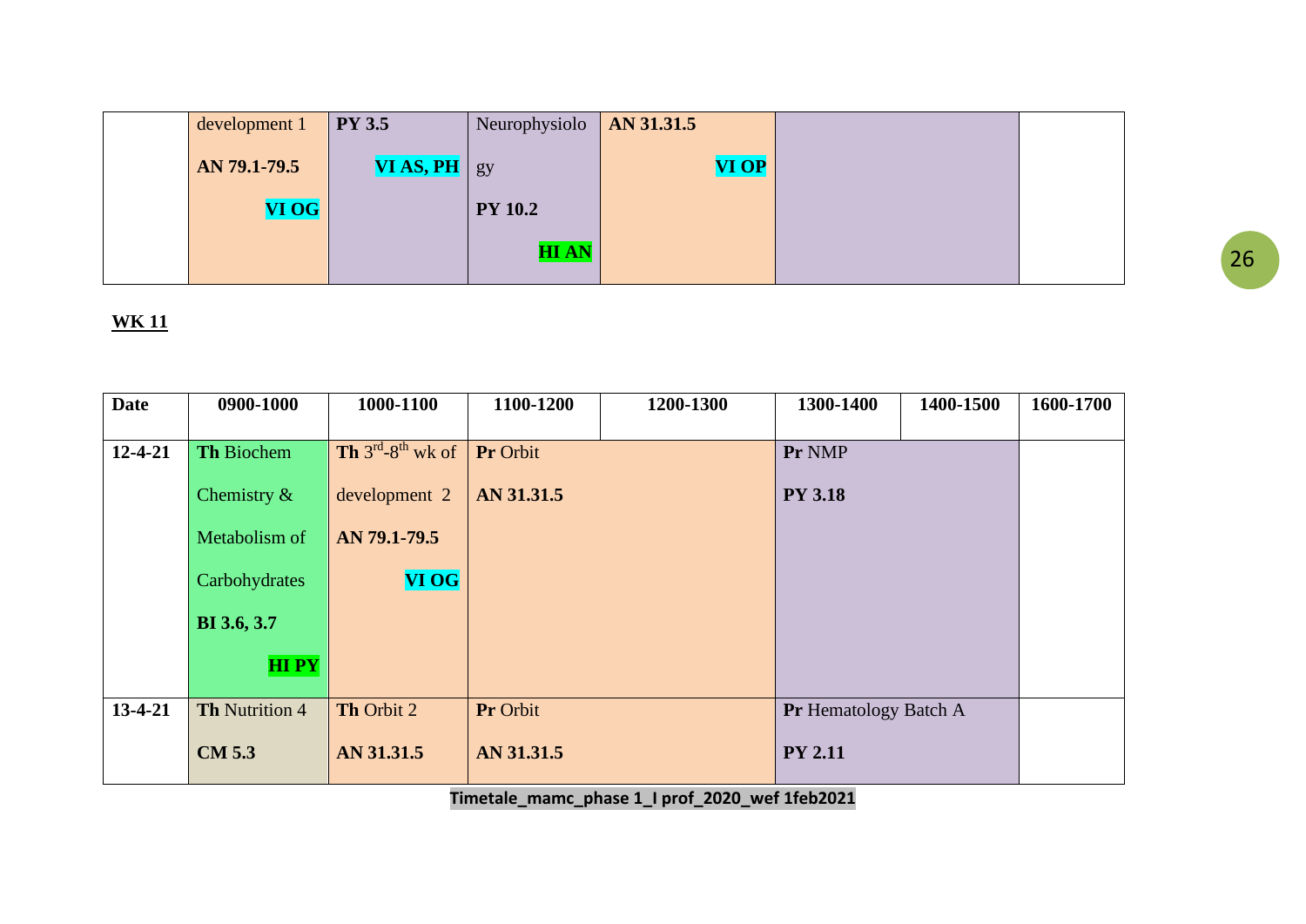| | | | | | | |
|---|---|---|---|---|---|---|
| | development 1 **AN 79.1-79.5** **VI OG** | **PY 3.5** **VI AS, PH** | Neurophysiology **PY 10.2** **HI AN** | **AN 31.31.5** **VI OP** | | |

**WK 11**

| Date | 0900-1000 | 1000-1100 | 1100-1200 | 1200-1300 | 1300-1400 | 1400-1500 | 1600-1700 |
|---|---|---|---|---|---|---|---|
| 12-4-21 | **Th** Biochem Chemistry & Metabolism of Carbohydrates **BI 3.6, 3.7** **HI PY** | **Th** 3rd-8th wk of development 2 **AN 79.1-79.5** **VI OG** | **Pr** Orbit **AN 31.31.5** | | **Pr** NMP **PY 3.18** | | |
| 13-4-21 | **Th** Nutrition 4 **CM 5.3** | **Th** Orbit 2 **AN 31.31.5** | **Pr** Orbit **AN 31.31.5** | | **Pr** Hematology Batch A **PY 2.11** | | |

Timetale_mamc_phase 1_I prof_2020_wef 1feb2021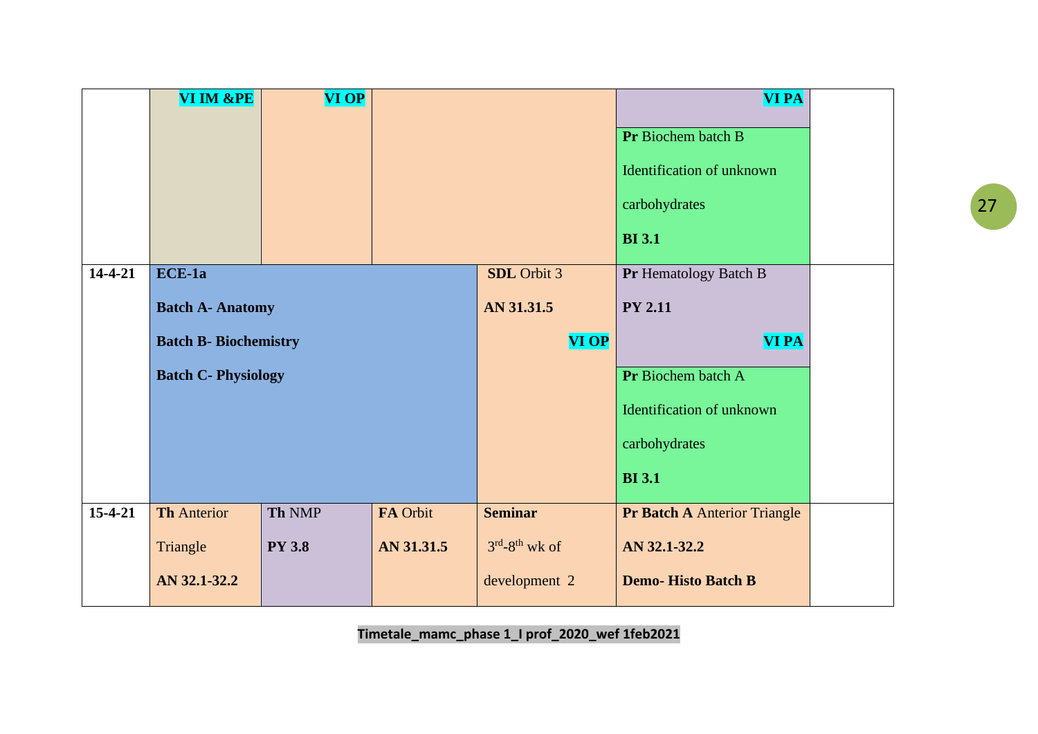| | | | | | | |
|---|---|---|---|---|---|---|
| | VI IM &PE | VI OP | | | VI PA<br>**Pr** Biochem batch B<br>Identification of unknown carbohydrates<br>**BI 3.1** | |
| **14-4-21** | **ECE-1a**<br>**Batch A- Anatomy**<br>**Batch B- Biochemistry**<br>**Batch C- Physiology** | | | **SDL** Orbit 3<br>**AN 31.31.5**<br>VI OP | **Pr** Hematology Batch B<br>**PY 2.11**<br>VI PA<br>**Pr** Biochem batch A<br>Identification of unknown carbohydrates<br>**BI 3.1** | |
| **15-4-21** | **Th** Anterior Triangle<br>**AN 32.1-32.2** | **Th** NMP<br>**PY 3.8** | **FA** Orbit<br>**AN 31.31.5** | **Seminar**<br>3rd-8th wk of development 2 | **Pr Batch A** Anterior Triangle<br>**AN 32.1-32.2**<br>**Demo- Histo Batch B** | |

**Timetale_mamc_phase 1_I prof_2020_wef 1feb2021**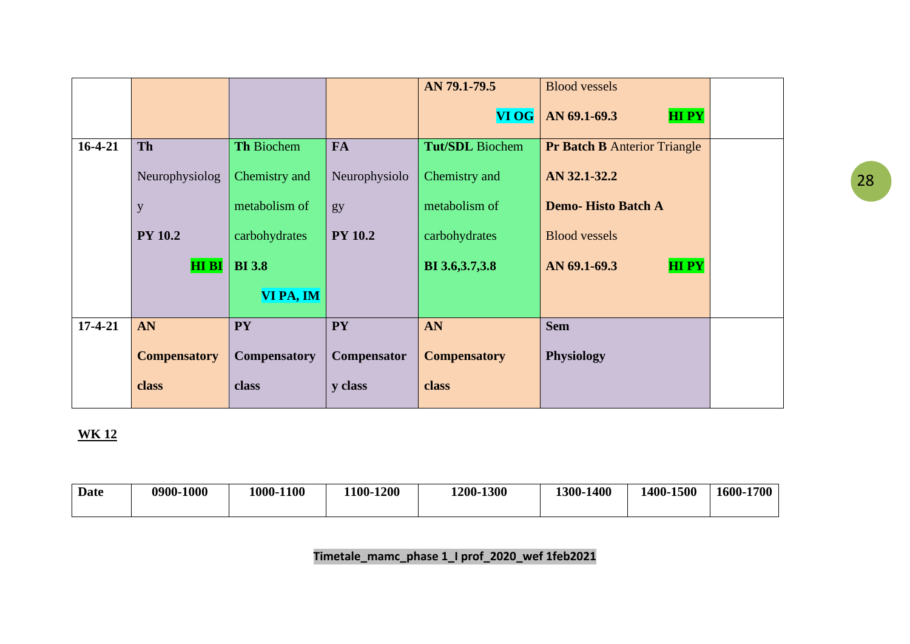| | | | | | | |
|---|---|---|---|---|---|---|
| | | | | AN 79.1-79.5 VI OG | Blood vessels AN 69.1-69.3 HI PY | |
| 16-4-21 | **Th** Neurophysiology **PY 10.2** **HI BI** | **Th** Biochem Chemistry and metabolism of carbohydrates **BI 3.8** **VI PA, IM** | **FA** Neurophysiology **PY 10.2** | **Tut/SDL** Biochem Chemistry and metabolism of carbohydrates **BI 3.6,3.7,3.8** | **Pr Batch B** Anterior Triangle **AN 32.1-32.2** **Demo- Histo Batch A** Blood vessels **AN 69.1-69.3** **HI PY** | |
| 17-4-21 | **AN Compensatory class** | **PY Compensatory class** | **PY Compensatory class** | **AN Compensatory class** | **Sem Physiology** | |

**WK 12**

| Date | 0900-1000 | 1000-1100 | 1100-1200 | 1200-1300 | 1300-1400 | 1400-1500 | 1600-1700 |
|---|---|---|---|---|---|---|---|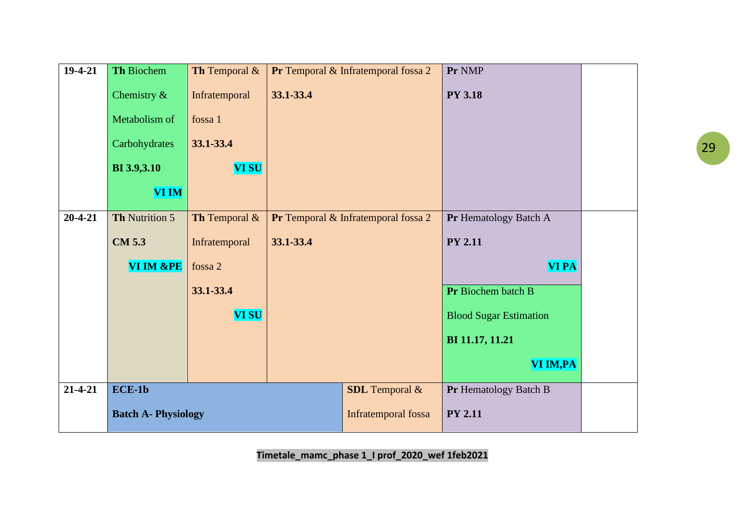| | | | | | |
|---|---|---|---|---|---|
| 19-4-21 | **Th** Biochem Chemistry & Metabolism of Carbohydrates **BI 3.9,3.10** **VI IM** | **Th** Temporal & Infratemporal fossa 1 **33.1-33.4** **VI SU** | **Pr** Temporal & Infratemporal fossa 2 **33.1-33.4** | **Pr** NMP **PY 3.18** | |
| 20-4-21 | **Th** Nutrition 5 **CM 5.3** **VI IM &PE** | **Th** Temporal & Infratemporal fossa 2 **33.1-33.4** **VI SU** | **Pr** Temporal & Infratemporal fossa 2 **33.1-33.4** | **Pr** Hematology Batch A **PY 2.11** **VI PA** / **Pr** Biochem batch B Blood Sugar Estimation **BI 11.17, 11.21** **VI IM,PA** | |
| 21-4-21 | **ECE-1b** **Batch A- Physiology** | | **SDL** Temporal & Infratemporal fossa | **Pr** Hematology Batch B **PY 2.11** | |

**Timetale_mamc_phase 1_I prof_2020_wef 1feb2021**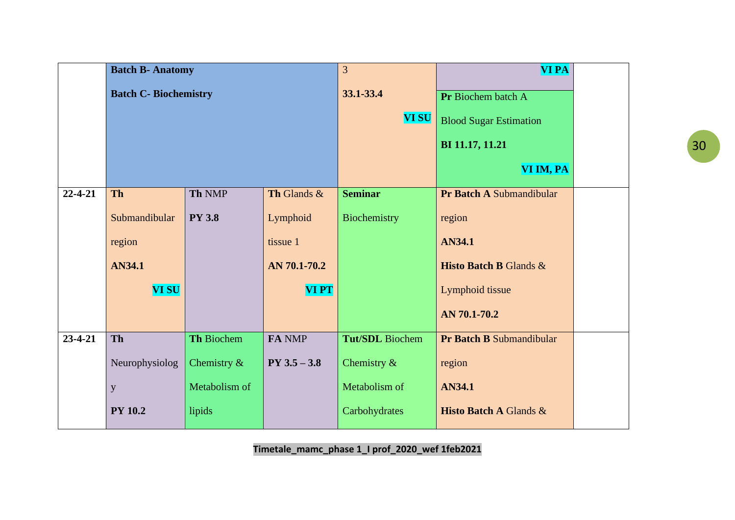| | | | | | | |
|---|---|---|---|---|---|---|
| | **Batch B- Anatomy** **Batch C- Biochemistry** | | | 3 **33.1-33.4** **VI SU** | **VI PA** **Pr** Biochem batch A Blood Sugar Estimation **BI 11.17, 11.21** **VI IM, PA** | |
| **22-4-21** | **Th** Submandibular region **AN34.1** **VI SU** | **Th** NMP **PY 3.8** | **Th** Glands & Lymphoid tissue 1 **AN 70.1-70.2** **VI PT** | **Seminar** Biochemistry | **Pr Batch A** Submandibular region **AN34.1** **Histo Batch B** Glands & Lymphoid tissue **AN 70.1-70.2** | |
| **23-4-21** | **Th** Neurophysiology **PY 10.2** | **Th** Biochem Chemistry & Metabolism of lipids | **FA** NMP **PY 3.5 – 3.8** | **Tut/SDL** Biochem Chemistry & Metabolism of Carbohydrates | **Pr Batch B** Submandibular region **AN34.1** **Histo Batch A** Glands & | |

Timetale_mamc_phase 1_I prof_2020_wef 1feb2021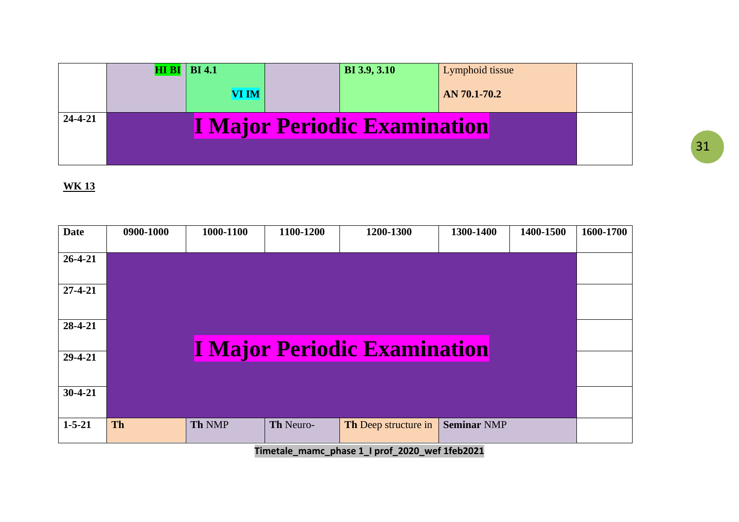| | | | | | | | |
|---|---|---|---|---|---|---|---|
| | **HI BI** | **BI 4.1** **VI IM** | | **BI 3.9, 3.10** | Lymphoid tissue **AN 70.1-70.2** | | |
| **24-4-21** | **I Major Periodic Examination** | | | | | | |

**WK 13**

| Date | 0900-1000 | 1000-1100 | 1100-1200 | 1200-1300 | 1300-1400 | 1400-1500 | 1600-1700 |
|---|---|---|---|---|---|---|---|
| **26-4-21** | **I Major Periodic Examination** | | | | | | |
| **27-4-21** | | | | | | | |
| **28-4-21** | | | | | | | |
| **29-4-21** | | | | | | | |
| **30-4-21** | | | | | | | |
| **1-5-21** | **Th** | **Th** NMP | **Th** Neuro- | **Th** Deep structure in | **Seminar** NMP | | |

**Timetale_mamc_phase 1_I prof_2020_wef 1feb2021**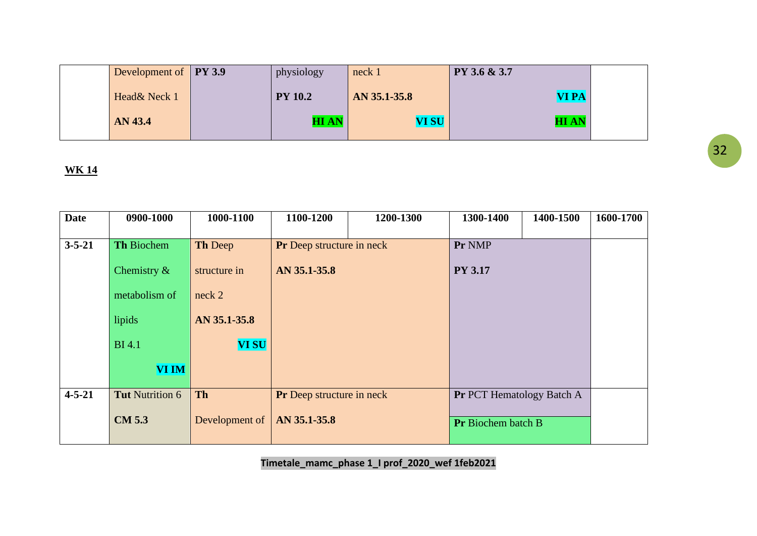| | Development of Head& Neck 1 **AN 43.4** | **PY 3.9** | physiology **PY 10.2** **HI AN** | neck 1 **AN 35.1-35.8** **VI SU** | **PY 3.6 & 3.7** **VI PA** **HI AN** | | |
|---|---|---|---|---|---|---|---|

**WK 14**

| Date | 0900-1000 | 1000-1100 | 1100-1200 | 1200-1300 | 1300-1400 | 1400-1500 | 1600-1700 |
|---|---|---|---|---|---|---|---|
| 3-5-21 | **Th** Biochem Chemistry & metabolism of lipids BI 4.1 **VI IM** | **Th** Deep structure in neck 2 **AN 35.1-35.8** **VI SU** | **Pr** Deep structure in neck **AN 35.1-35.8** | | **Pr** NMP **PY 3.17** | | |
| 4-5-21 | **Tut** Nutrition 6 **CM 5.3** | **Th** Development of | **Pr** Deep structure in neck **AN 35.1-35.8** | | **Pr** PCT Hematology Batch A / **Pr** Biochem batch B | | |

**Timetale_mamc_phase 1_I prof_2020_wef 1feb2021**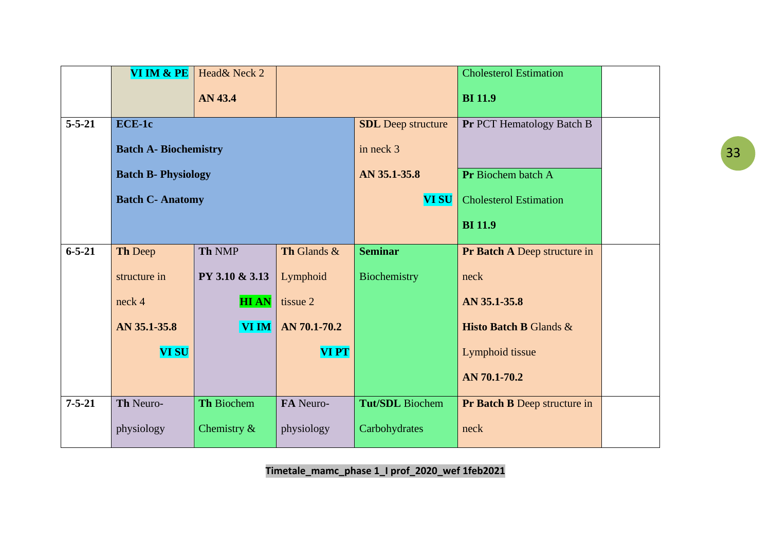| | | | | | | |
|---|---|---|---|---|---|---|
| | **VI IM & PE** | Head& Neck 2 **AN 43.4** | | | Cholesterol Estimation **BI 11.9** | |
| **5-5-21** | **ECE-1c** **Batch A- Biochemistry** **Batch B- Physiology** **Batch C- Anatomy** | | | **SDL** Deep structure in neck 3 **AN 35.1-35.8** **VI SU** | **Pr** PCT Hematology Batch B / **Pr** Biochem batch A Cholesterol Estimation **BI 11.9** | |
| **6-5-21** | **Th** Deep structure in neck 4 **AN 35.1-35.8** **VI SU** | **Th** NMP **PY 3.10 & 3.13** **HI AN** **VI IM** | **Th** Glands & Lymphoid tissue 2 **AN 70.1-70.2** **VI PT** | **Seminar** Biochemistry | **Pr Batch A** Deep structure in neck **AN 35.1-35.8** **Histo Batch B** Glands & Lymphoid tissue **AN 70.1-70.2** | |
| **7-5-21** | **Th** Neuro-physiology | **Th** Biochem Chemistry & | **FA** Neuro-physiology | **Tut/SDL** Biochem Carbohydrates | **Pr Batch B** Deep structure in neck | |

**Timetale_mamc_phase 1_I prof_2020_wef 1feb2021**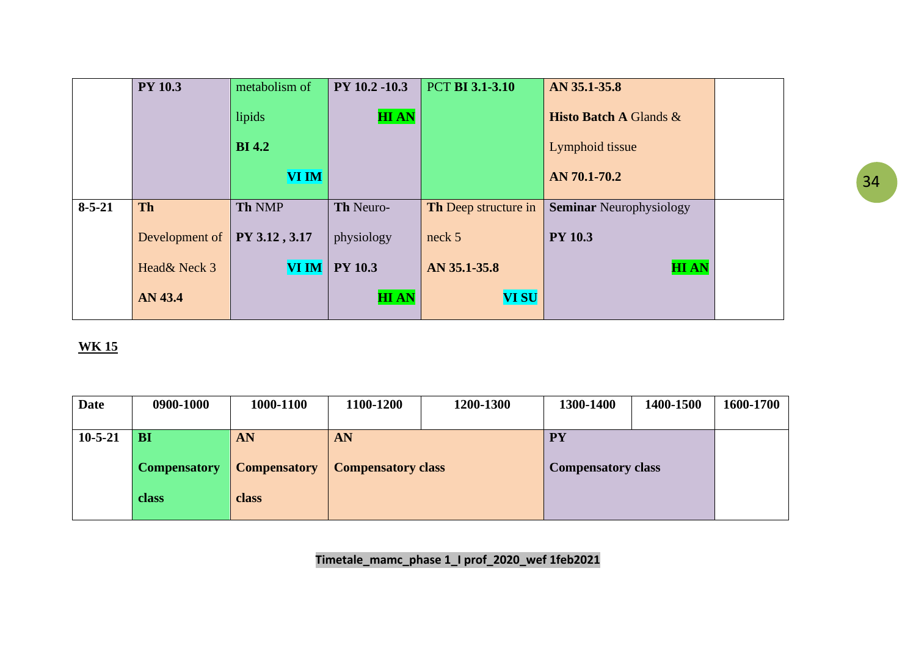| | | | | | | |
|---|---|---|---|---|---|---|
| | **PY 10.3** | metabolism of lipids **BI 4.2** **VI IM** | **PY 10.2 -10.3** **HI AN** | PCT **BI 3.1-3.10** | **AN 35.1-35.8** **Histo Batch A** Glands & Lymphoid tissue **AN 70.1-70.2** | |
| **8-5-21** | **Th** Development of Head& Neck 3 **AN 43.4** | **Th** NMP **PY 3.12 , 3.17** **VI IM** | **Th** Neuro-physiology **PY 10.3** **HI AN** | **Th** Deep structure in neck 5 **AN 35.1-35.8** **VI SU** | **Seminar** Neurophysiology **PY 10.3** **HI AN** | |

**WK 15**

| Date | 0900-1000 | 1000-1100 | 1100-1200 | 1200-1300 | 1300-1400 | 1400-1500 | 1600-1700 |
|---|---|---|---|---|---|---|---|
| **10-5-21** | **BI** **Compensatory class** | **AN** **Compensatory class** | **AN** **Compensatory class** | | **PY** **Compensatory class** | | |

Timetale_mamc_phase 1_I prof_2020_wef 1feb2021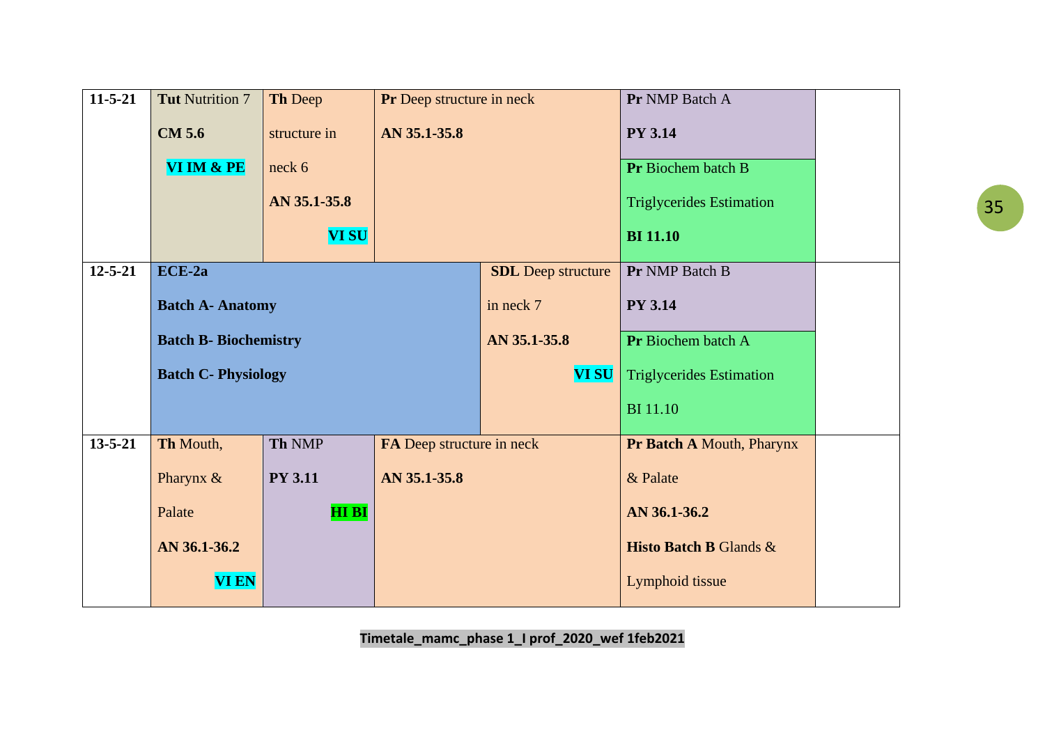| Date | | | | | | |
|---|---|---|---|---|---|---|
| **11-5-21** | **Tut** Nutrition 7 **CM 5.6** **VI IM & PE** | **Th** Deep structure in neck 6 **AN 35.1-35.8** **VI SU** | **Pr** Deep structure in neck **AN 35.1-35.8** | | **Pr** NMP Batch A **PY 3.14** / **Pr** Biochem batch B Triglycerides Estimation **BI 11.10** | |
| **12-5-21** | **ECE-2a** **Batch A- Anatomy** **Batch B- Biochemistry** **Batch C- Physiology** | | | **SDL** Deep structure in neck 7 **AN 35.1-35.8** **VI SU** | **Pr** NMP Batch B **PY 3.14** / **Pr** Biochem batch A Triglycerides Estimation BI 11.10 | |
| **13-5-21** | **Th** Mouth, Pharynx & Palate **AN 36.1-36.2** **VI EN** | **Th** NMP **PY 3.11** **HI BI** | **FA** Deep structure in neck **AN 35.1-35.8** | | **Pr Batch A** Mouth, Pharynx & Palate **AN 36.1-36.2** **Histo Batch B** Glands & Lymphoid tissue | |

**Timetale_mamc_phase 1_I prof_2020_wef 1feb2021**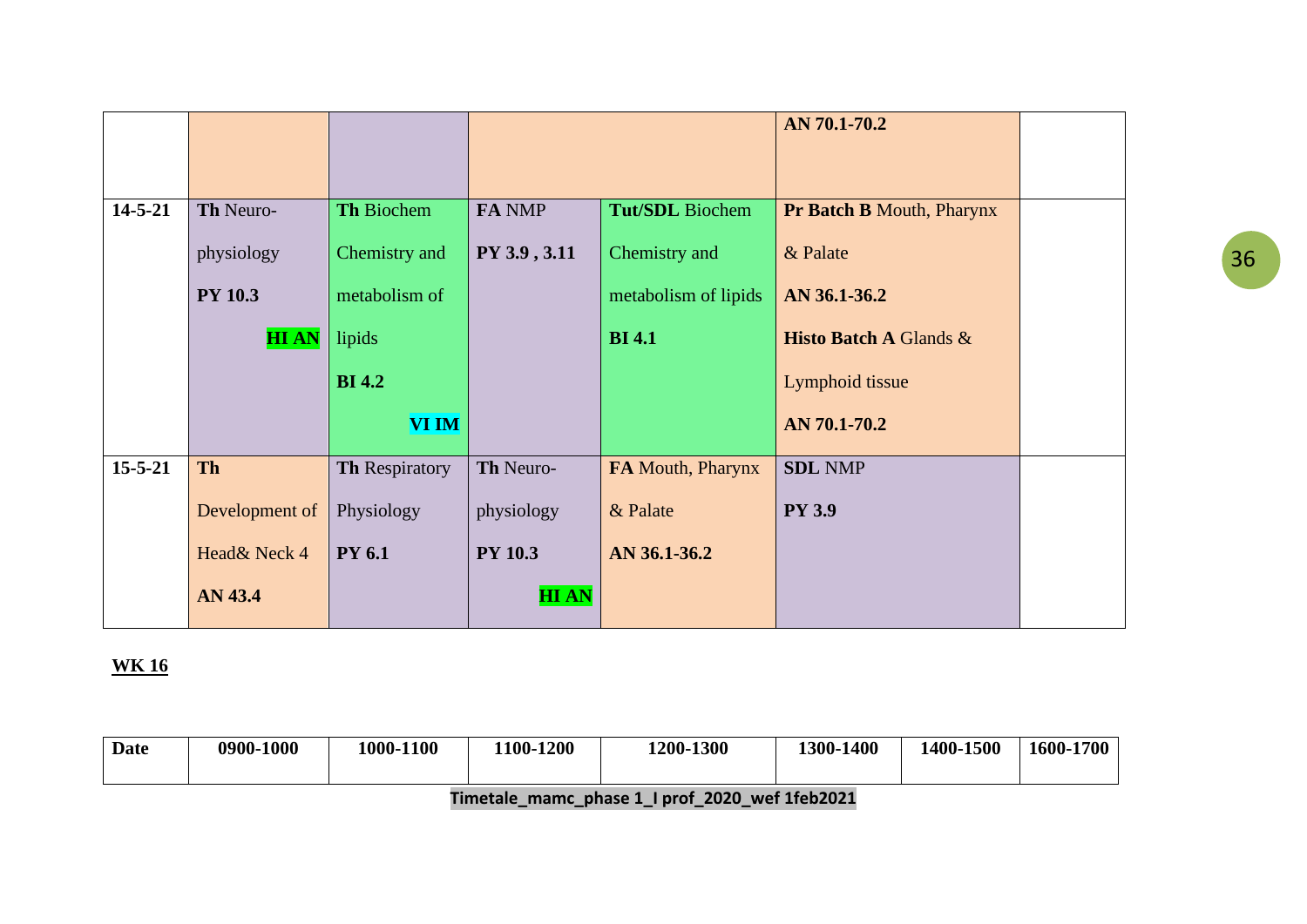|  |  |  |  |  | AN 70.1-70.2 |  |
|---|---|---|---|---|---|---|
| **14-5-21** | **Th** Neuro-physiology **PY 10.3** **HI AN** | **Th** Biochem Chemistry and metabolism of lipids **BI 4.2** **VI IM** | **FA** NMP **PY 3.9 , 3.11** | **Tut/SDL** Biochem Chemistry and metabolism of lipids **BI 4.1** | **Pr Batch B** Mouth, Pharynx & Palate **AN 36.1-36.2** **Histo Batch A** Glands & Lymphoid tissue **AN 70.1-70.2** |  |
| **15-5-21** | **Th** Development of Head& Neck 4 **AN 43.4** | **Th** Respiratory Physiology **PY 6.1** | **Th** Neuro-physiology **PY 10.3** **HI AN** | **FA** Mouth, Pharynx & Palate **AN 36.1-36.2** | **SDL** NMP **PY 3.9** |  |

**WK 16**

| Date | 0900-1000 | 1000-1100 | 1100-1200 | 1200-1300 | 1300-1400 | 1400-1500 | 1600-1700 |
|---|---|---|---|---|---|---|---|

Timetale_mamc_phase 1_I prof_2020_wef 1feb2021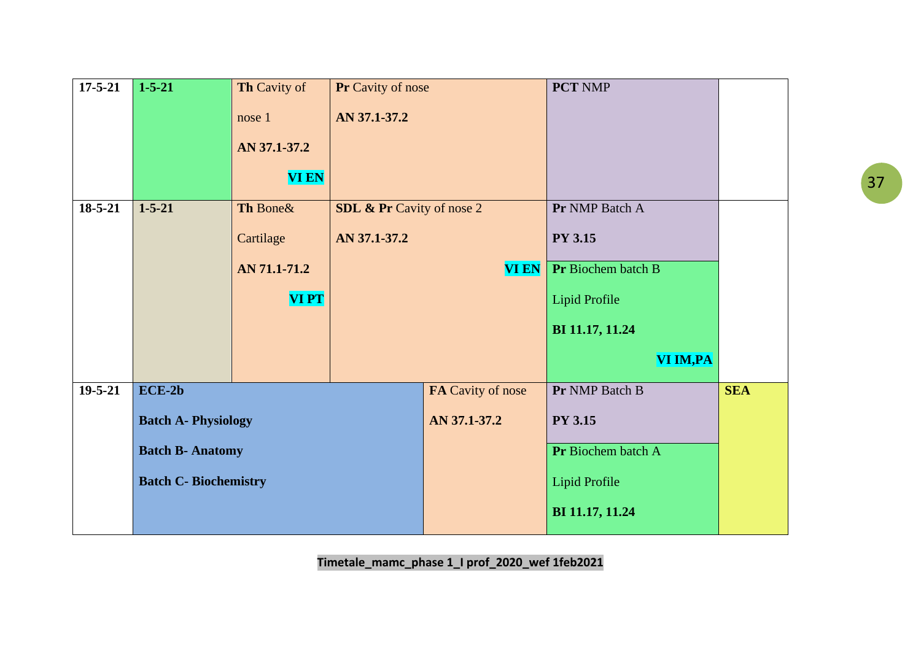| | | | | | | |
|---|---|---|---|---|---|---|
| **17-5-21** | **1-5-21** | **Th** Cavity of nose 1 **AN 37.1-37.2** **VI EN** | **Pr** Cavity of nose **AN 37.1-37.2** | | **PCT** NMP | |
| **18-5-21** | **1-5-21** | **Th** Bone& Cartilage **AN 71.1-71.2** **VI PT** | **SDL & Pr** Cavity of nose 2 **AN 37.1-37.2** **VI EN** | | **Pr** NMP Batch A **PY 3.15** / **Pr** Biochem batch B Lipid Profile **BI 11.17, 11.24** **VI IM,PA** | |
| **19-5-21** | **ECE-2b** **Batch A- Physiology** **Batch B- Anatomy** **Batch C- Biochemistry** | | | **FA** Cavity of nose **AN 37.1-37.2** | **Pr** NMP Batch B **PY 3.15** / **Pr** Biochem batch A Lipid Profile **BI 11.17, 11.24** | **SEA** |

**Timetale_mamc_phase 1_I prof_2020_wef 1feb2021**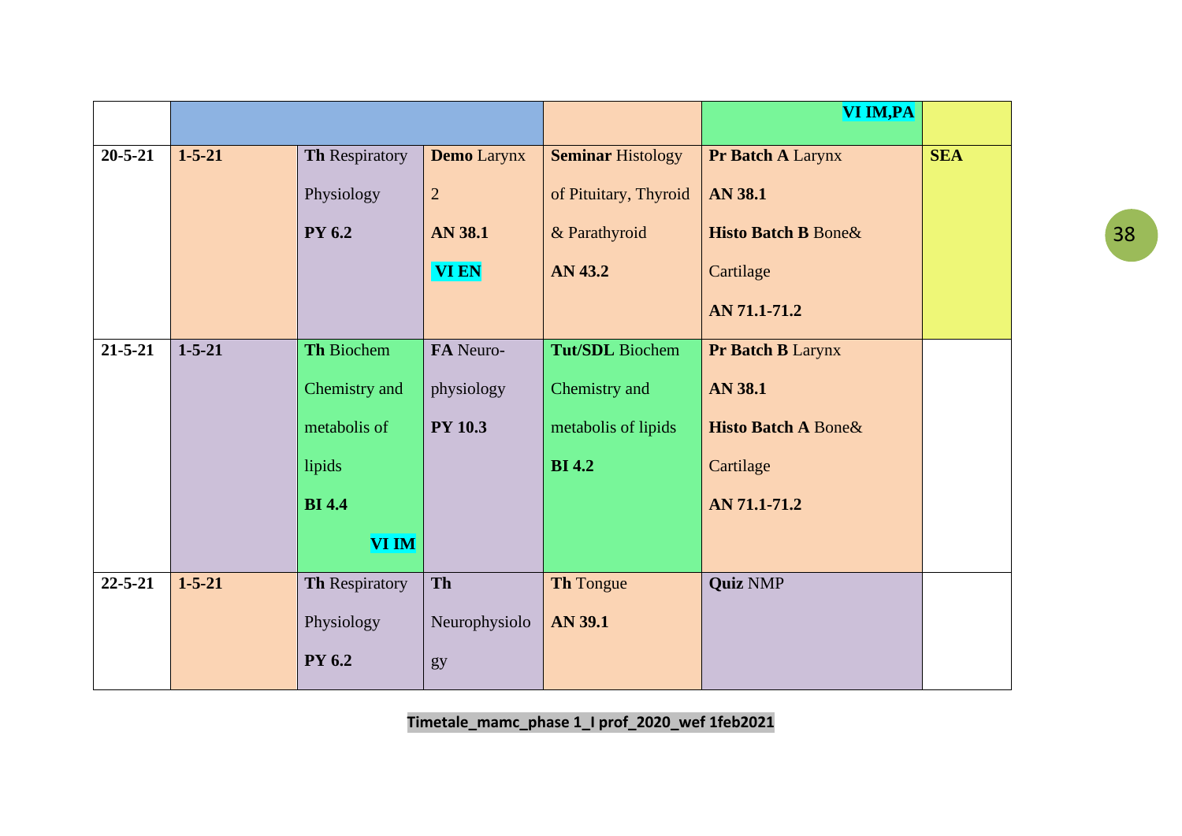|  |  |  |  |  | VI IM,PA |  |
|---|---|---|---|---|---|---|
| **20-5-21** | **1-5-21** | **Th** Respiratory Physiology **PY 6.2** | **Demo** Larynx 2 **AN 38.1** **VI EN** | **Seminar** Histology of Pituitary, Thyroid & Parathyroid **AN 43.2** | **Pr Batch A** Larynx **AN 38.1** **Histo Batch B** Bone& Cartilage **AN 71.1-71.2** | **SEA** |
| **21-5-21** | **1-5-21** | **Th** Biochem Chemistry and metabolis of lipids **BI 4.4** **VI IM** | **FA** Neuro-physiology **PY 10.3** | **Tut/SDL** Biochem Chemistry and metabolis of lipids **BI 4.2** | **Pr Batch B** Larynx **AN 38.1** **Histo Batch A** Bone& Cartilage **AN 71.1-71.2** |  |
| **22-5-21** | **1-5-21** | **Th** Respiratory Physiology **PY 6.2** | **Th** Neurophysiology | **Th** Tongue **AN 39.1** | **Quiz** NMP |  |

**Timetale_mamc_phase 1_I prof_2020_wef 1feb2021**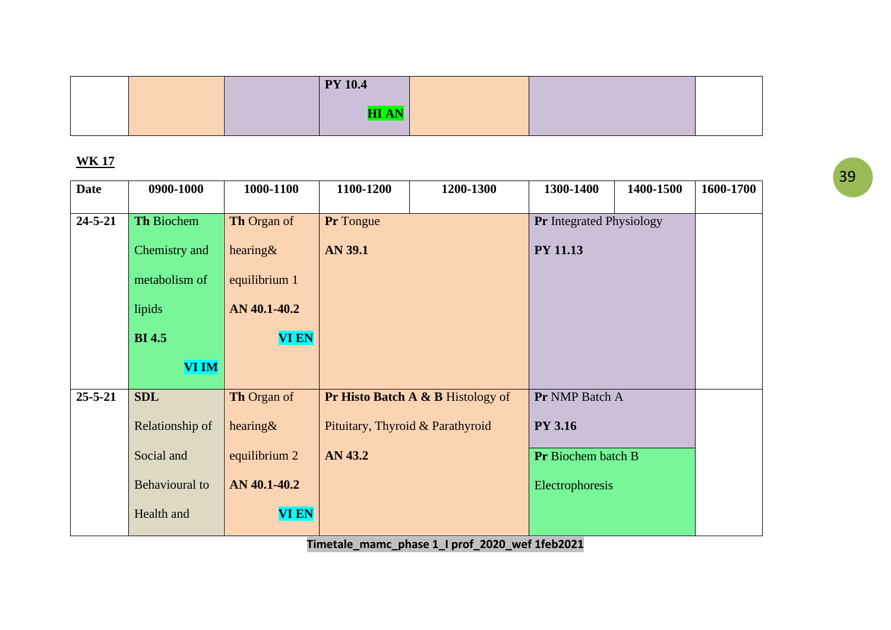| | | | | | | | |
|---|---|---|---|---|---|---|---|
| | | | PY 10.4 HI AN | | | | |

**WK 17**

| Date | 0900-1000 | 1000-1100 | 1100-1200 | 1200-1300 | 1300-1400 | 1400-1500 | 1600-1700 |
|---|---|---|---|---|---|---|---|
| 24-5-21 | **Th** Biochem Chemistry and metabolism of lipids **BI 4.5** **VI IM** | **Th** Organ of hearing& equilibrium 1 **AN 40.1-40.2** **VI EN** | **Pr** Tongue **AN 39.1** | | **Pr** Integrated Physiology **PY 11.13** | | |
| 25-5-21 | **SDL** Relationship of Social and Behavioural to Health and | **Th** Organ of hearing& equilibrium 2 **AN 40.1-40.2** **VI EN** | **Pr Histo Batch A & B** Histology of Pituitary, Thyroid & Parathyroid **AN 43.2** | | **Pr** NMP Batch A **PY 3.16** / **Pr** Biochem batch B Electrophoresis | | |

Timetale_mamc_phase 1_I prof_2020_wef 1feb2021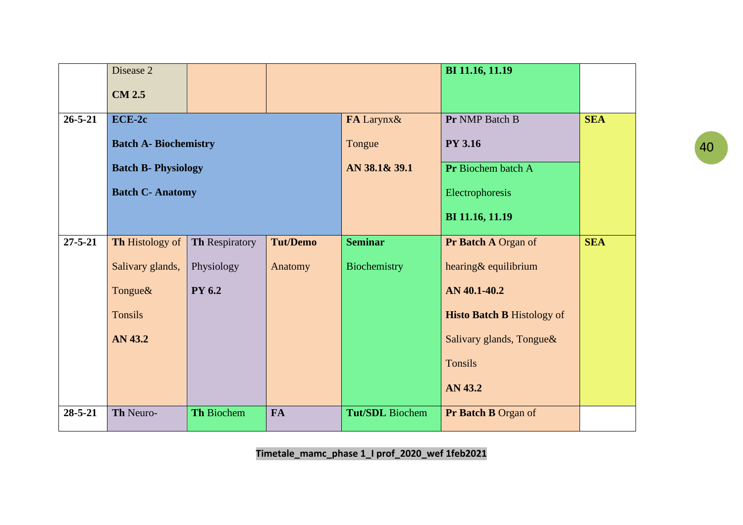| | | | | | | |
|---|---|---|---|---|---|---|
| | Disease 2 **CM 2.5** | | | | **BI 11.16, 11.19** | |
| **26-5-21** | **ECE-2c** **Batch A- Biochemistry** **Batch B- Physiology** **Batch C- Anatomy** | | | **FA** Larynx& Tongue **AN 38.1& 39.1** | **Pr** NMP Batch B **PY 3.16** / **Pr** Biochem batch A Electrophoresis **BI 11.16, 11.19** | **SEA** |
| **27-5-21** | **Th** Histology of Salivary glands, Tongue& Tonsils **AN 43.2** | **Th** Respiratory Physiology **PY 6.2** | **Tut/Demo** Anatomy | **Seminar** Biochemistry | **Pr Batch A** Organ of hearing& equilibrium **AN 40.1-40.2** **Histo Batch B** Histology of Salivary glands, Tongue& Tonsils **AN 43.2** | **SEA** |
| **28-5-21** | **Th** Neuro- | **Th** Biochem | **FA** | **Tut/SDL** Biochem | **Pr Batch B** Organ of | |

**Timetale_mamc_phase 1_I prof_2020_wef 1feb2021**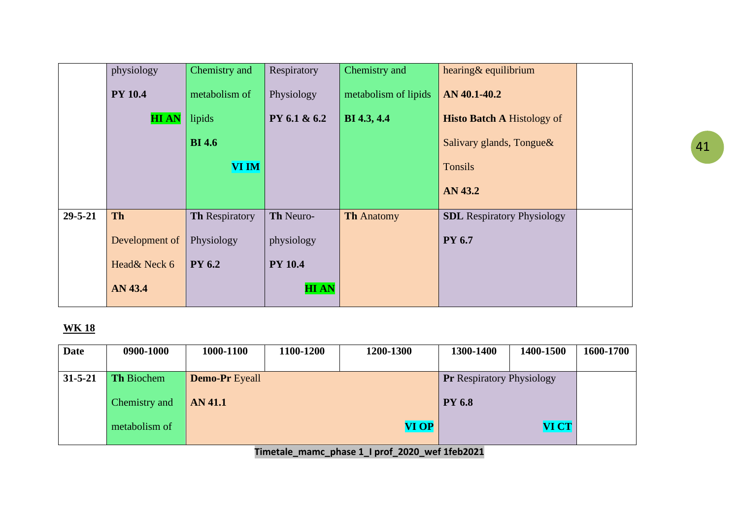| | | | | | | |
|---|---|---|---|---|---|---|
| | physiology **PY 10.4** **HI AN** | Chemistry and metabolism of lipids **BI 4.6** **VI IM** | Respiratory Physiology **PY 6.1 & 6.2** | Chemistry and metabolism of lipids **BI 4.3, 4.4** | hearing& equilibrium **AN 40.1-40.2** **Histo Batch A** Histology of Salivary glands, Tongue& Tonsils **AN 43.2** | |
| **29-5-21** | **Th** Development of Head& Neck 6 **AN 43.4** | **Th** Respiratory Physiology **PY 6.2** | **Th** Neuro-physiology **PY 10.4** **HI AN** | **Th** Anatomy | **SDL** Respiratory Physiology **PY 6.7** | |

**WK 18**

| Date | 0900-1000 | 1000-1100 | 1100-1200 | 1200-1300 | 1300-1400 | 1400-1500 | 1600-1700 |
|---|---|---|---|---|---|---|---|
| **31-5-21** | **Th** Biochem Chemistry and metabolism of | **Demo-Pr** Eyeall **AN 41.1** **VI OP** | | | **Pr** Respiratory Physiology **PY 6.8** **VI CT** | | |

Timetale_mamc_phase 1_I prof_2020_wef 1feb2021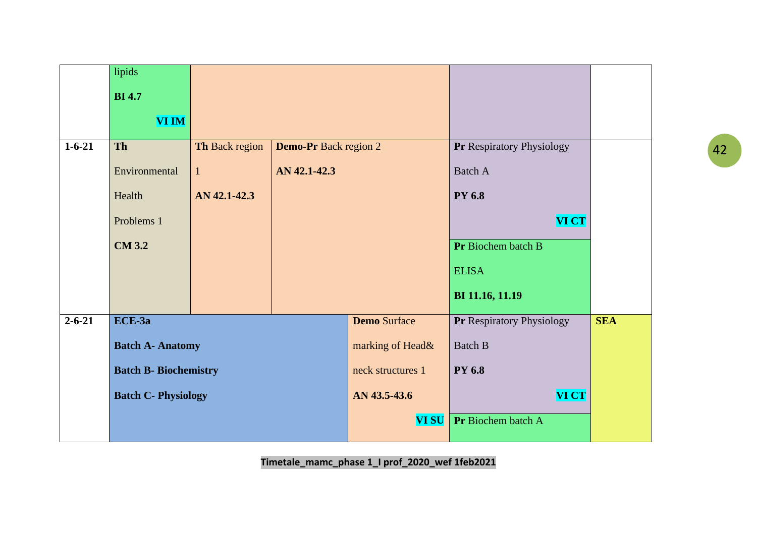| | | | | | | |
|---|---|---|---|---|---|---|
| | lipids **BI 4.7** **VI IM** | | | | | |
| **1-6-21** | **Th** Environmental Health Problems 1 **CM 3.2** | **Th** Back region 1 **AN 42.1-42.3** | **Demo-Pr** Back region 2 **AN 42.1-42.3** | | **Pr** Respiratory Physiology Batch A **PY 6.8** **VI CT** / **Pr** Biochem batch B ELISA **BI 11.16, 11.19** | |
| **2-6-21** | **ECE-3a** **Batch A- Anatomy** **Batch B- Biochemistry** **Batch C- Physiology** | | | **Demo** Surface marking of Head& neck structures 1 **AN 43.5-43.6** **VI SU** | **Pr** Respiratory Physiology Batch B **PY 6.8** **VI CT** / **Pr** Biochem batch A | **SEA** |

**Timetale_mamc_phase 1_I prof_2020_wef 1feb2021**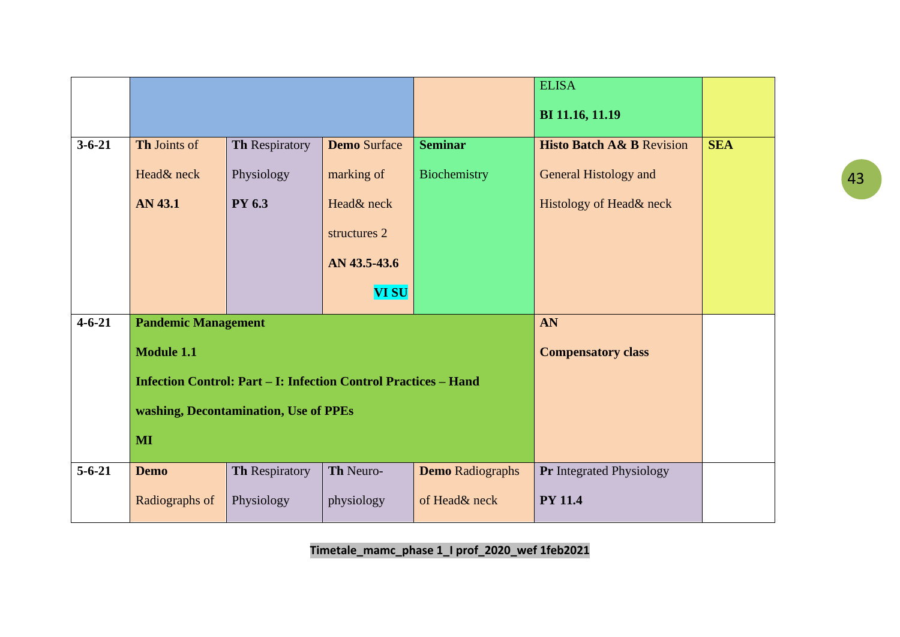| | | | | | | |
|---|---|---|---|---|---|---|
| | | | | | ELISA **BI 11.16, 11.19** | |
| **3-6-21** | **Th** Joints of Head& neck **AN 43.1** | **Th** Respiratory Physiology **PY 6.3** | **Demo** Surface marking of Head& neck structures 2 **AN 43.5-43.6** **VI SU** | **Seminar** Biochemistry | **Histo Batch A& B** Revision General Histology and Histology of Head& neck | **SEA** |
| **4-6-21** | **Pandemic Management Module 1.1 Infection Control: Part – I: Infection Control Practices – Hand washing, Decontamination, Use of PPEs MI** | | | | **AN Compensatory class** | |
| **5-6-21** | **Demo** Radiographs of | **Th** Respiratory Physiology | **Th** Neuro-physiology | **Demo** Radiographs of Head& neck | **Pr** Integrated Physiology **PY 11.4** | |

**Timetale_mamc_phase 1_I prof_2020_wef 1feb2021**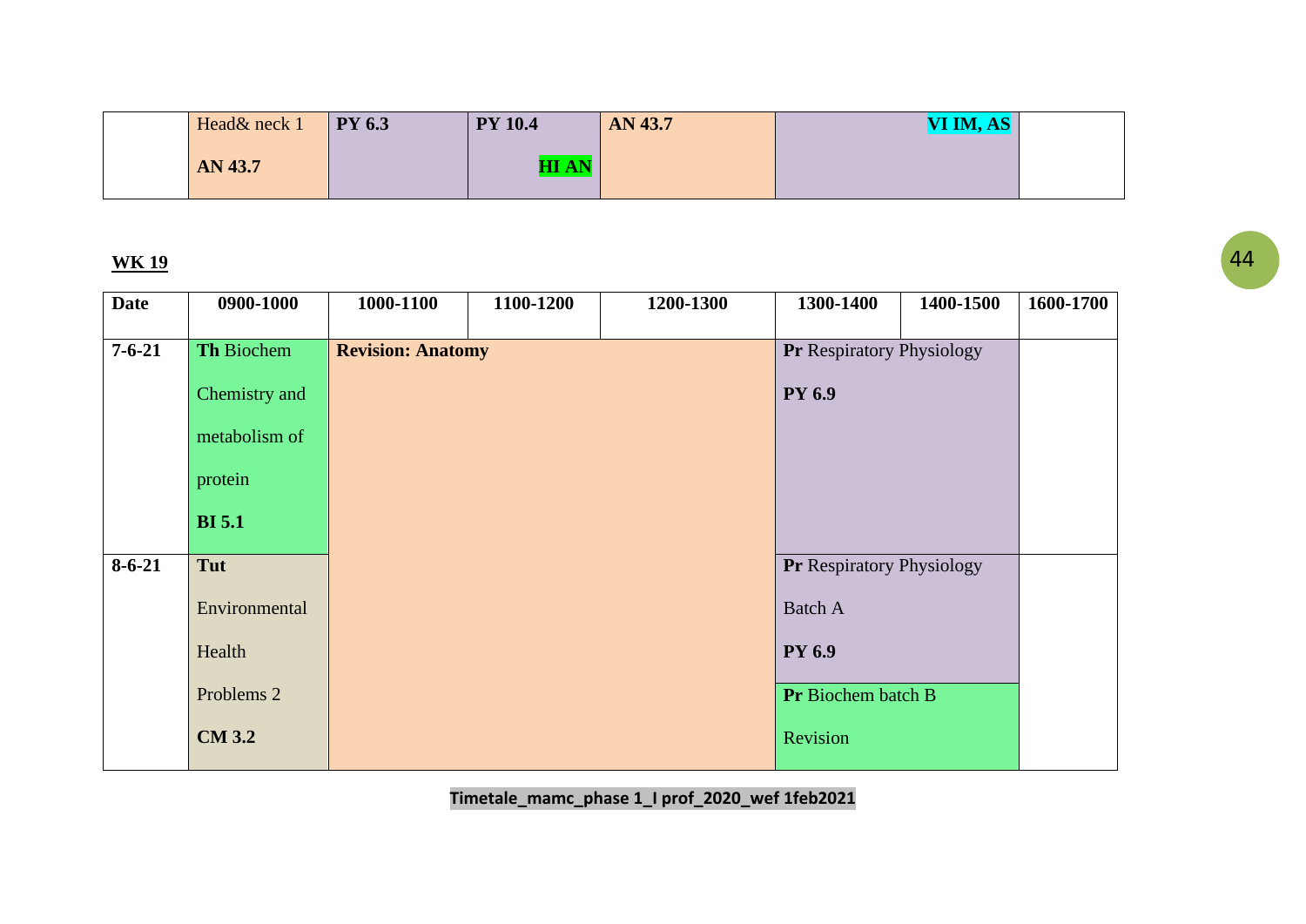|  | Head& neck 1 **AN 43.7** | **PY 6.3** | **PY 10.4** **HI AN** | **AN 43.7** | **VI IM, AS** | | |
|---|---|---|---|---|---|---|---|

**WK 19**

| Date | 0900-1000 | 1000-1100 | 1100-1200 | 1200-1300 | 1300-1400 | 1400-1500 | 1600-1700 |
|---|---|---|---|---|---|---|---|
| 7-6-21 | **Th** Biochem Chemistry and metabolism of protein **BI 5.1** | **Revision: Anatomy** | | | **Pr** Respiratory Physiology **PY 6.9** | | |
| 8-6-21 | **Tut** Environmental Health Problems 2 **CM 3.2** | | | | **Pr** Respiratory Physiology Batch A **PY 6.9** / **Pr** Biochem batch B Revision | | |

Timetale_mamc_phase 1_I prof_2020_wef 1feb2021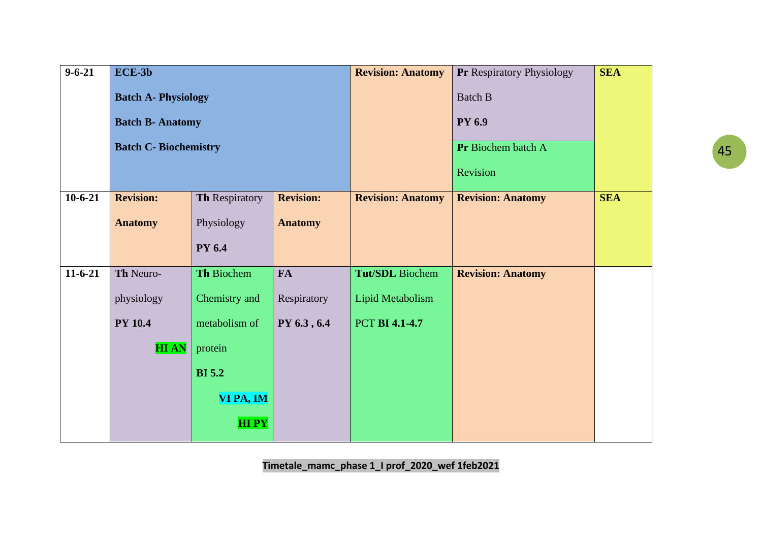| | | | | | | |
|---|---|---|---|---|---|---|
| **9-6-21** | **ECE-3b** **Batch A- Physiology** **Batch B- Anatomy** **Batch C- Biochemistry** | | | **Revision: Anatomy** | **Pr** Respiratory Physiology Batch B **PY 6.9** / **Pr** Biochem batch A Revision | **SEA** |
| **10-6-21** | **Revision: Anatomy** | **Th** Respiratory Physiology **PY 6.4** | **Revision: Anatomy** | **Revision: Anatomy** | **Revision: Anatomy** | **SEA** |
| **11-6-21** | **Th** Neuro-physiology **PY 10.4** **HI AN** | **Th** Biochem Chemistry and metabolism of protein **BI 5.2** **VI PA, IM** **HI PY** | **FA** Respiratory **PY 6.3 , 6.4** | **Tut/SDL** Biochem Lipid Metabolism PCT **BI 4.1-4.7** | **Revision: Anatomy** | |

**Timetale_mamc_phase 1_I prof_2020_wef 1feb2021**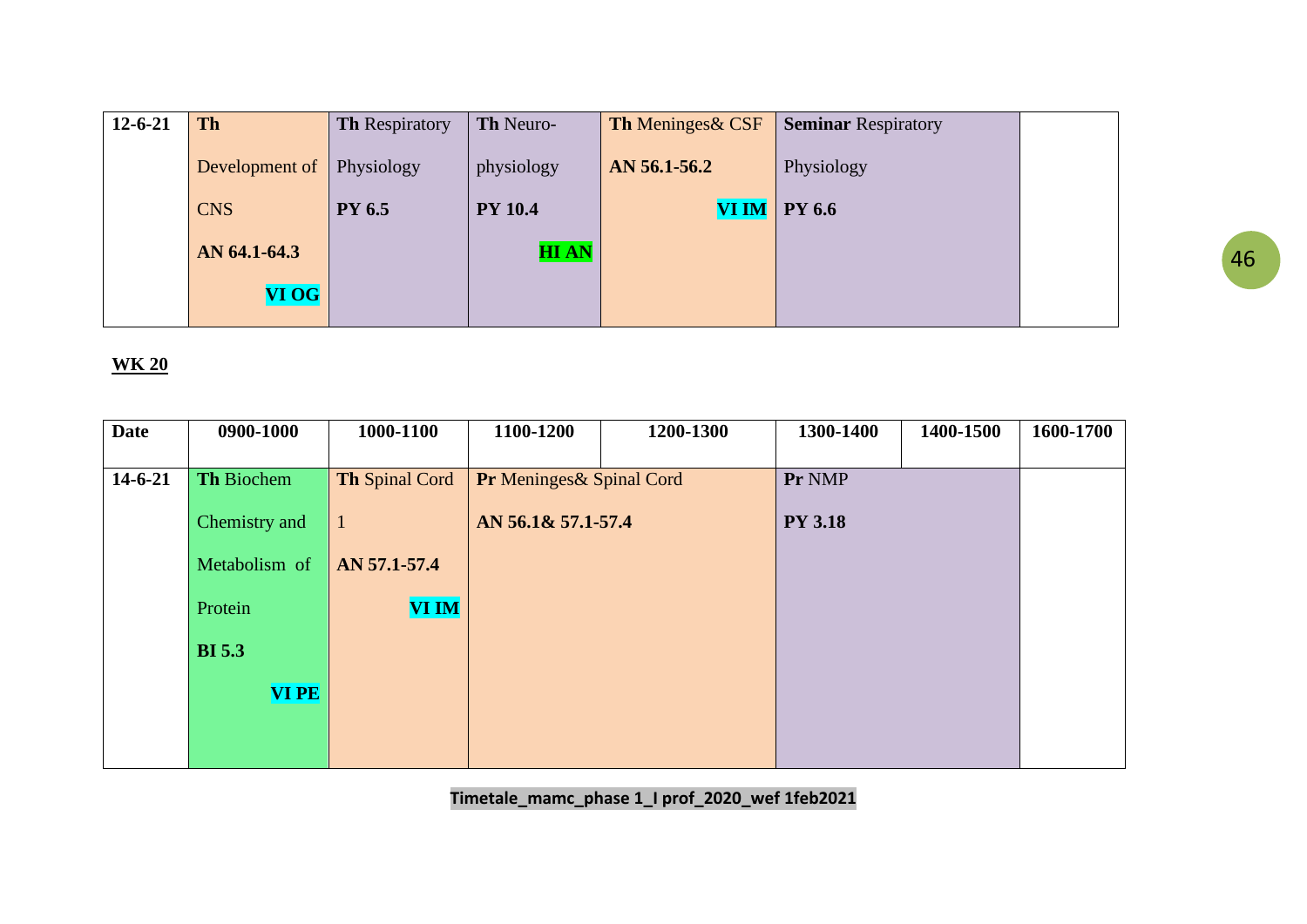| 12-6-21 | **Th** Development of CNS **AN 64.1-64.3** **VI OG** | **Th** Respiratory Physiology **PY 6.5** | **Th** Neuro-physiology **PY 10.4** **HI AN** | **Th** Meninges& CSF **AN 56.1-56.2** **VI IM** | **Seminar** Respiratory Physiology **PY 6.6** | | |
|---|---|---|---|---|---|---|---|

**WK 20**

| Date | 0900-1000 | 1000-1100 | 1100-1200 | 1200-1300 | 1300-1400 | 1400-1500 | 1600-1700 |
|---|---|---|---|---|---|---|---|
| 14-6-21 | **Th** Biochem Chemistry and Metabolism of Protein **BI 5.3** **VI PE** | **Th** Spinal Cord 1 **AN 57.1-57.4** **VI IM** | **Pr** Meninges& Spinal Cord **AN 56.1& 57.1-57.4** | | **Pr** NMP **PY 3.18** | | |

Timetale_mamc_phase 1_I prof_2020_wef 1feb2021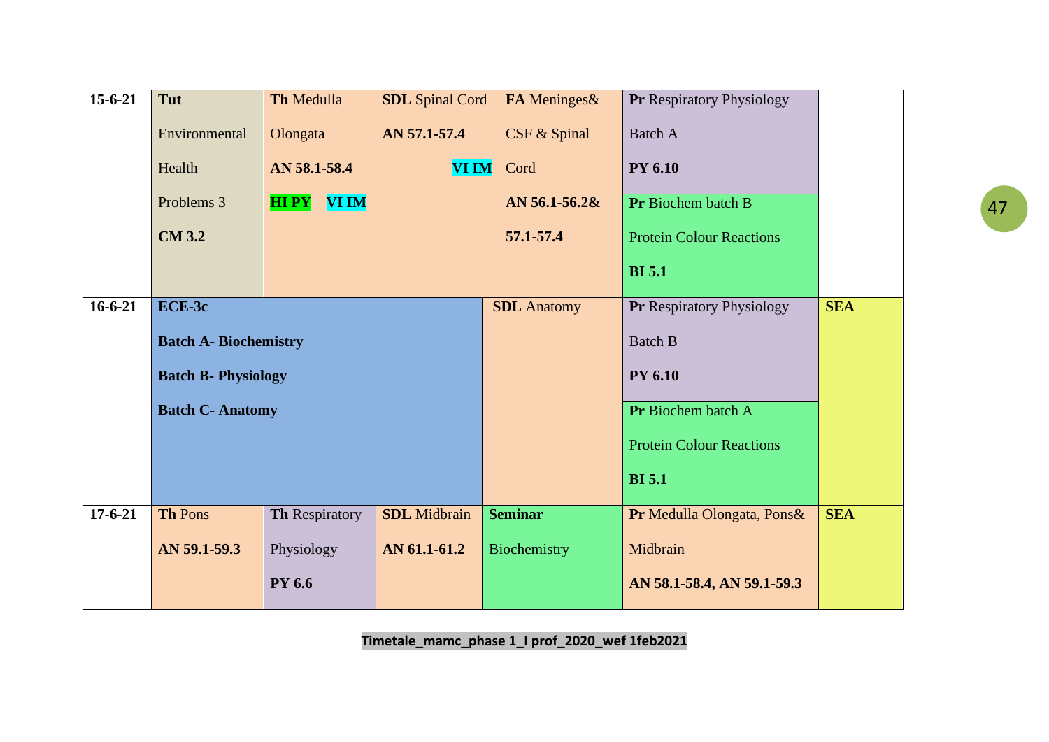| | | | | | | |
|---|---|---|---|---|---|---|
| 15-6-21 | **Tut** Environmental Health Problems 3 **CM 3.2** | **Th** Medulla Olongata **AN 58.1-58.4** **HI PY** **VI IM** | **SDL** Spinal Cord **AN 57.1-57.4** **VI IM** | **FA** Meninges& CSF & Spinal Cord **AN 56.1-56.2& 57.1-57.4** | **Pr** Respiratory Physiology Batch A **PY 6.10** <br> **Pr** Biochem batch B Protein Colour Reactions **BI 5.1** | |
| 16-6-21 | **ECE-3c** **Batch A- Biochemistry** **Batch B- Physiology** **Batch C- Anatomy** | | | **SDL** Anatomy | **Pr** Respiratory Physiology Batch B **PY 6.10** <br> **Pr** Biochem batch A Protein Colour Reactions **BI 5.1** | **SEA** |
| 17-6-21 | **Th** Pons **AN 59.1-59.3** | **Th** Respiratory Physiology **PY 6.6** | **SDL** Midbrain **AN 61.1-61.2** | **Seminar** Biochemistry | **Pr** Medulla Olongata, Pons& Midbrain **AN 58.1-58.4, AN 59.1-59.3** | **SEA** |

**Timetale_mamc_phase 1_I prof_2020_wef 1feb2021**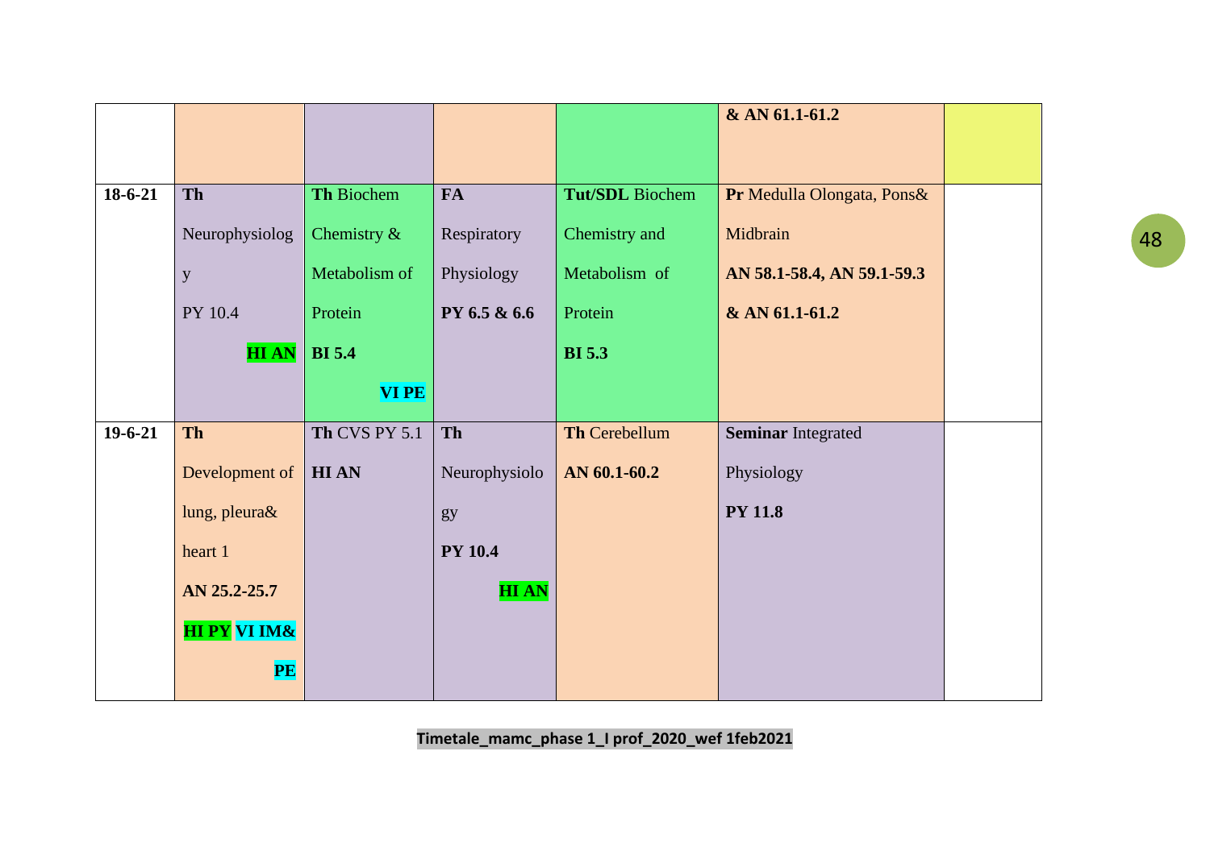| | | | | | | |
|---|---|---|---|---|---|---|
| | | | | | **& AN 61.1-61.2** | |
| **18-6-21** | **Th** Neurophysiology PY 10.4 **HI AN** | **Th** Biochem Chemistry & Metabolism of Protein **BI 5.4** **VI PE** | **FA** Respiratory Physiology **PY 6.5 & 6.6** | **Tut/SDL** Biochem Chemistry and Metabolism of Protein **BI 5.3** | **Pr** Medulla Olongata, Pons& Midbrain **AN 58.1-58.4, AN 59.1-59.3 & AN 61.1-61.2** | |
| **19-6-21** | **Th** Development of lung, pleura& heart 1 **AN 25.2-25.7** **HI PY VI IM& PE** | **Th** CVS PY 5.1 **HI AN** | **Th** Neurophysiology **PY 10.4** **HI AN** | **Th** Cerebellum **AN 60.1-60.2** | **Seminar** Integrated Physiology **PY 11.8** | |

**Timetale_mamc_phase 1_I prof_2020_wef 1feb2021**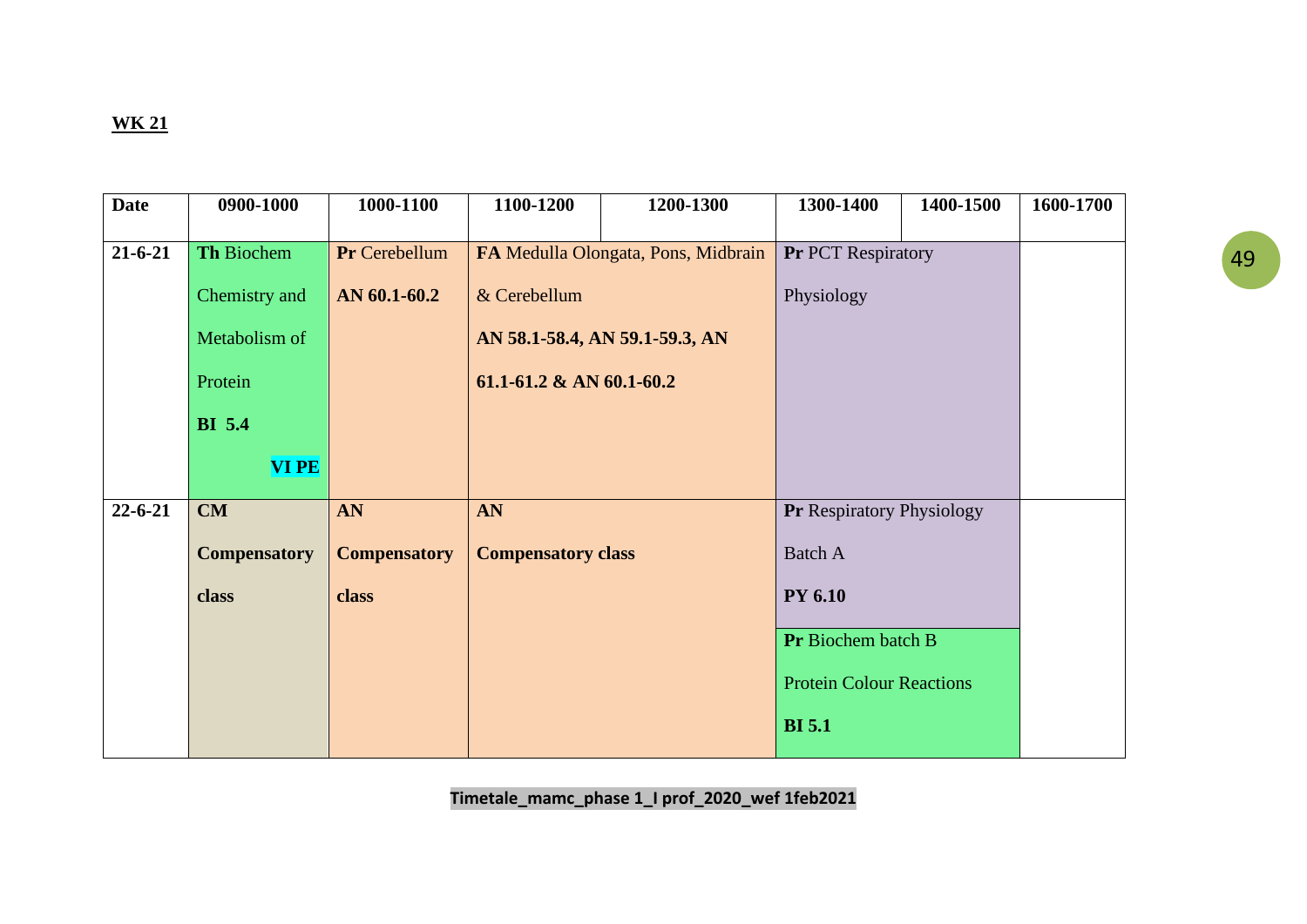**WK 21**

| Date | 0900-1000 | 1000-1100 | 1100-1200 | 1200-1300 | 1300-1400 | 1400-1500 | 1600-1700 |
|---|---|---|---|---|---|---|---|
| 21-6-21 | **Th** Biochem Chemistry and Metabolism of Protein **BI 5.4** **VI PE** | **Pr** Cerebellum **AN 60.1-60.2** | **FA** Medulla Olongata, Pons, Midbrain & Cerebellum **AN 58.1-58.4, AN 59.1-59.3, AN 61.1-61.2 & AN 60.1-60.2** | | **Pr** PCT Respiratory Physiology | | |
| 22-6-21 | **CM Compensatory class** | **AN Compensatory class** | **AN Compensatory class** | | **Pr** Respiratory Physiology Batch A **PY 6.10** **Pr** Biochem batch B Protein Colour Reactions **BI 5.1** | | |

**Timetale_mamc_phase 1_I prof_2020_wef 1feb2021**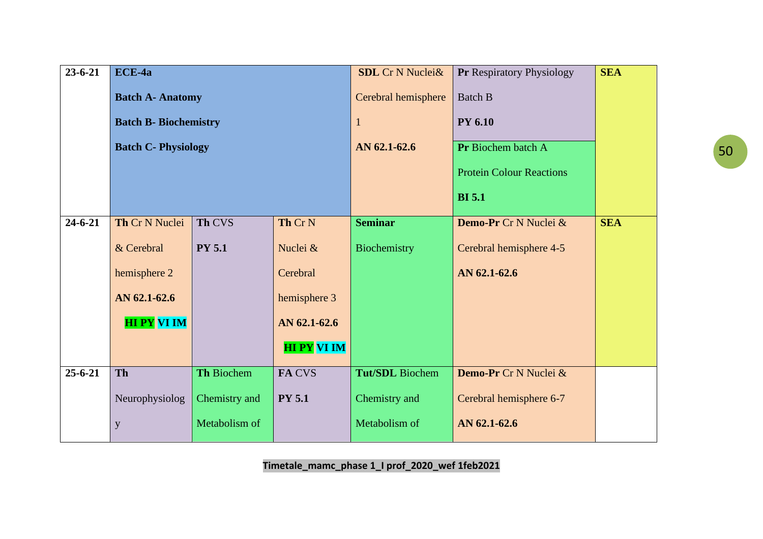| 23-6-21 | **ECE-4a** **Batch A- Anatomy** **Batch B- Biochemistry** **Batch C- Physiology** | | | **SDL** Cr N Nuclei& Cerebral hemisphere 1 **AN 62.1-62.6** | **Pr** Respiratory Physiology Batch B **PY 6.10** / **Pr** Biochem batch A Protein Colour Reactions **BI 5.1** | **SEA** |
|---|---|---|---|---|---|---|
| 24-6-21 | **Th** Cr N Nuclei & Cerebral hemisphere 2 **AN 62.1-62.6** **HI PY VI IM** | **Th** CVS **PY 5.1** | **Th** Cr N Nuclei & Cerebral hemisphere 3 **AN 62.1-62.6** **HI PY VI IM** | **Seminar** Biochemistry | **Demo-Pr** Cr N Nuclei & Cerebral hemisphere 4-5 **AN 62.1-62.6** | **SEA** |
| 25-6-21 | **Th** Neurophysiolog y | **Th** Biochem Chemistry and Metabolism of | **FA** CVS **PY 5.1** | **Tut/SDL** Biochem Chemistry and Metabolism of | **Demo-Pr** Cr N Nuclei & Cerebral hemisphere 6-7 **AN 62.1-62.6** | |

**Timetale_mamc_phase 1_I prof_2020_wef 1feb2021**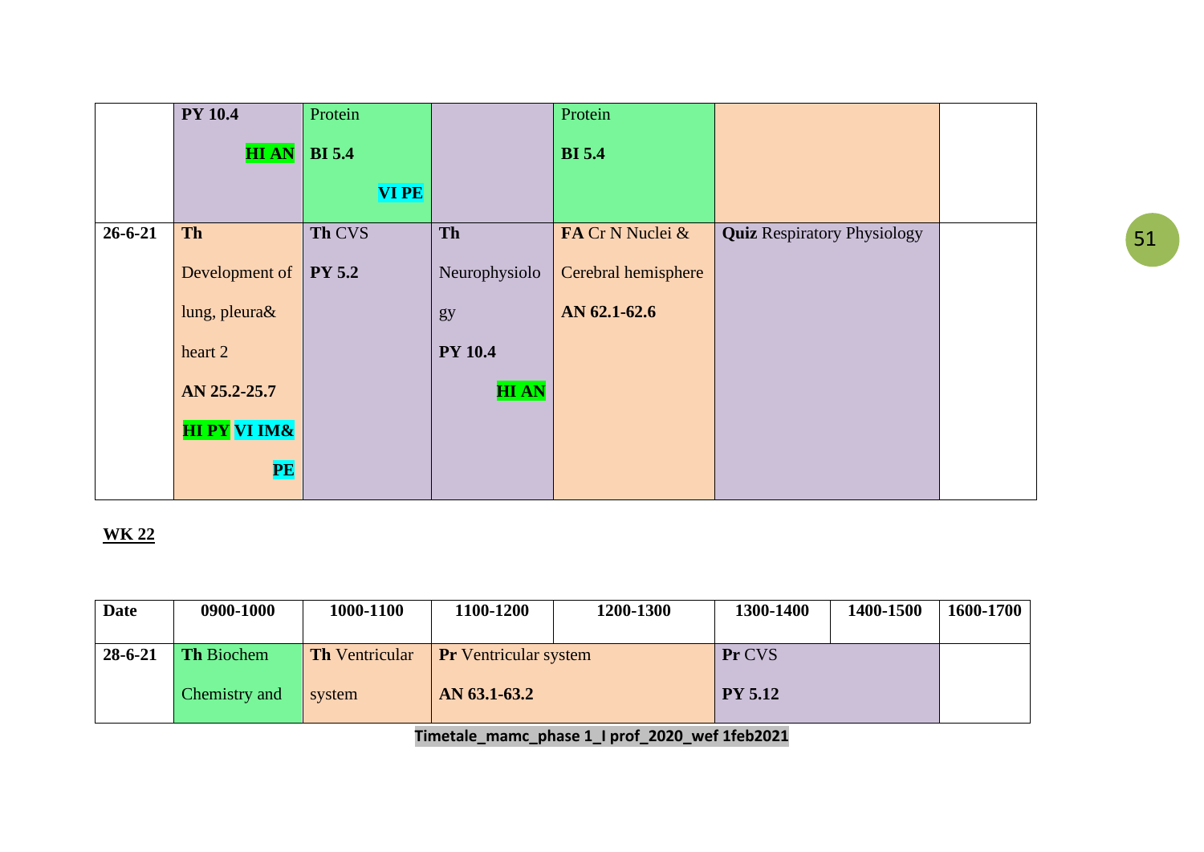| | | | | | | |
|---|---|---|---|---|---|---|
| | **PY 10.4** **HI AN** | Protein **BI 5.4** **VI PE** | | Protein **BI 5.4** | | |
| **26-6-21** | **Th** Development of lung, pleura& heart 2 **AN 25.2-25.7** **HI PY** **VI IM& PE** | **Th** CVS **PY 5.2** | **Th** Neurophysiology **PY 10.4** **HI AN** | **FA** Cr N Nuclei & Cerebral hemisphere **AN 62.1-62.6** | **Quiz** Respiratory Physiology | |

**WK 22**

| Date | 0900-1000 | 1000-1100 | 1100-1200 | 1200-1300 | 1300-1400 | 1400-1500 | 1600-1700 |
|---|---|---|---|---|---|---|---|
| 28-6-21 | **Th** Biochem Chemistry and | **Th** Ventricular system | **Pr** Ventricular system **AN 63.1-63.2** | | **Pr** CVS **PY 5.12** | | |

Timetale_mamc_phase 1_I prof_2020_wef 1feb2021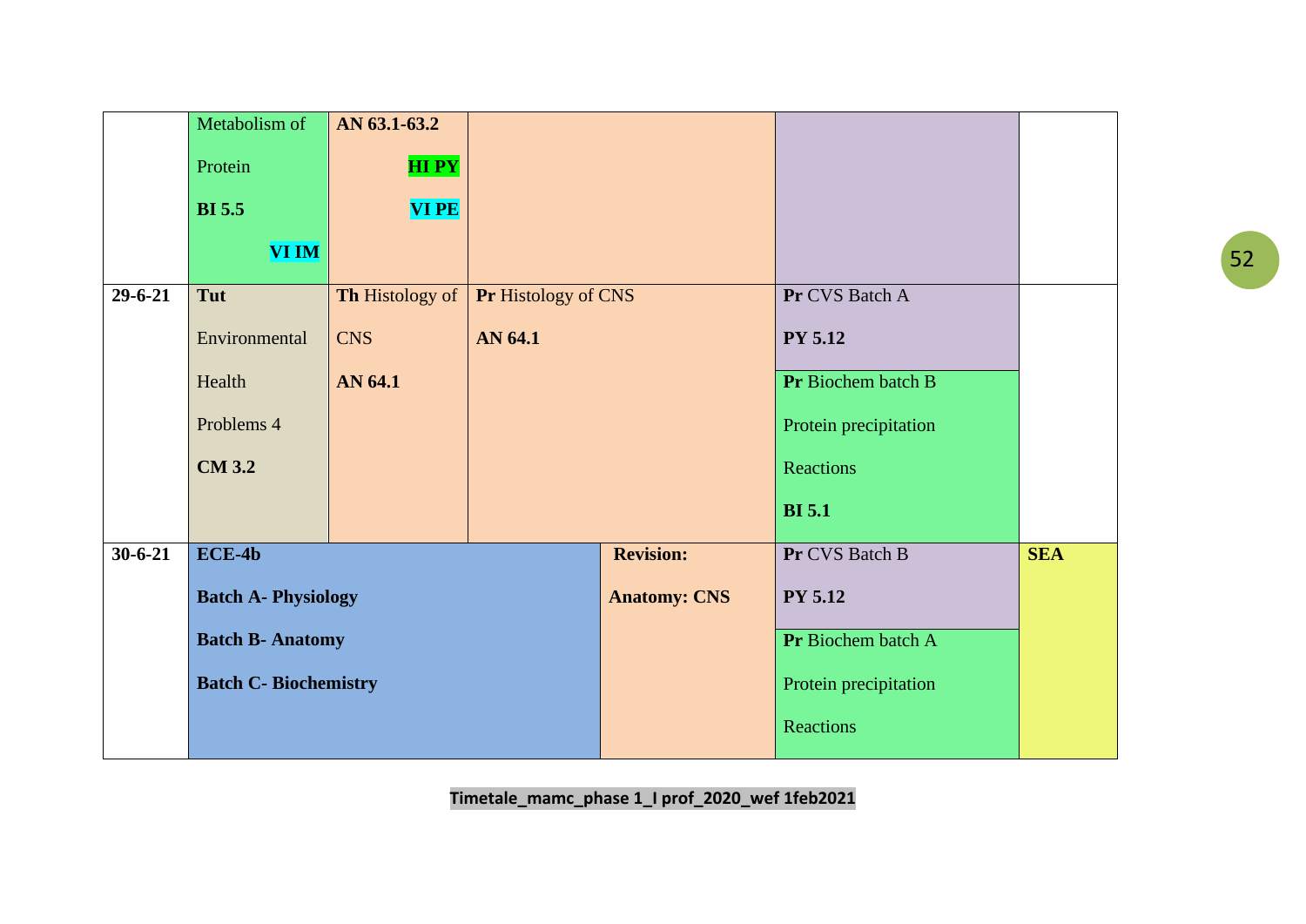| | | | | | |
|---|---|---|---|---|---|
| | Metabolism of Protein **BI 5.5** **VI IM** | **AN 63.1-63.2** **HI PY** **VI PE** | | | |
| **29-6-21** | **Tut** Environmental Health Problems 4 **CM 3.2** | **Th** Histology of CNS **AN 64.1** | **Pr** Histology of CNS **AN 64.1** | **Pr** CVS Batch A **PY 5.12** **Pr** Biochem batch B Protein precipitation Reactions **BI 5.1** | |
| **30-6-21** | **ECE-4b** **Batch A- Physiology** **Batch B- Anatomy** **Batch C- Biochemistry** | | **Revision:** **Anatomy: CNS** | **Pr** CVS Batch B **PY 5.12** **Pr** Biochem batch A Protein precipitation Reactions | **SEA** |

**Timetale_mamc_phase 1_I prof_2020_wef 1feb2021**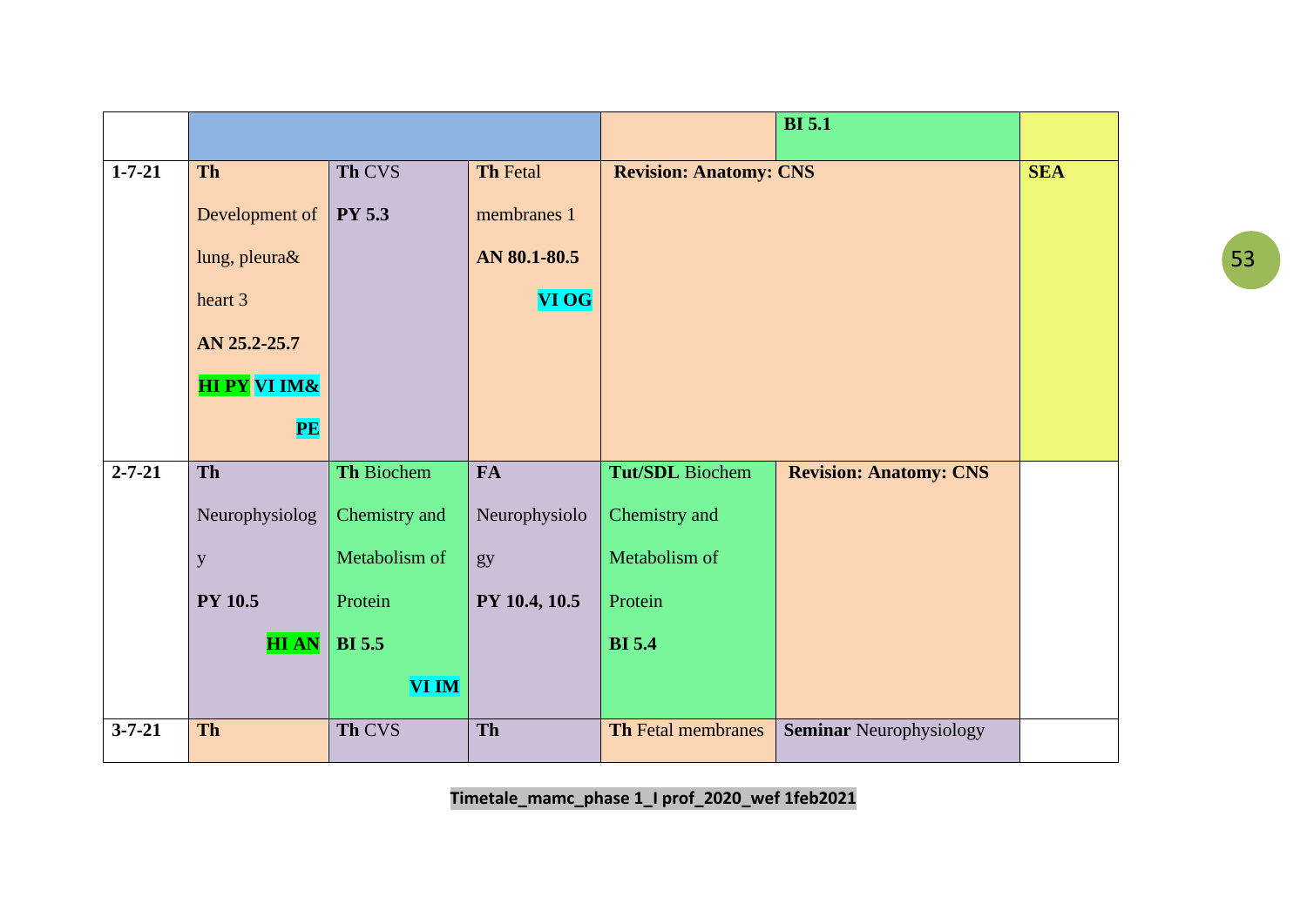| | | | | | | |
|---|---|---|---|---|---|---|
| | | | | | **BI 5.1** | |
| **1-7-21** | **Th** Development of lung, pleura& heart 3 **AN 25.2-25.7** **HI PY** **VI IM& PE** | **Th** CVS **PY 5.3** | **Th** Fetal membranes 1 **AN 80.1-80.5** **VI OG** | **Revision: Anatomy: CNS** | | **SEA** |
| **2-7-21** | **Th** Neurophysiology **PY 10.5** **HI AN** | **Th** Biochem Chemistry and Metabolism of Protein **BI 5.5** **VI IM** | **FA** Neurophysiology **PY 10.4, 10.5** | **Tut/SDL** Biochem Chemistry and Metabolism of Protein **BI 5.4** | **Revision: Anatomy: CNS** | |
| **3-7-21** | **Th** | **Th** CVS | **Th** | **Th** Fetal membranes | **Seminar** Neurophysiology | |

**Timetale_mamc_phase 1_I prof_2020_wef 1feb2021**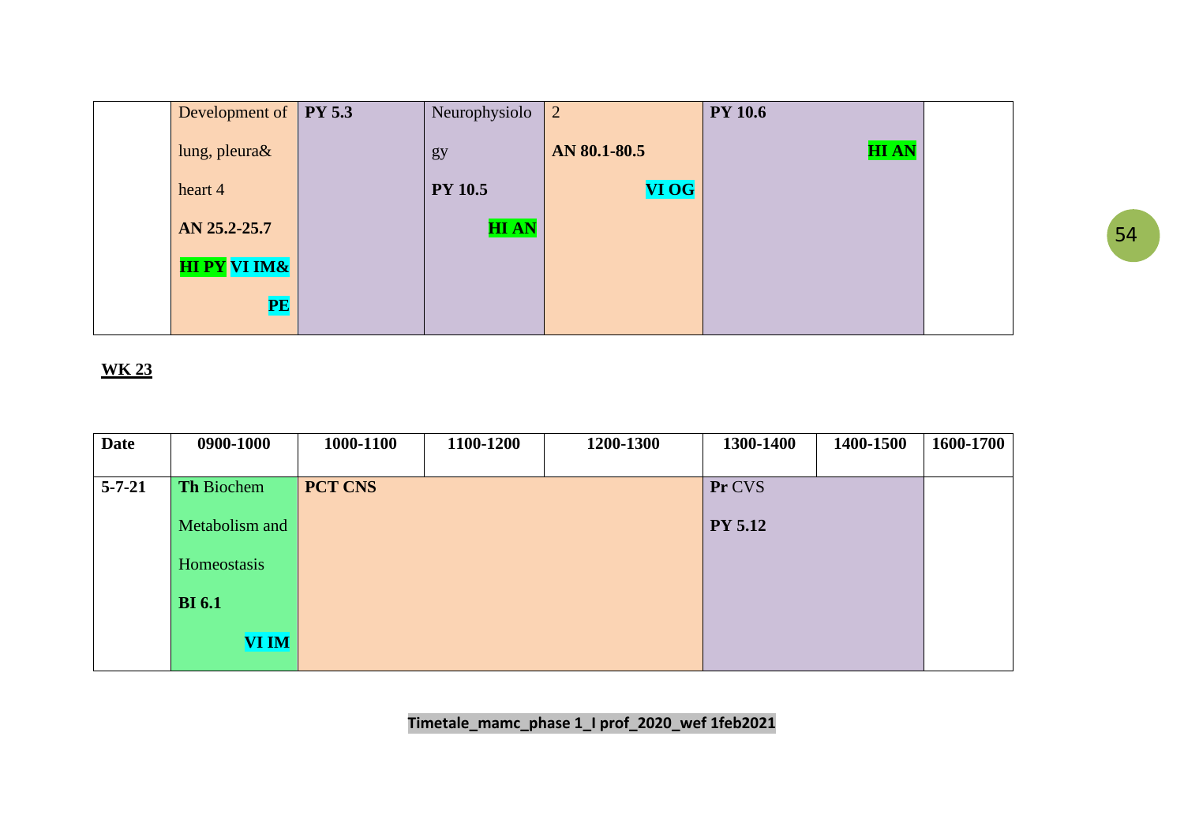| | | | | | | |
|---|---|---|---|---|---|---|
| | Development of lung, pleura& heart 4 **AN 25.2-25.7** **HI PY VI IM& PE** | **PY 5.3** | Neurophysiology **PY 10.5** **HI AN** | 2 **AN 80.1-80.5** **VI OG** | **PY 10.6** **HI AN** | |

**WK 23**

| Date | 0900-1000 | 1000-1100 | 1100-1200 | 1200-1300 | 1300-1400 | 1400-1500 | 1600-1700 |
|---|---|---|---|---|---|---|---|
| **5-7-21** | **Th** Biochem Metabolism and Homeostasis **BI 6.1** **VI IM** | **PCT CNS** | | | **Pr** CVS **PY 5.12** | | |

**Timetale_mamc_phase 1_I prof_2020_wef 1feb2021**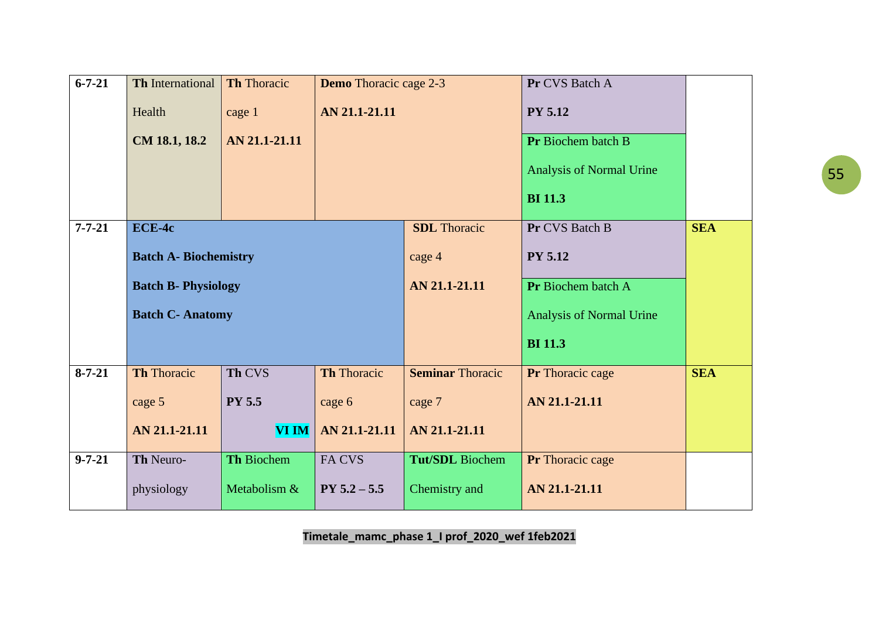| Date | | | | | | |
|---|---|---|---|---|---|---|
| 6-7-21 | **Th** International Health **CM 18.1, 18.2** | **Th** Thoracic cage 1 **AN 21.1-21.11** | **Demo** Thoracic cage 2-3 **AN 21.1-21.11** | | **Pr** CVS Batch A **PY 5.12** / **Pr** Biochem batch B Analysis of Normal Urine **BI 11.3** | |
| 7-7-21 | **ECE-4c** **Batch A- Biochemistry** **Batch B- Physiology** **Batch C- Anatomy** | | | **SDL** Thoracic cage 4 **AN 21.1-21.11** | **Pr** CVS Batch B **PY 5.12** / **Pr** Biochem batch A Analysis of Normal Urine **BI 11.3** | **SEA** |
| 8-7-21 | **Th** Thoracic cage 5 **AN 21.1-21.11** | **Th** CVS **PY 5.5** **VI IM** | **Th** Thoracic cage 6 **AN 21.1-21.11** | **Seminar** Thoracic cage 7 **AN 21.1-21.11** | **Pr** Thoracic cage **AN 21.1-21.11** | **SEA** |
| 9-7-21 | **Th** Neuro-physiology | **Th** Biochem Metabolism & | FA CVS **PY 5.2 – 5.5** | **Tut/SDL** Biochem Chemistry and | **Pr** Thoracic cage **AN 21.1-21.11** | |

**Timetale_mamc_phase 1_I prof_2020_wef 1feb2021**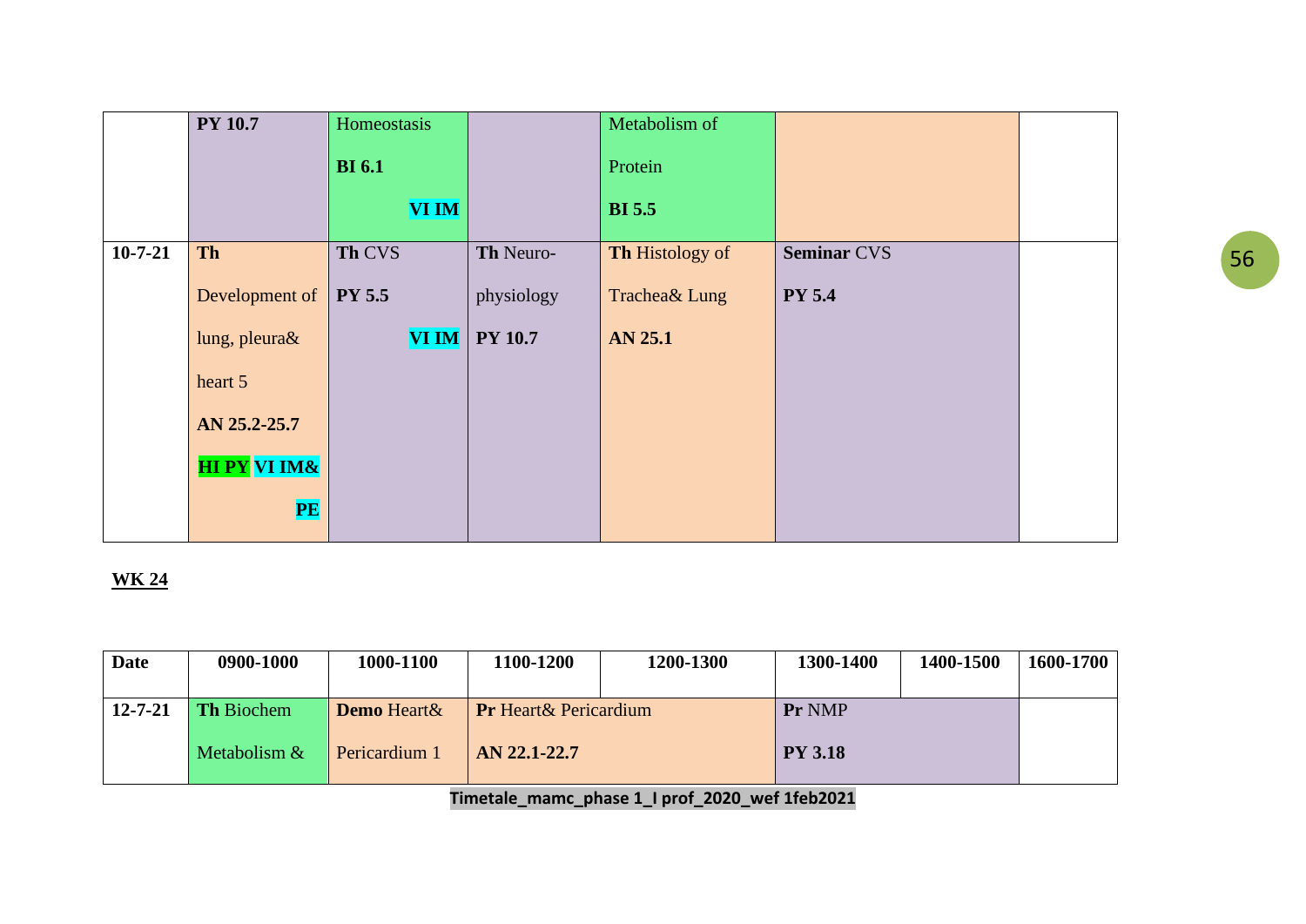| | | | | | | |
|---|---|---|---|---|---|---|
| | **PY 10.7** | Homeostasis **BI 6.1** **VI IM** | | Metabolism of Protein **BI 5.5** | | |
| **10-7-21** | **Th** Development of lung, pleura& heart 5 **AN 25.2-25.7** **HI PY** **VI IM&** **PE** | **Th** CVS **PY 5.5** **VI IM** | **Th** Neuro-physiology **PY 10.7** | **Th** Histology of Trachea& Lung **AN 25.1** | **Seminar** CVS **PY 5.4** | |

**WK 24**

| Date | 0900-1000 | 1000-1100 | 1100-1200 | 1200-1300 | 1300-1400 | 1400-1500 | 1600-1700 |
|---|---|---|---|---|---|---|---|
| **12-7-21** | **Th** Biochem Metabolism & | **Demo** Heart& Pericardium 1 | **Pr** Heart& Pericardium **AN 22.1-22.7** | | **Pr** NMP **PY 3.18** | | |

Timetale_mamc_phase 1_I prof_2020_wef 1feb2021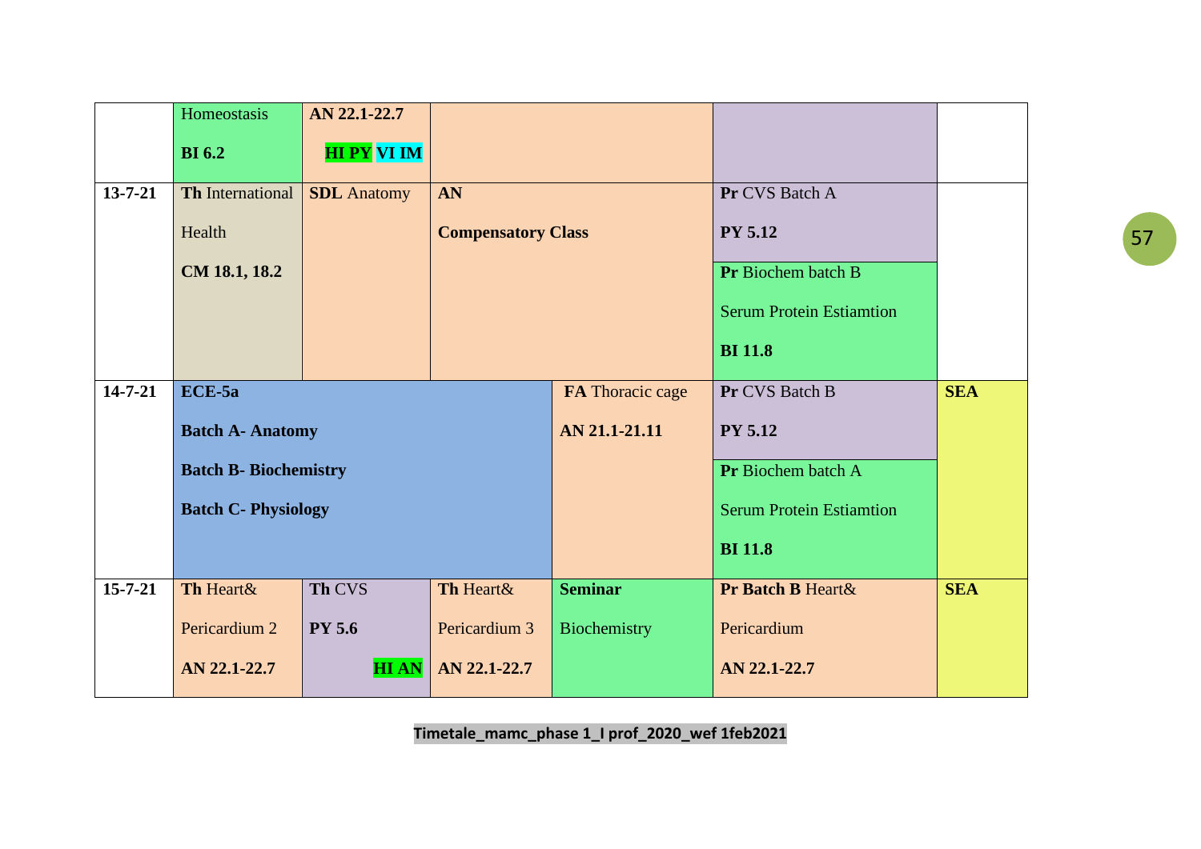| | | | | | | |
|---|---|---|---|---|---|---|
| | Homeostasis **BI 6.2** | **AN 22.1-22.7** **HI PY** **VI IM** | | | | |
| **13-7-21** | **Th** International Health **CM 18.1, 18.2** | **SDL** Anatomy | **AN** **Compensatory Class** | | **Pr** CVS Batch A **PY 5.12** / **Pr** Biochem batch B Serum Protein Estiamtion **BI 11.8** | |
| **14-7-21** | **ECE-5a** **Batch A- Anatomy** **Batch B- Biochemistry** **Batch C- Physiology** | | | **FA** Thoracic cage **AN 21.1-21.11** | **Pr** CVS Batch B **PY 5.12** / **Pr** Biochem batch A Serum Protein Estiamtion **BI 11.8** | **SEA** |
| **15-7-21** | **Th** Heart& Pericardium 2 **AN 22.1-22.7** | **Th** CVS **PY 5.6** **HI AN** | **Th** Heart& Pericardium 3 **AN 22.1-22.7** | **Seminar** Biochemistry | **Pr Batch B** Heart& Pericardium **AN 22.1-22.7** | **SEA** |

**Timetale_mamc_phase 1_I prof_2020_wef 1feb2021**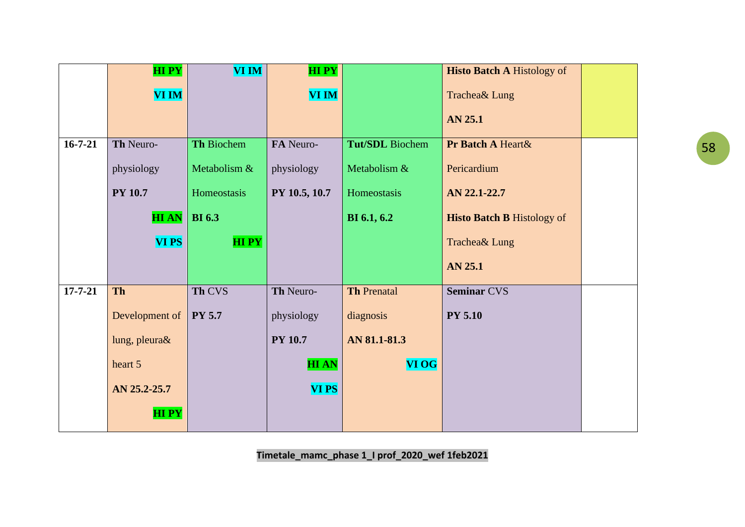| | | | | | | |
|---|---|---|---|---|---|---|
| | **HI PY** **VI IM** | **VI IM** | **HI PY** **VI IM** | | **Histo Batch A** Histology of Trachea& Lung **AN 25.1** | |
| **16-7-21** | **Th** Neuro-physiology **PY 10.7** **HI AN** **VI PS** | **Th** Biochem Metabolism & Homeostasis **BI 6.3** **HI PY** | **FA** Neuro-physiology **PY 10.5, 10.7** | **Tut/SDL** Biochem Metabolism & Homeostasis **BI 6.1, 6.2** | **Pr Batch A** Heart& Pericardium **AN 22.1-22.7** **Histo Batch B** Histology of Trachea& Lung **AN 25.1** | |
| **17-7-21** | **Th** Development of lung, pleura& heart 5 **AN 25.2-25.7** **HI PY** | **Th** CVS **PY 5.7** | **Th** Neuro-physiology **PY 10.7** **HI AN** **VI PS** | **Th** Prenatal diagnosis **AN 81.1-81.3** **VI OG** | **Seminar** CVS **PY 5.10** | |

**Timetale_mamc_phase 1_I prof_2020_wef 1feb2021**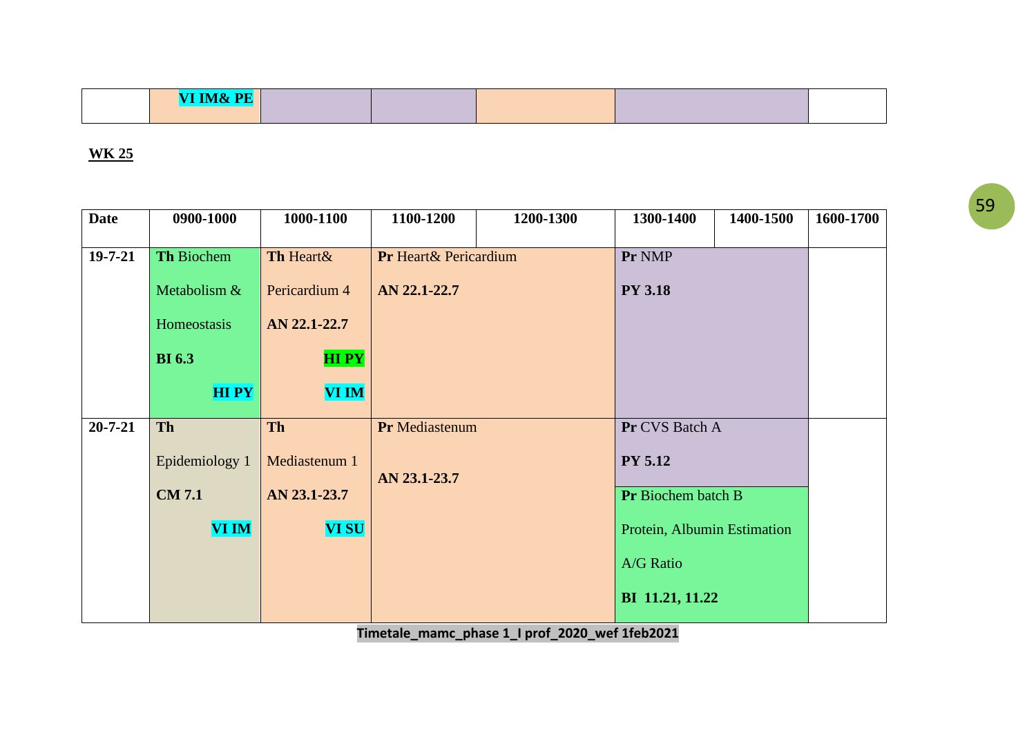| | VI IM& PE | | | | | |
|---|---|---|---|---|---|---|

**WK 25**

| Date | 0900-1000 | 1000-1100 | 1100-1200 | 1200-1300 | 1300-1400 | 1400-1500 | 1600-1700 |
|---|---|---|---|---|---|---|---|
| 19-7-21 | **Th** Biochem Metabolism & Homeostasis **BI 6.3** **HI PY** | **Th** Heart& Pericardium 4 **AN 22.1-22.7** **HI PY** **VI IM** | **Pr** Heart& Pericardium **AN 22.1-22.7** | | **Pr** NMP **PY 3.18** | | |
| 20-7-21 | **Th** Epidemiology 1 **CM 7.1** **VI IM** | **Th** Mediastenum 1 **AN 23.1-23.7** **VI SU** | **Pr** Mediastenum **AN 23.1-23.7** | | **Pr** CVS Batch A **PY 5.12** / **Pr** Biochem batch B Protein, Albumin Estimation A/G Ratio **BI 11.21, 11.22** | | |

**Timetale_mamc_phase 1_I prof_2020_wef 1feb2021**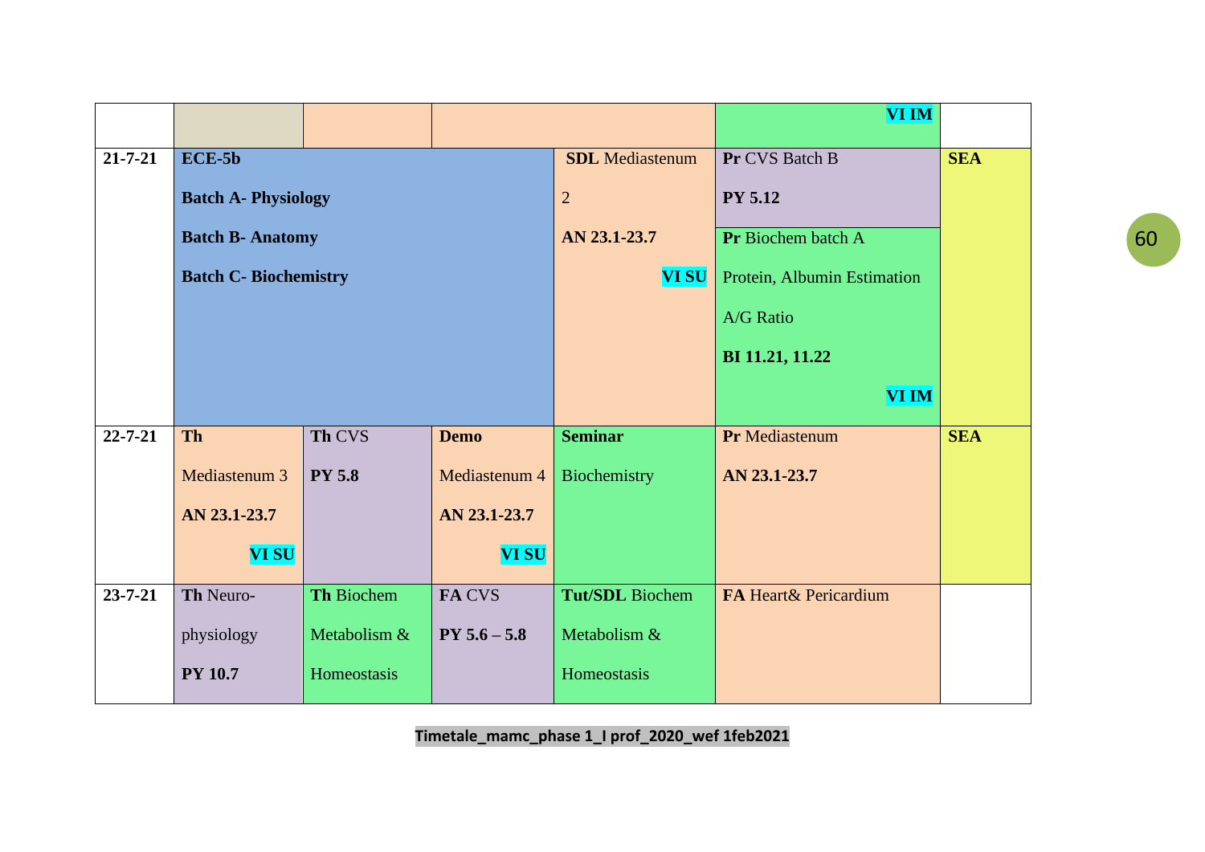| | | | | | | |
|---|---|---|---|---|---|---|
| | | | | | **VI IM** | |
| **21-7-21** | **ECE-5b**<br>**Batch A- Physiology**<br>**Batch B- Anatomy**<br>**Batch C- Biochemistry** | | | **SDL** Mediastenum 2<br>**AN 23.1-23.7**<br>**VI SU** | **Pr** CVS Batch B<br>**PY 5.12**<br>**Pr** Biochem batch A<br>Protein, Albumin Estimation<br>A/G Ratio<br>**BI 11.21, 11.22**<br>**VI IM** | **SEA** |
| **22-7-21** | **Th**<br>Mediastenum 3<br>**AN 23.1-23.7**<br>**VI SU** | **Th** CVS<br>**PY 5.8** | **Demo**<br>Mediastenum 4<br>**AN 23.1-23.7**<br>**VI SU** | **Seminar**<br>Biochemistry | **Pr** Mediastenum<br>**AN 23.1-23.7** | **SEA** |
| **23-7-21** | **Th** Neuro-physiology<br>**PY 10.7** | **Th** Biochem<br>Metabolism & Homeostasis | **FA** CVS<br>**PY 5.6 – 5.8** | **Tut/SDL** Biochem<br>Metabolism & Homeostasis | **FA** Heart& Pericardium | |

**Timetale_mamc_phase 1_I prof_2020_wef 1feb2021**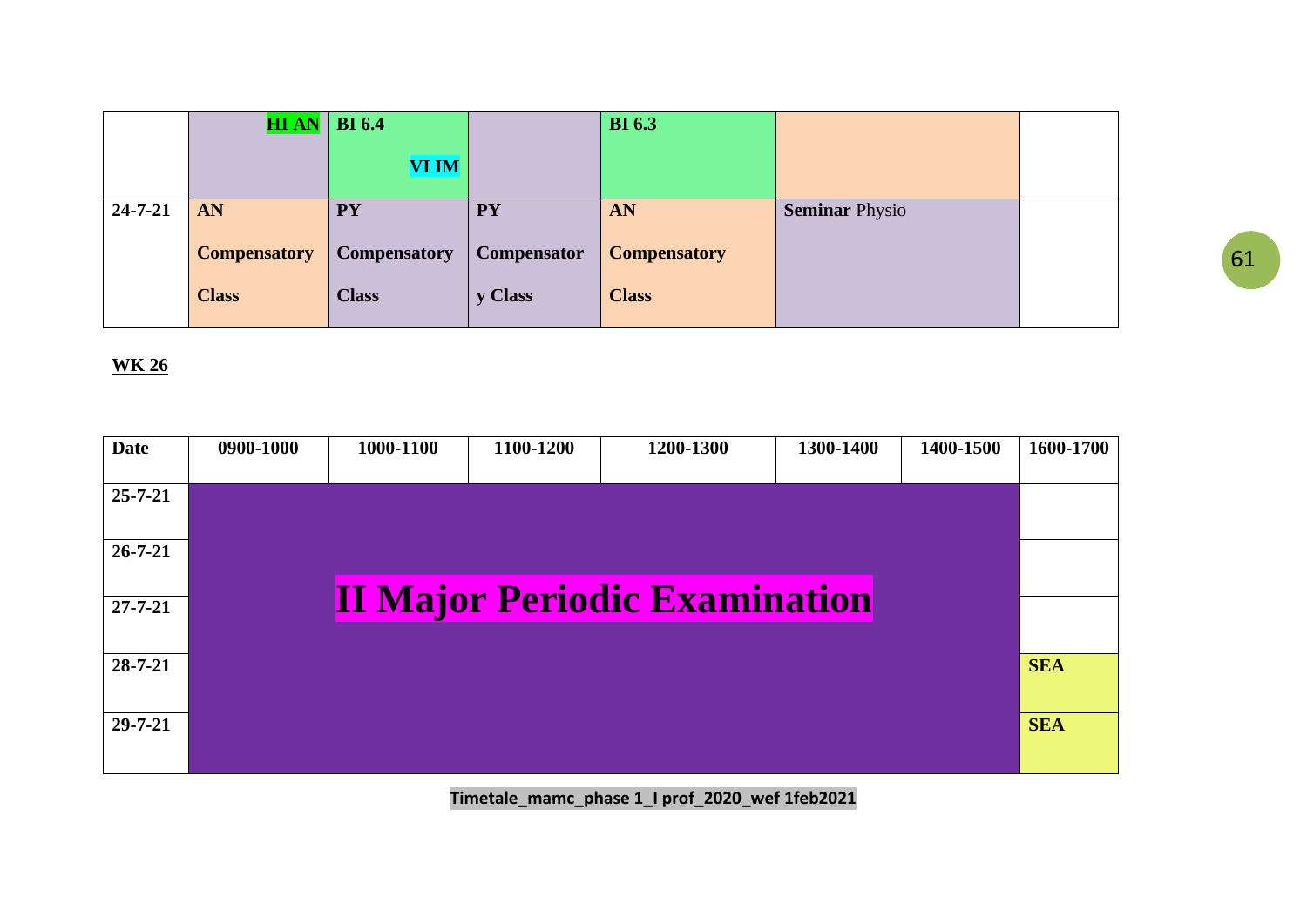| | | | | | | |
|---|---|---|---|---|---|---|
| | **HI AN** | **BI 6.4** **VI IM** | | **BI 6.3** | | |
| **24-7-21** | **AN Compensatory Class** | **PY Compensatory Class** | **PY Compensatory Class** | **AN Compensatory Class** | **Seminar** Physio | |

**WK 26**

| Date | 0900-1000 | 1000-1100 | 1100-1200 | 1200-1300 | 1300-1400 | 1400-1500 | 1600-1700 |
|---|---|---|---|---|---|---|---|
| 25-7-21 | **II Major Periodic Examination** | | | | | | |
| 26-7-21 | | | | | | | |
| 27-7-21 | | | | | | | |
| 28-7-21 | | | | | | | **SEA** |
| 29-7-21 | | | | | | | **SEA** |

**Timetale_mamc_phase 1_I prof_2020_wef 1feb2021**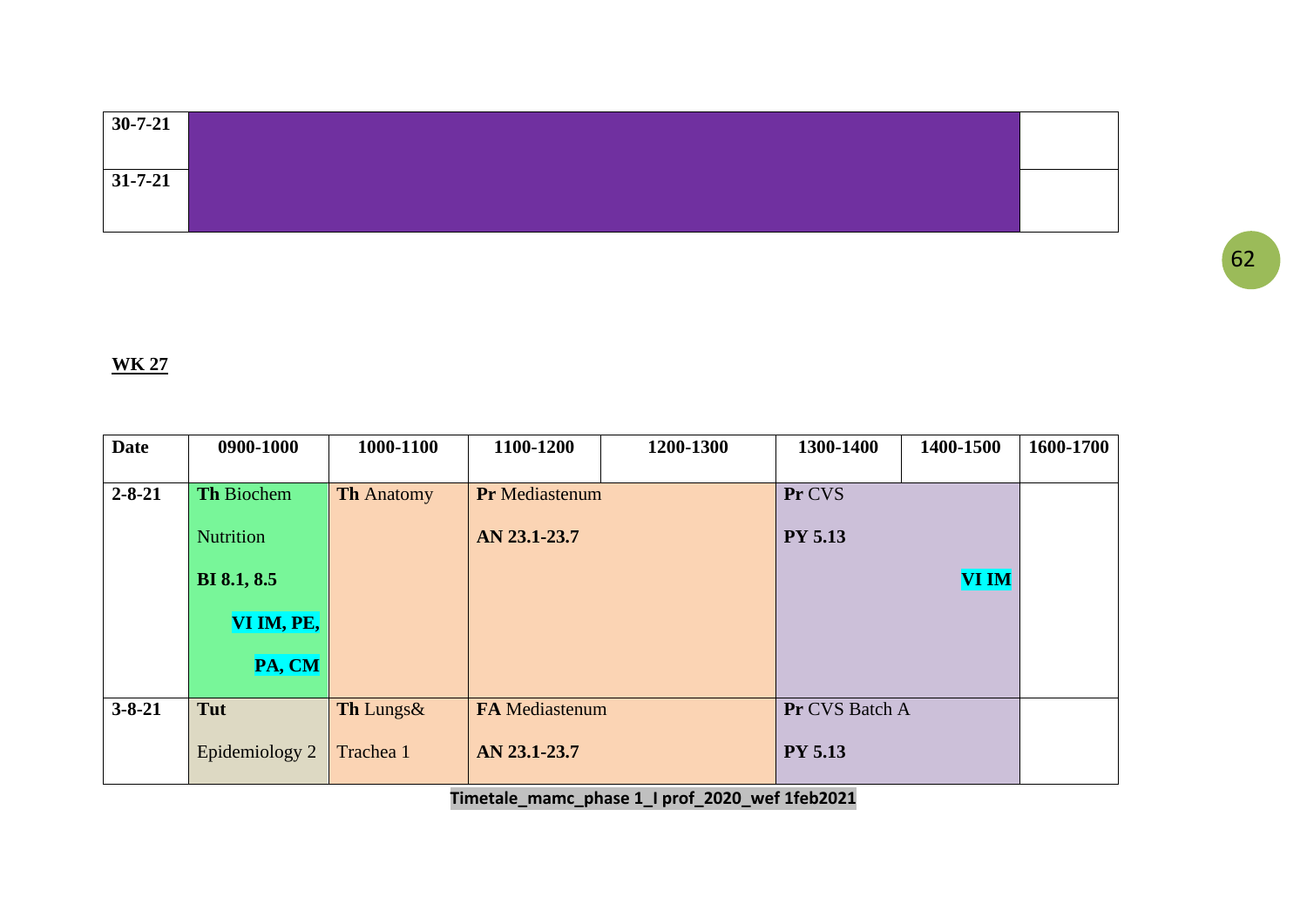| | | |
|---|---|---|
| 30-7-21 | | |
| 31-7-21 | | |

**WK 27**

| Date | 0900-1000 | 1000-1100 | 1100-1200 | 1200-1300 | 1300-1400 | 1400-1500 | 1600-1700 |
|---|---|---|---|---|---|---|---|
| 2-8-21 | **Th** Biochem Nutrition **BI 8.1, 8.5** **VI IM, PE, PA, CM** | **Th** Anatomy | **Pr** Mediastenum **AN 23.1-23.7** | | **Pr** CVS **PY 5.13** **VI IM** | | |
| 3-8-21 | **Tut** Epidemiology 2 | **Th** Lungs& Trachea 1 | **FA** Mediastenum **AN 23.1-23.7** | | **Pr** CVS Batch A **PY 5.13** | | |

**Timetale_mamc_phase 1_I prof_2020_wef 1feb2021**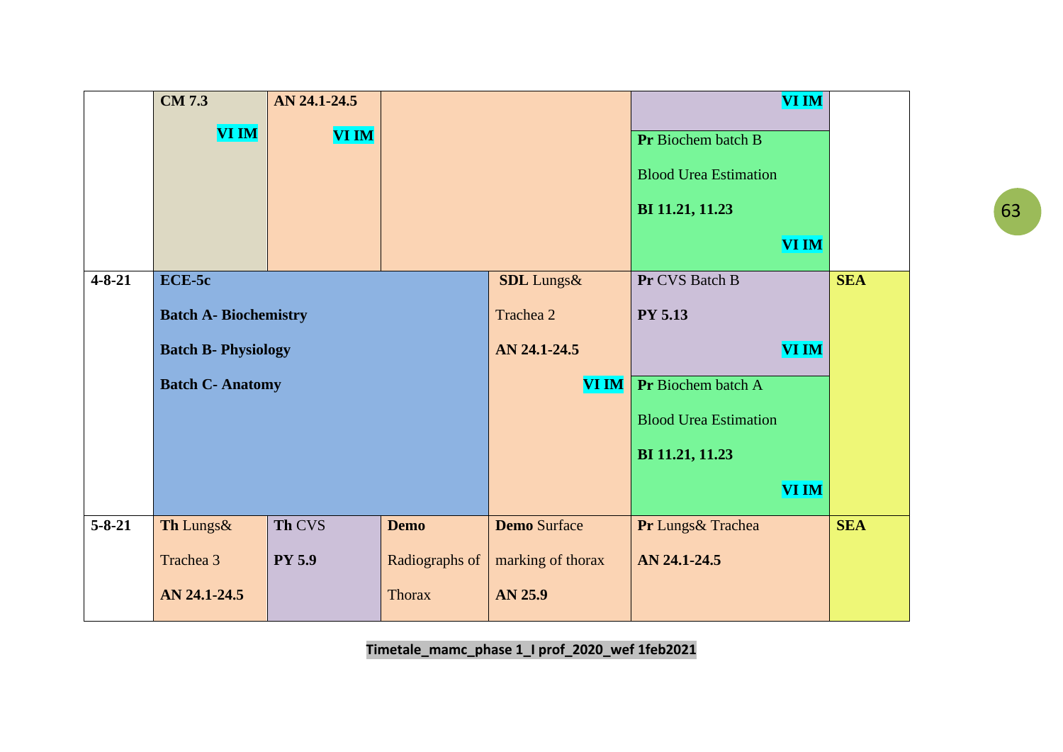| | | | | | | |
|---|---|---|---|---|---|---|
| | **CM 7.3** **VI IM** | **AN 24.1-24.5** **VI IM** | | | **VI IM** **Pr** Biochem batch B Blood Urea Estimation **BI 11.21, 11.23** **VI IM** | |
| **4-8-21** | **ECE-5c** **Batch A- Biochemistry** **Batch B- Physiology** **Batch C- Anatomy** | | | **SDL** Lungs& Trachea 2 **AN 24.1-24.5** **VI IM** | **Pr** CVS Batch B **PY 5.13** **VI IM** **Pr** Biochem batch A Blood Urea Estimation **BI 11.21, 11.23** **VI IM** | **SEA** |
| **5-8-21** | **Th** Lungs& Trachea 3 **AN 24.1-24.5** | **Th** CVS **PY 5.9** | **Demo** Radiographs of Thorax | **Demo** Surface marking of thorax **AN 25.9** | **Pr** Lungs& Trachea **AN 24.1-24.5** | **SEA** |

**Timetale_mamc_phase 1_I prof_2020_wef 1feb2021**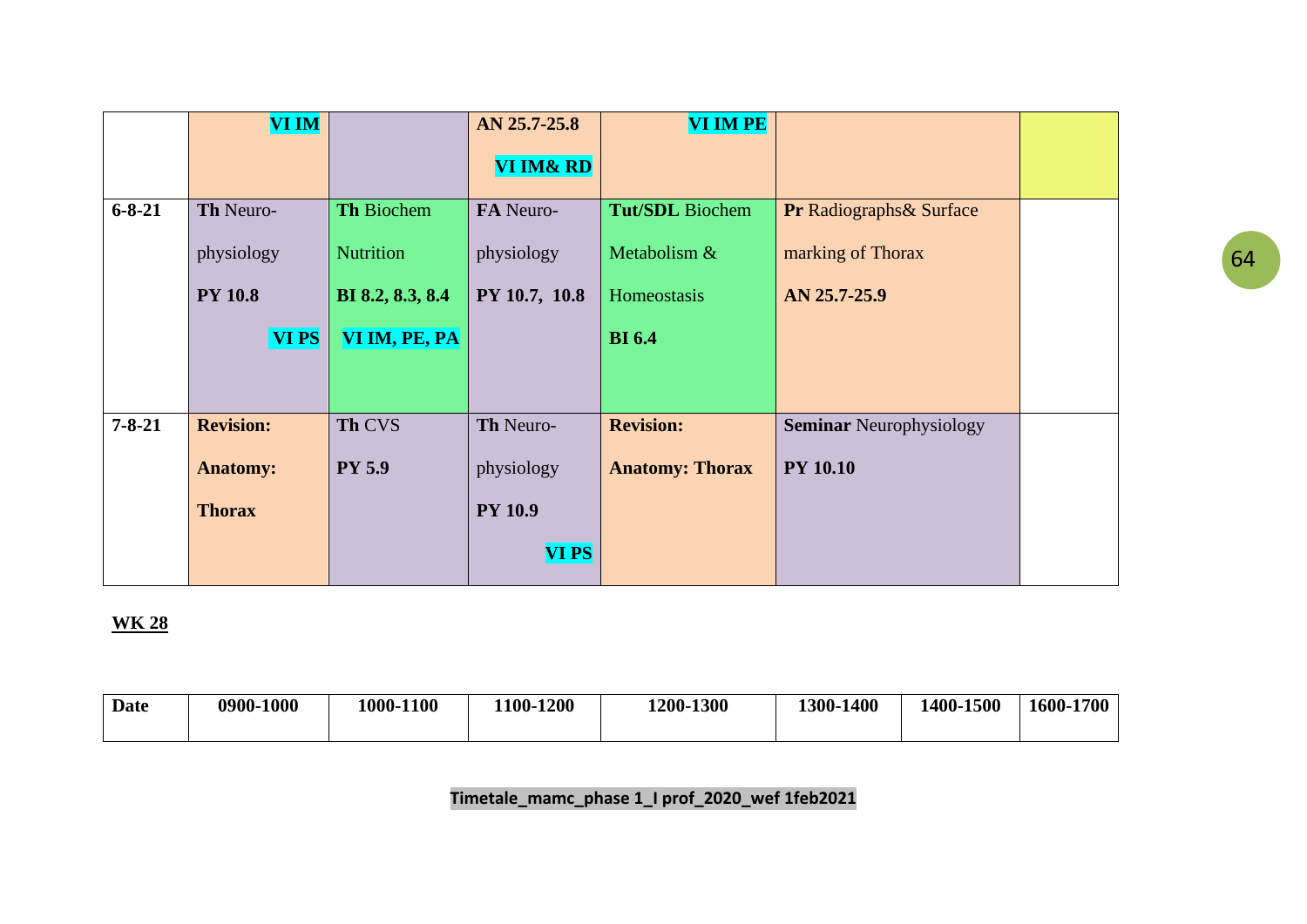| | | | | | | |
|---|---|---|---|---|---|---|
| | VI IM | | AN 25.7-25.8 VI IM& RD | VI IM PE | | |
| 6-8-21 | **Th** Neuro-physiology **PY 10.8** **VI PS** | **Th** Biochem Nutrition **BI 8.2, 8.3, 8.4** **VI IM, PE, PA** | **FA** Neuro-physiology **PY 10.7, 10.8** | **Tut/SDL** Biochem Metabolism & Homeostasis **BI 6.4** | **Pr** Radiographs& Surface marking of Thorax **AN 25.7-25.9** | |
| 7-8-21 | **Revision: Anatomy: Thorax** | **Th** CVS **PY 5.9** | **Th** Neuro-physiology **PY 10.9** **VI PS** | **Revision: Anatomy: Thorax** | **Seminar** Neurophysiology **PY 10.10** | |

**WK 28**

| Date | 0900-1000 | 1000-1100 | 1100-1200 | 1200-1300 | 1300-1400 | 1400-1500 | 1600-1700 |
|---|---|---|---|---|---|---|---|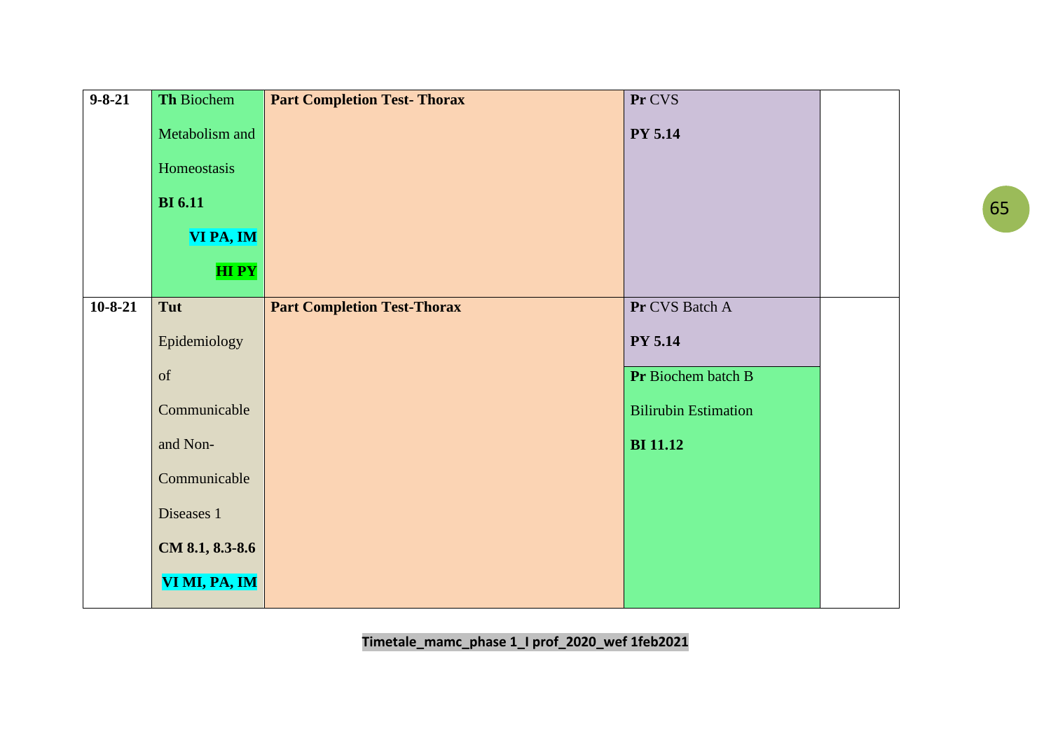| | | | | |
|---|---|---|---|---|
| **9-8-21** | **Th** Biochem Metabolism and Homeostasis **BI 6.11** **VI PA, IM** **HI PY** | **Part Completion Test- Thorax** | **Pr** CVS **PY 5.14** | |
| **10-8-21** | **Tut** Epidemiology of Communicable and Non-Communicable Diseases 1 **CM 8.1, 8.3-8.6** **VI MI, PA, IM** | **Part Completion Test-Thorax** | **Pr** CVS Batch A **PY 5.14** **Pr** Biochem batch B Bilirubin Estimation **BI 11.12** | |

**Timetale_mamc_phase 1_I prof_2020_wef 1feb2021**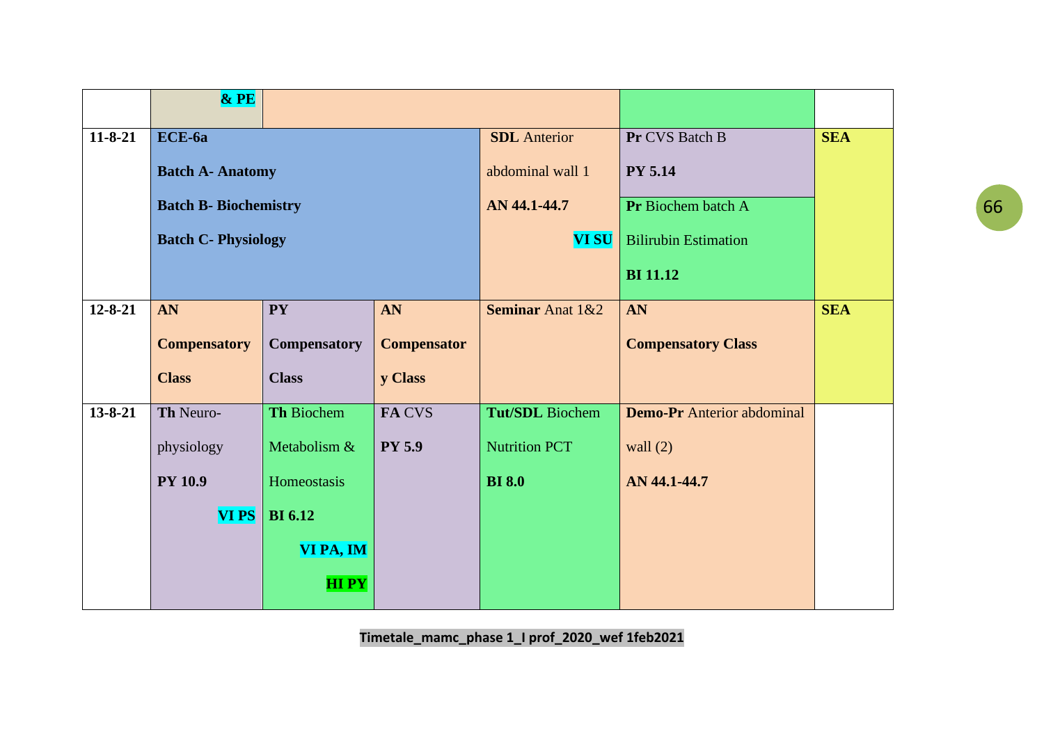| | | | | | | |
|---|---|---|---|---|---|---|
| | **& PE** | | | | | |
| **11-8-21** | **ECE-6a** **Batch A- Anatomy** **Batch B- Biochemistry** **Batch C- Physiology** | | | **SDL** Anterior abdominal wall 1 **AN 44.1-44.7** **VI SU** | **Pr** CVS Batch B **PY 5.14** / **Pr** Biochem batch A Bilirubin Estimation **BI 11.12** | **SEA** |
| **12-8-21** | **AN Compensatory Class** | **PY Compensatory Class** | **AN Compensatory Class** | **Seminar** Anat 1&2 | **AN Compensatory Class** | **SEA** |
| **13-8-21** | **Th** Neuro-physiology **PY 10.9** **VI PS** | **Th** Biochem Metabolism & Homeostasis **BI 6.12** **VI PA, IM** **HI PY** | **FA** CVS **PY 5.9** | **Tut/SDL** Biochem Nutrition PCT **BI 8.0** | **Demo-Pr** Anterior abdominal wall (2) **AN 44.1-44.7** | |

**Timetale_mamc_phase 1_I prof_2020_wef 1feb2021**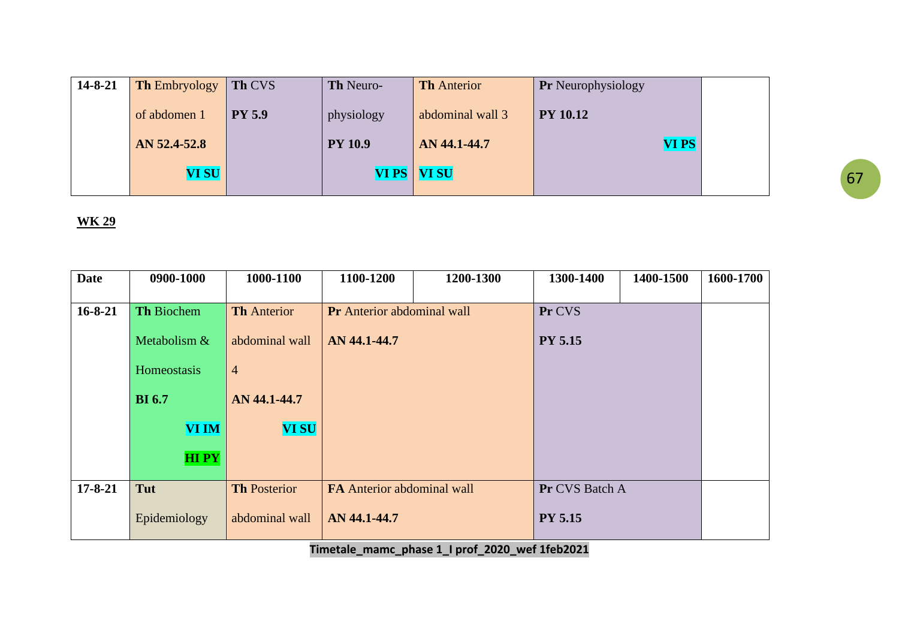| 14-8-21 | **Th** Embryology of abdomen 1 **AN 52.4-52.8** **VI SU** | **Th** CVS **PY 5.9** | **Th** Neuro-physiology **PY 10.9** **VI PS** | **Th** Anterior abdominal wall 3 **AN 44.1-44.7** **VI SU** | **Pr** Neurophysiology **PY 10.12** **VI PS** | | |
|---|---|---|---|---|---|---|---|

**WK 29**

| Date | 0900-1000 | 1000-1100 | 1100-1200 | 1200-1300 | 1300-1400 | 1400-1500 | 1600-1700 |
|---|---|---|---|---|---|---|---|
| 16-8-21 | **Th** Biochem Metabolism & Homeostasis **BI 6.7** **VI IM** **HI PY** | **Th** Anterior abdominal wall 4 **AN 44.1-44.7** **VI SU** | **Pr** Anterior abdominal wall **AN 44.1-44.7** | | **Pr** CVS **PY 5.15** | | |
| 17-8-21 | **Tut** Epidemiology | **Th** Posterior abdominal wall | **FA** Anterior abdominal wall **AN 44.1-44.7** | | **Pr** CVS Batch A **PY 5.15** | | |

**Timetale_mamc_phase 1_I prof_2020_wef 1feb2021**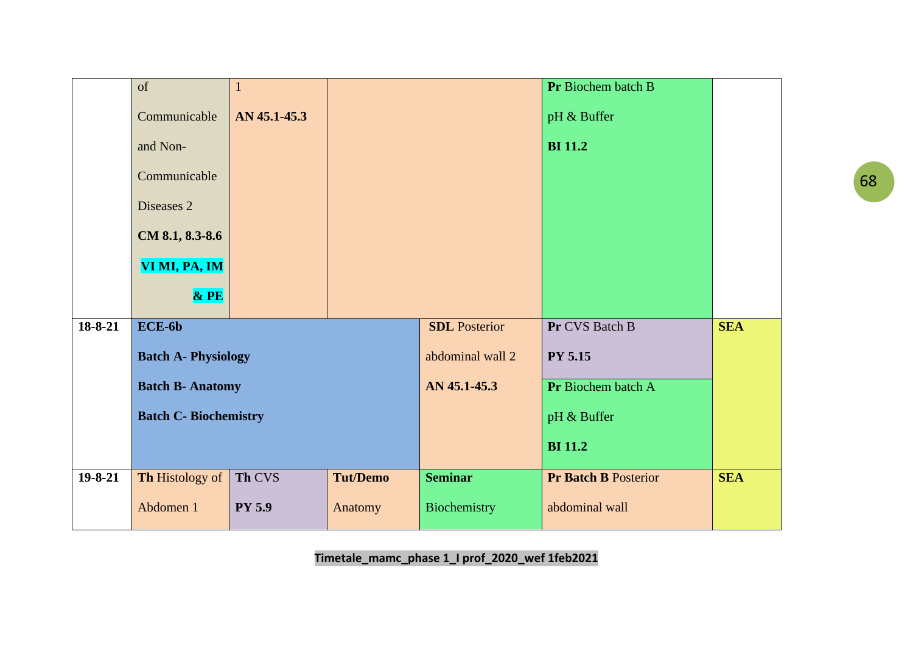|  |  |  |  |  |  |  |
|---|---|---|---|---|---|---|
|  | of Communicable and Non-Communicable Diseases 2 **CM 8.1, 8.3-8.6** **VI MI, PA, IM & PE** | 1 **AN 45.1-45.3** |  |  | **Pr** Biochem batch B pH & Buffer **BI 11.2** |  |
| **18-8-21** | **ECE-6b** **Batch A- Physiology** **Batch B- Anatomy** **Batch C- Biochemistry** |  |  | **SDL** Posterior abdominal wall 2 **AN 45.1-45.3** | **Pr** CVS Batch B **PY 5.15** **Pr** Biochem batch A pH & Buffer **BI 11.2** | **SEA** |
| **19-8-21** | **Th** Histology of Abdomen 1 | **Th** CVS **PY 5.9** | **Tut/Demo** Anatomy | **Seminar** Biochemistry | **Pr Batch B** Posterior abdominal wall | **SEA** |

Timetale_mamc_phase 1_I prof_2020_wef 1feb2021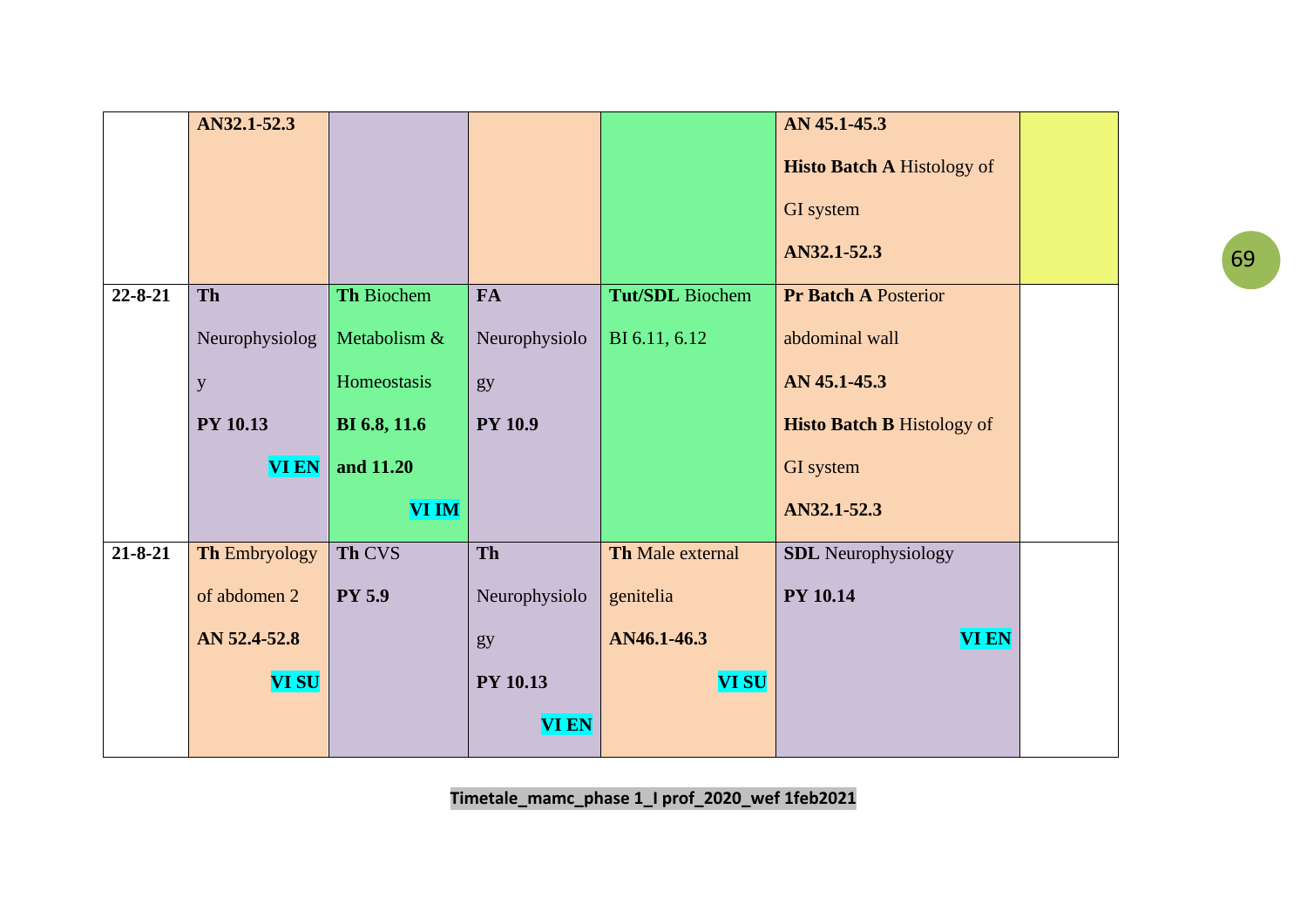| | | | | | | |
|---|---|---|---|---|---|---|
| | **AN32.1-52.3** | | | | **AN 45.1-45.3** **Histo Batch A** Histology of GI system **AN32.1-52.3** | |
| **22-8-21** | **Th** Neurophysiology **PY 10.13** **VI EN** | **Th** Biochem Metabolism & Homeostasis **BI 6.8, 11.6 and 11.20** **VI IM** | **FA** Neurophysiology **PY 10.9** | **Tut/SDL** Biochem BI 6.11, 6.12 | **Pr Batch A** Posterior abdominal wall **AN 45.1-45.3** **Histo Batch B** Histology of GI system **AN32.1-52.3** | |
| **21-8-21** | **Th** Embryology of abdomen 2 **AN 52.4-52.8** **VI SU** | **Th** CVS **PY 5.9** | **Th** Neurophysiology **PY 10.13** **VI EN** | **Th** Male external genitelia **AN46.1-46.3** **VI SU** | **SDL** Neurophysiology **PY 10.14** **VI EN** | |

**Timetale_mamc_phase 1_I prof_2020_wef 1feb2021**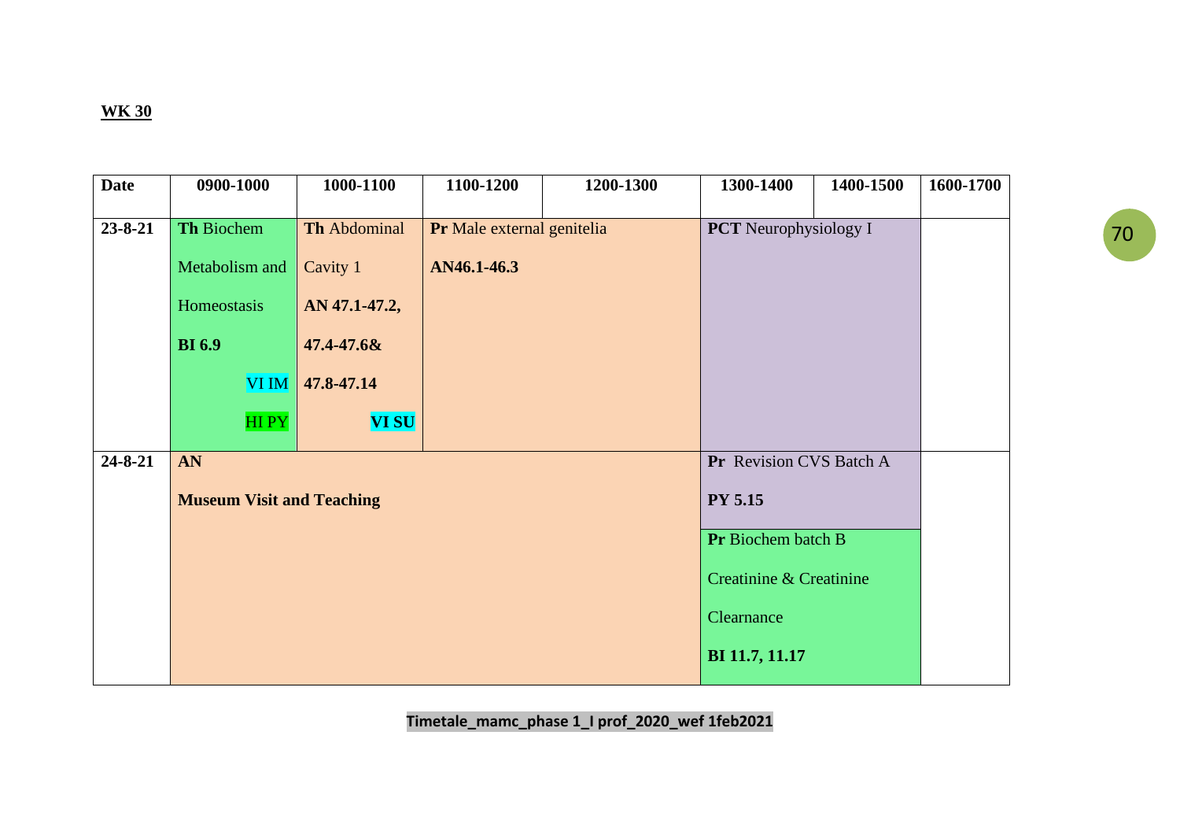**WK 30**

| Date | 0900-1000 | 1000-1100 | 1100-1200 | 1200-1300 | 1300-1400 | 1400-1500 | 1600-1700 |
|---|---|---|---|---|---|---|---|
| 23-8-21 | **Th** Biochem Metabolism and Homeostasis **BI 6.9** VI IM HI PY | **Th** Abdominal Cavity 1 **AN 47.1-47.2, 47.4-47.6& 47.8-47.14** **VI SU** | **Pr** Male external genitelia **AN46.1-46.3** | | **PCT** Neurophysiology I | | |
| 24-8-21 | **AN** **Museum Visit and Teaching** | | | | **Pr** Revision CVS Batch A **PY 5.15** / **Pr** Biochem batch B Creatinine & Creatinine Clearnance **BI 11.7, 11.17** | | |

**Timetale_mamc_phase 1_I prof_2020_wef 1feb2021**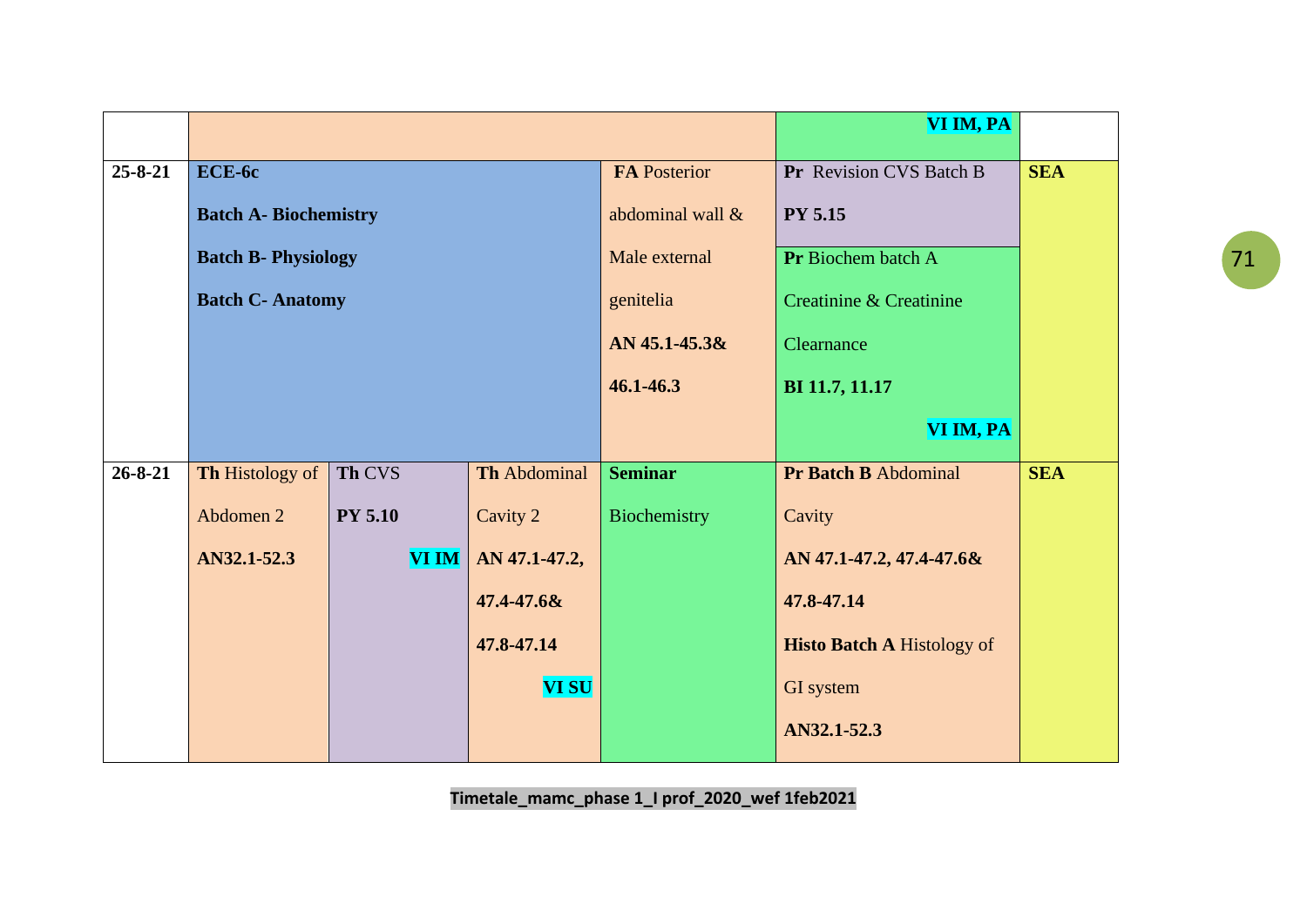| | | | | | | |
|---|---|---|---|---|---|---|
| | | | | | VI IM, PA | |
| 25-8-21 | **ECE-6c** **Batch A- Biochemistry** **Batch B- Physiology** **Batch C- Anatomy** | | | **FA** Posterior abdominal wall & Male external genitelia **AN 45.1-45.3& 46.1-46.3** | **Pr** Revision CVS Batch B **PY 5.15** **Pr** Biochem batch A Creatinine & Creatinine Clearnance **BI 11.7, 11.17** **VI IM, PA** | **SEA** |
| 26-8-21 | **Th** Histology of Abdomen 2 **AN32.1-52.3** | **Th** CVS **PY 5.10** **VI IM** | **Th** Abdominal Cavity 2 **AN 47.1-47.2, 47.4-47.6& 47.8-47.14** **VI SU** | **Seminar** Biochemistry | **Pr Batch B** Abdominal Cavity **AN 47.1-47.2, 47.4-47.6& 47.8-47.14** **Histo Batch A** Histology of GI system **AN32.1-52.3** | **SEA** |

**Timetale_mamc_phase 1_I prof_2020_wef 1feb2021**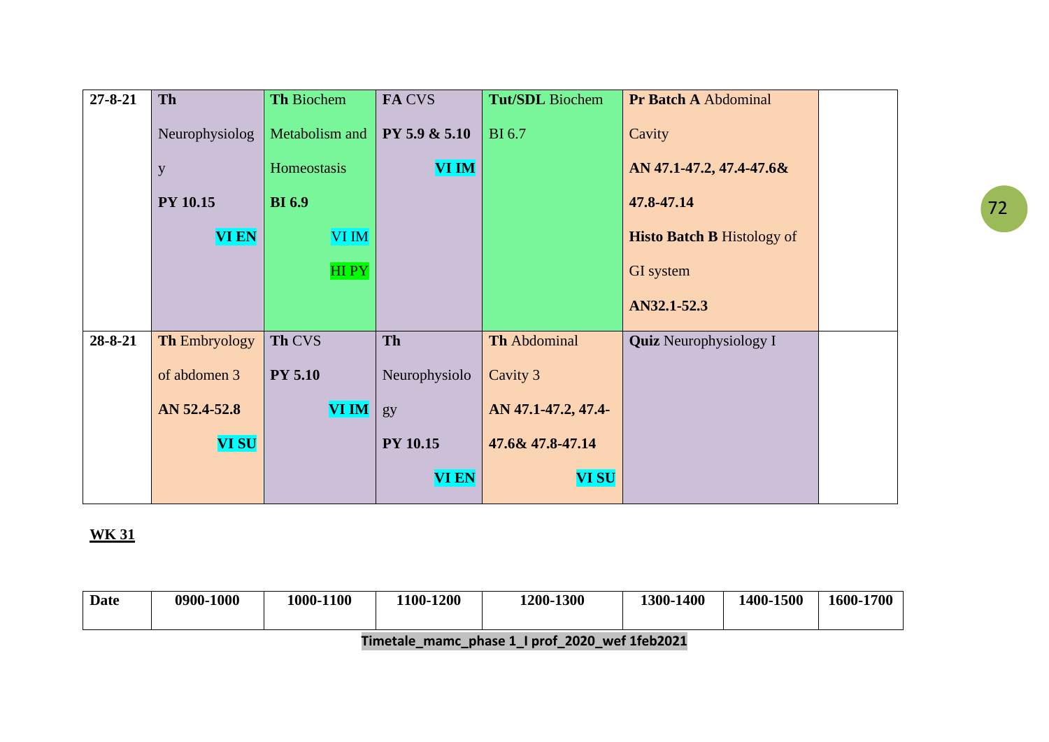| 27-8-21 | **Th** Neurophysiology **PY 10.15** **VI EN** | **Th** Biochem Metabolism and Homeostasis **BI 6.9** VI IM HI PY | **FA** CVS **PY 5.9 & 5.10** **VI IM** | **Tut/SDL** Biochem BI 6.7 | **Pr Batch A** Abdominal Cavity **AN 47.1-47.2, 47.4-47.6& 47.8-47.14** **Histo Batch B** Histology of GI system **AN32.1-52.3** | |
|---|---|---|---|---|---|---|
| 28-8-21 | **Th** Embryology of abdomen 3 **AN 52.4-52.8** **VI SU** | **Th** CVS **PY 5.10** **VI IM** | **Th** Neurophysiology **PY 10.15** **VI EN** | **Th** Abdominal Cavity 3 **AN 47.1-47.2, 47.4-47.6& 47.8-47.14** **VI SU** | **Quiz** Neurophysiology I | |

**WK 31**

| Date | 0900-1000 | 1000-1100 | 1100-1200 | 1200-1300 | 1300-1400 | 1400-1500 | 1600-1700 |
|---|---|---|---|---|---|---|---|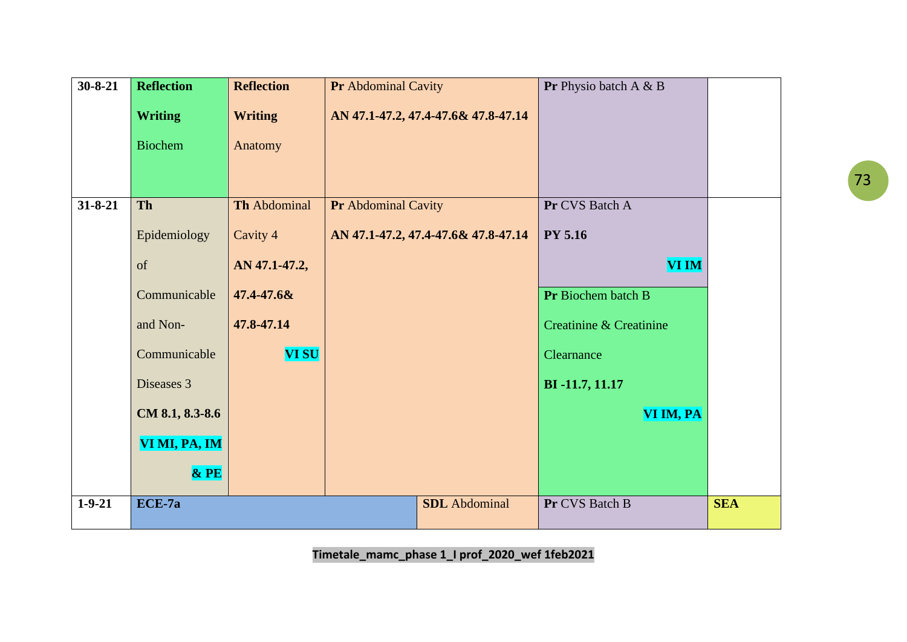| | | | | | | |
|---|---|---|---|---|---|---|
| **30-8-21** | **Reflection Writing** Biochem | **Reflection Writing** Anatomy | **Pr** Abdominal Cavity **AN 47.1-47.2, 47.4-47.6& 47.8-47.14** | | **Pr** Physio batch A & B | |
| **31-8-21** | **Th** Epidemiology of Communicable and Non-Communicable Diseases 3 **CM 8.1, 8.3-8.6** **VI MI, PA, IM & PE** | **Th** Abdominal Cavity 4 **AN 47.1-47.2, 47.4-47.6& 47.8-47.14** **VI SU** | **Pr** Abdominal Cavity **AN 47.1-47.2, 47.4-47.6& 47.8-47.14** | | **Pr** CVS Batch A **PY 5.16** **VI IM** / **Pr** Biochem batch B Creatinine & Creatinine Clearnance **BI -11.7, 11.17** **VI IM, PA** | |
| **1-9-21** | **ECE-7a** | | | **SDL** Abdominal | **Pr** CVS Batch B | **SEA** |

**Timetale_mamc_phase 1_I prof_2020_wef 1feb2021**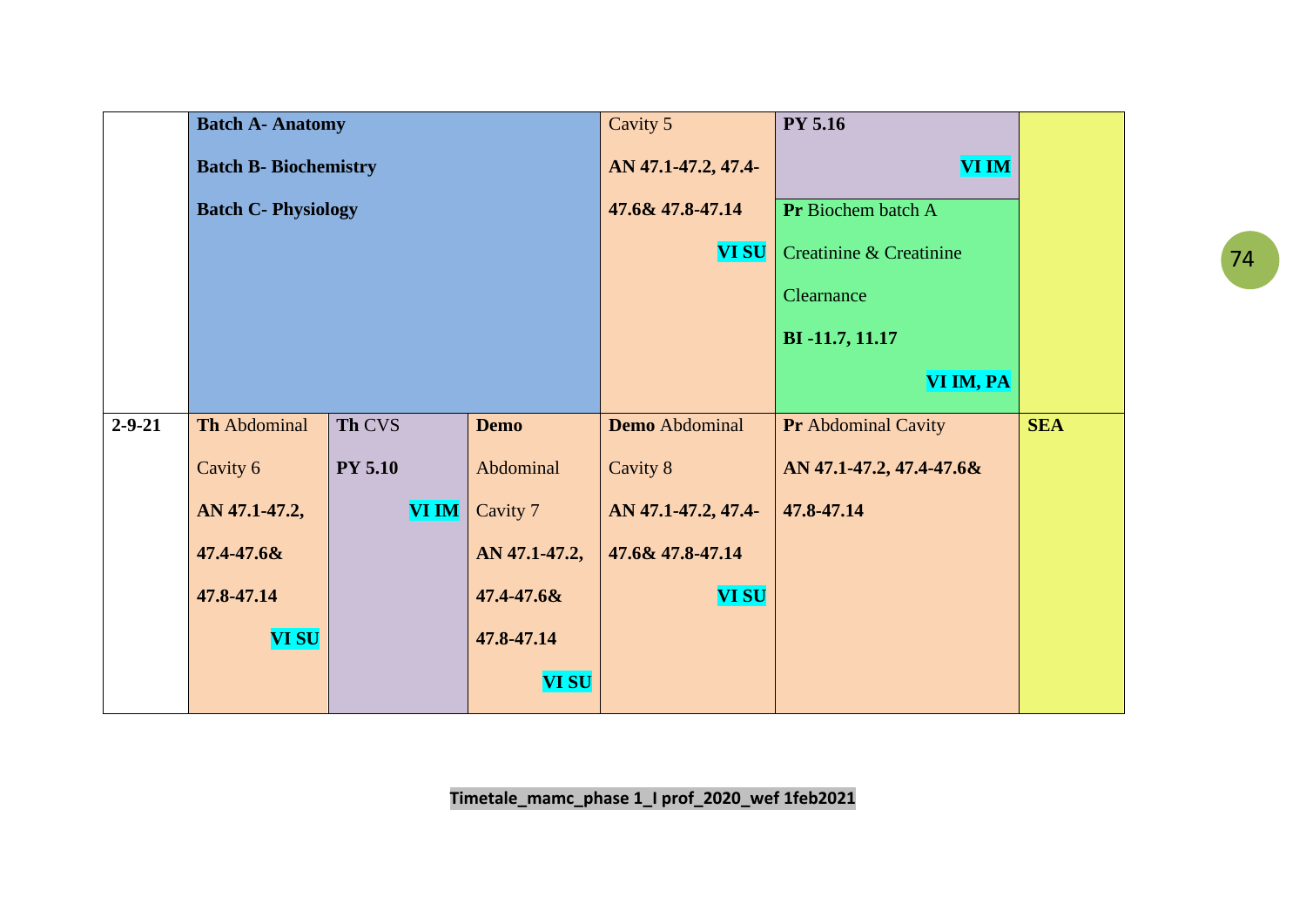| | | | | | | |
|---|---|---|---|---|---|---|
| | **Batch A- Anatomy** **Batch B- Biochemistry** **Batch C- Physiology** | | | Cavity 5 **AN 47.1-47.2, 47.4-47.6& 47.8-47.14** **VI SU** | **PY 5.16** **VI IM** / **Pr** Biochem batch A Creatinine & Creatinine Clearnance **BI -11.7, 11.17** **VI IM, PA** | |
| **2-9-21** | **Th** Abdominal Cavity 6 **AN 47.1-47.2, 47.4-47.6& 47.8-47.14** **VI SU** | **Th** CVS **PY 5.10** **VI IM** | **Demo** Abdominal Cavity 7 **AN 47.1-47.2, 47.4-47.6& 47.8-47.14** **VI SU** | **Demo** Abdominal Cavity 8 **AN 47.1-47.2, 47.4-47.6& 47.8-47.14** **VI SU** | **Pr** Abdominal Cavity **AN 47.1-47.2, 47.4-47.6& 47.8-47.14** | **SEA** |

Timetale_mamc_phase 1_I prof_2020_wef 1feb2021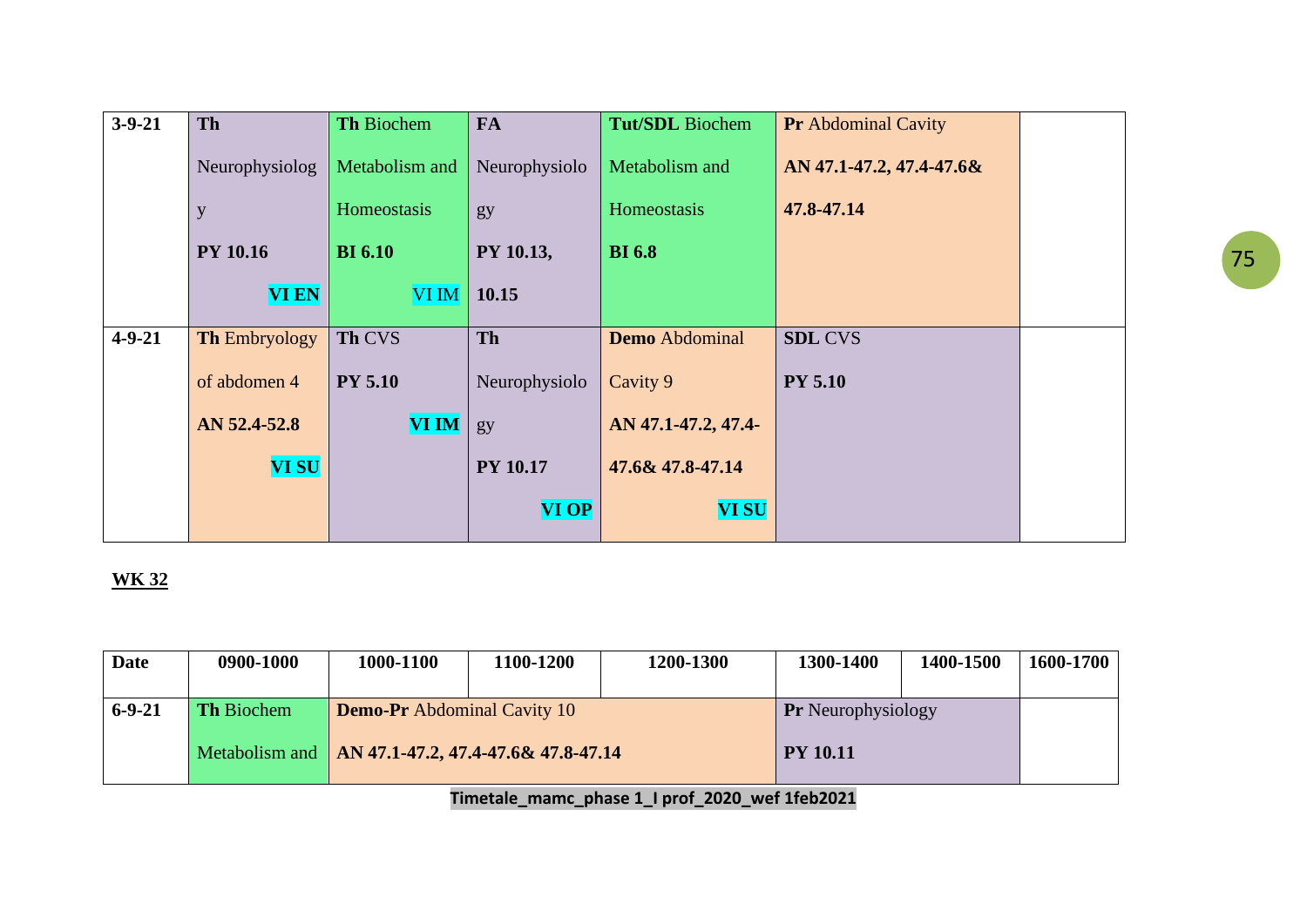| | | | | | | |
|---|---|---|---|---|---|---|
| 3-9-21 | **Th** Neurophysiology **PY 10.16** **VI EN** | **Th** Biochem Metabolism and Homeostasis **BI 6.10** VI IM | **FA** Neurophysiology **PY 10.13, 10.15** | **Tut/SDL** Biochem Metabolism and Homeostasis **BI 6.8** | **Pr** Abdominal Cavity **AN 47.1-47.2, 47.4-47.6& 47.8-47.14** | |
| 4-9-21 | **Th** Embryology of abdomen 4 **AN 52.4-52.8** **VI SU** | **Th** CVS **PY 5.10** **VI IM** | **Th** Neurophysiology **PY 10.17** **VI OP** | **Demo** Abdominal Cavity 9 **AN 47.1-47.2, 47.4-47.6& 47.8-47.14** **VI SU** | **SDL** CVS **PY 5.10** | |

**WK 32**

| Date | 0900-1000 | 1000-1100 | 1100-1200 | 1200-1300 | 1300-1400 | 1400-1500 | 1600-1700 |
|---|---|---|---|---|---|---|---|
| 6-9-21 | **Th** Biochem Metabolism and | **Demo-Pr** Abdominal Cavity 10 **AN 47.1-47.2, 47.4-47.6& 47.8-47.14** | | | **Pr** Neurophysiology **PY 10.11** | | |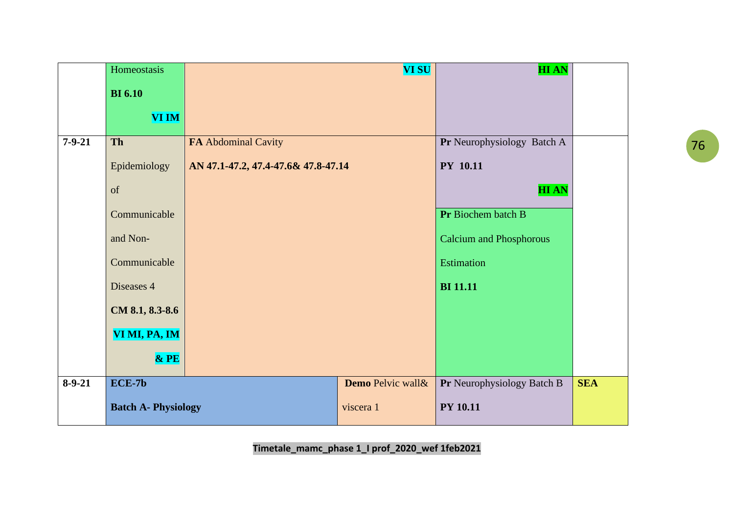| | | | | | |
|---|---|---|---|---|---|
| | Homeostasis **BI 6.10** **VI IM** | **VI SU** | | **HI AN** | |
| **7-9-21** | **Th** Epidemiology of Communicable and Non-Communicable Diseases 4 **CM 8.1, 8.3-8.6** **VI MI, PA, IM & PE** | **FA** Abdominal Cavity **AN 47.1-47.2, 47.4-47.6& 47.8-47.14** | | **Pr** Neurophysiology Batch A **PY 10.11** **HI AN** / **Pr** Biochem batch B Calcium and Phosphorous Estimation **BI 11.11** | |
| **8-9-21** | **ECE-7b** **Batch A- Physiology** | | **Demo** Pelvic wall& viscera 1 | **Pr** Neurophysiology Batch B **PY 10.11** | **SEA** |

**Timetale_mamc_phase 1_I prof_2020_wef 1feb2021**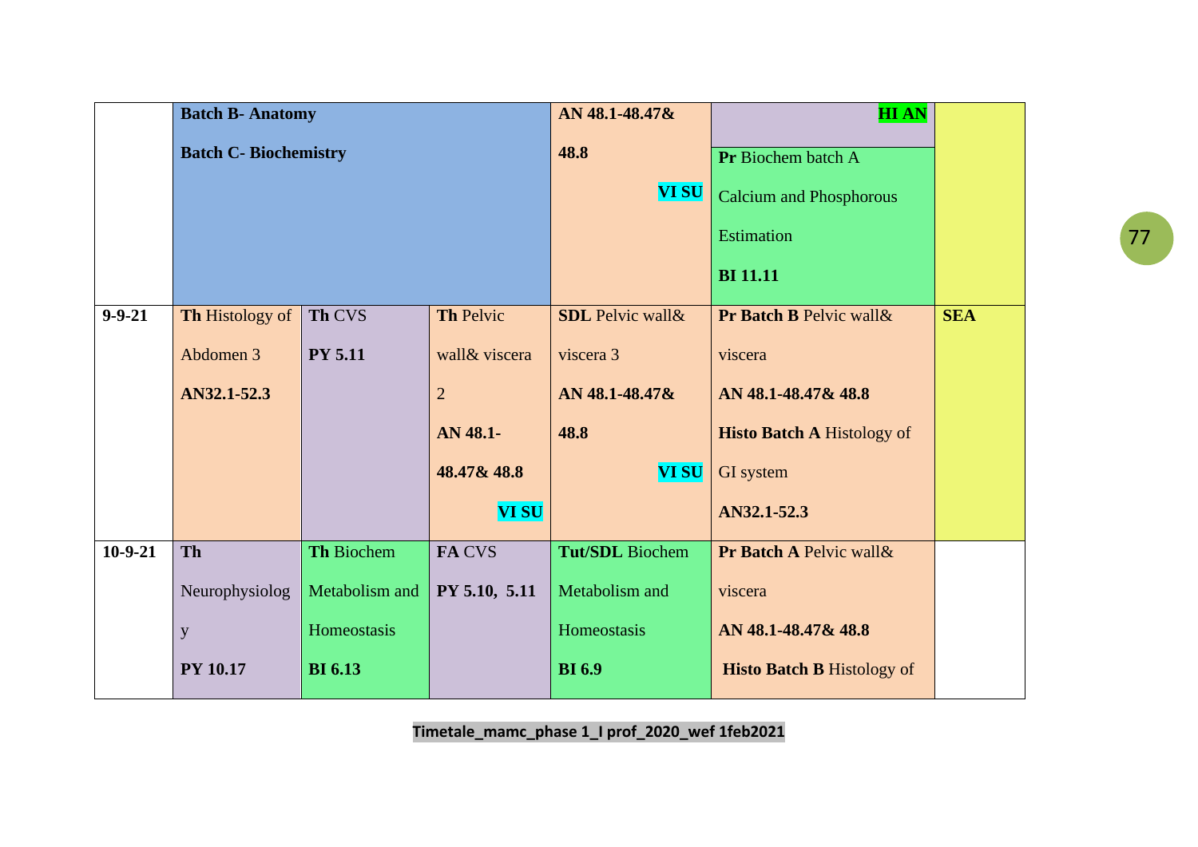| | | | | | | |
|---|---|---|---|---|---|---|
| | **Batch B- Anatomy** **Batch C- Biochemistry** | | | **AN 48.1-48.47& 48.8** **VI SU** | **HI AN** **Pr** Biochem batch A Calcium and Phosphorous Estimation **BI 11.11** | |
| **9-9-21** | **Th** Histology of Abdomen 3 **AN32.1-52.3** | **Th** CVS **PY 5.11** | **Th** Pelvic wall& viscera 2 **AN 48.1-48.47& 48.8** **VI SU** | **SDL** Pelvic wall& viscera 3 **AN 48.1-48.47& 48.8** **VI SU** | **Pr Batch B** Pelvic wall& viscera **AN 48.1-48.47& 48.8** **Histo Batch A** Histology of GI system **AN32.1-52.3** | **SEA** |
| **10-9-21** | **Th** Neurophysiology **PY 10.17** | **Th** Biochem Metabolism and Homeostasis **BI 6.13** | **FA** CVS **PY 5.10, 5.11** | **Tut/SDL** Biochem Metabolism and Homeostasis **BI 6.9** | **Pr Batch A** Pelvic wall& viscera **AN 48.1-48.47& 48.8** **Histo Batch B** Histology of | |

Timetale_mamc_phase 1_I prof_2020_wef 1feb2021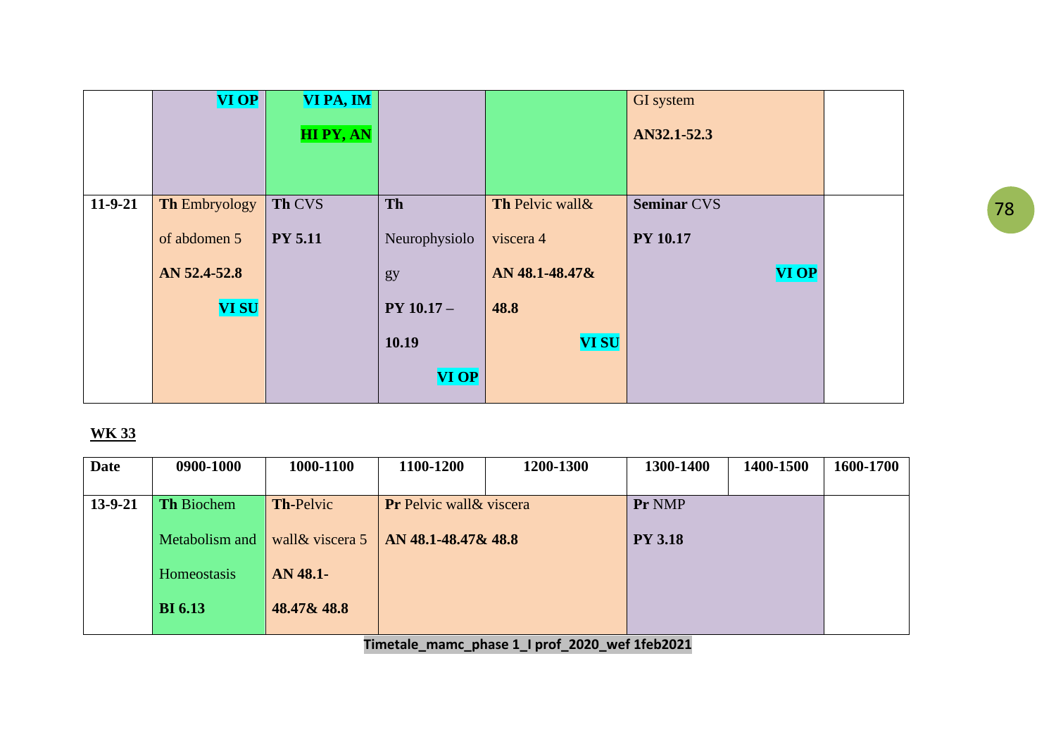| | | | | | | |
|---|---|---|---|---|---|---|
| | **VI OP** | **VI PA, IM** **HI PY, AN** | | | GI system **AN32.1-52.3** | |
| **11-9-21** | **Th** Embryology of abdomen 5 **AN 52.4-52.8** **VI SU** | **Th** CVS **PY 5.11** | **Th** Neurophysiology **PY 10.17 – 10.19** **VI OP** | **Th** Pelvic wall& viscera 4 **AN 48.1-48.47& 48.8** **VI SU** | **Seminar** CVS **PY 10.17** **VI OP** | |

**WK 33**

| Date | 0900-1000 | 1000-1100 | 1100-1200 | 1200-1300 | 1300-1400 | 1400-1500 | 1600-1700 |
|---|---|---|---|---|---|---|---|
| **13-9-21** | **Th** Biochem Metabolism and Homeostasis **BI 6.13** | **Th**-Pelvic wall& viscera 5 **AN 48.1-48.47& 48.8** | **Pr** Pelvic wall& viscera **AN 48.1-48.47& 48.8** | | **Pr** NMP **PY 3.18** | | |

Timetale_mamc_phase 1_I prof_2020_wef 1feb2021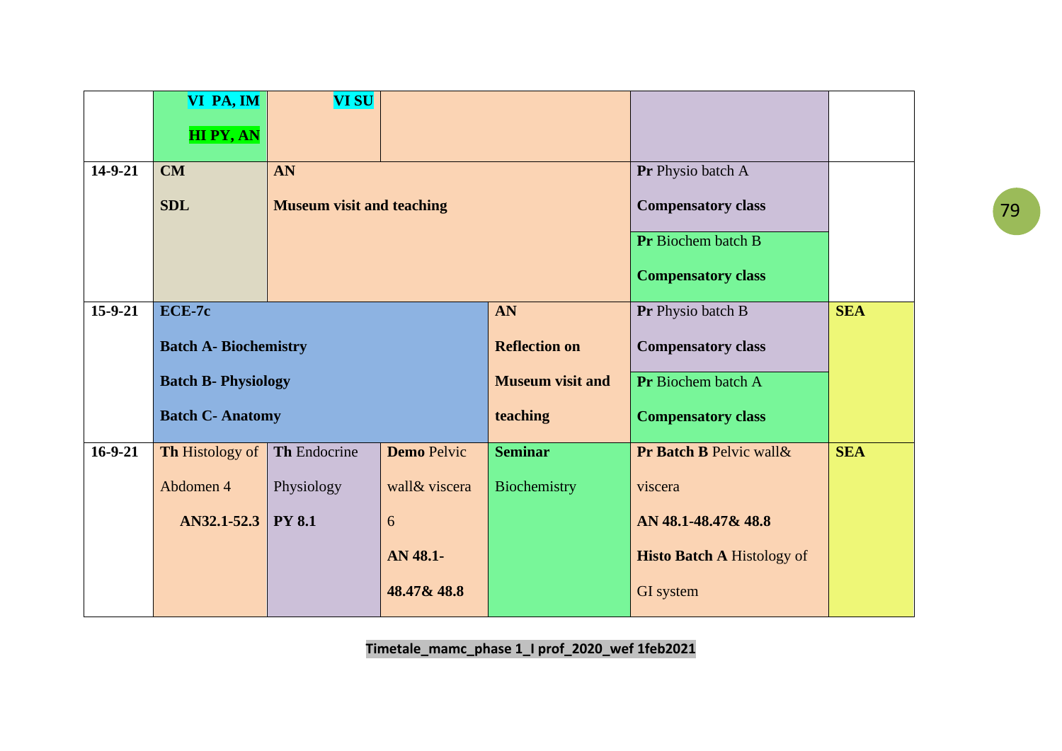| | | | | | |
|---|---|---|---|---|---|
| | **VI PA, IM** **HI PY, AN** | **VI SU** | | | |
| **14-9-21** | **CM** **SDL** | **AN** **Museum visit and teaching** | | **Pr** Physio batch A **Compensatory class** **Pr** Biochem batch B **Compensatory class** | |
| **15-9-21** | **ECE-7c** **Batch A- Biochemistry** **Batch B- Physiology** **Batch C- Anatomy** | | **AN** **Reflection on Museum visit and teaching** | **Pr** Physio batch B **Compensatory class** **Pr** Biochem batch A **Compensatory class** | **SEA** |
| **16-9-21** | **Th** Histology of Abdomen 4 **AN32.1-52.3** | **Th** Endocrine Physiology **PY 8.1** | **Demo** Pelvic wall& viscera 6 **AN 48.1-48.47& 48.8** | **Seminar** Biochemistry | **Pr Batch B** Pelvic wall& viscera **AN 48.1-48.47& 48.8** **Histo Batch A** Histology of GI system | **SEA** |

Timetale_mamc_phase 1_I prof_2020_wef 1feb2021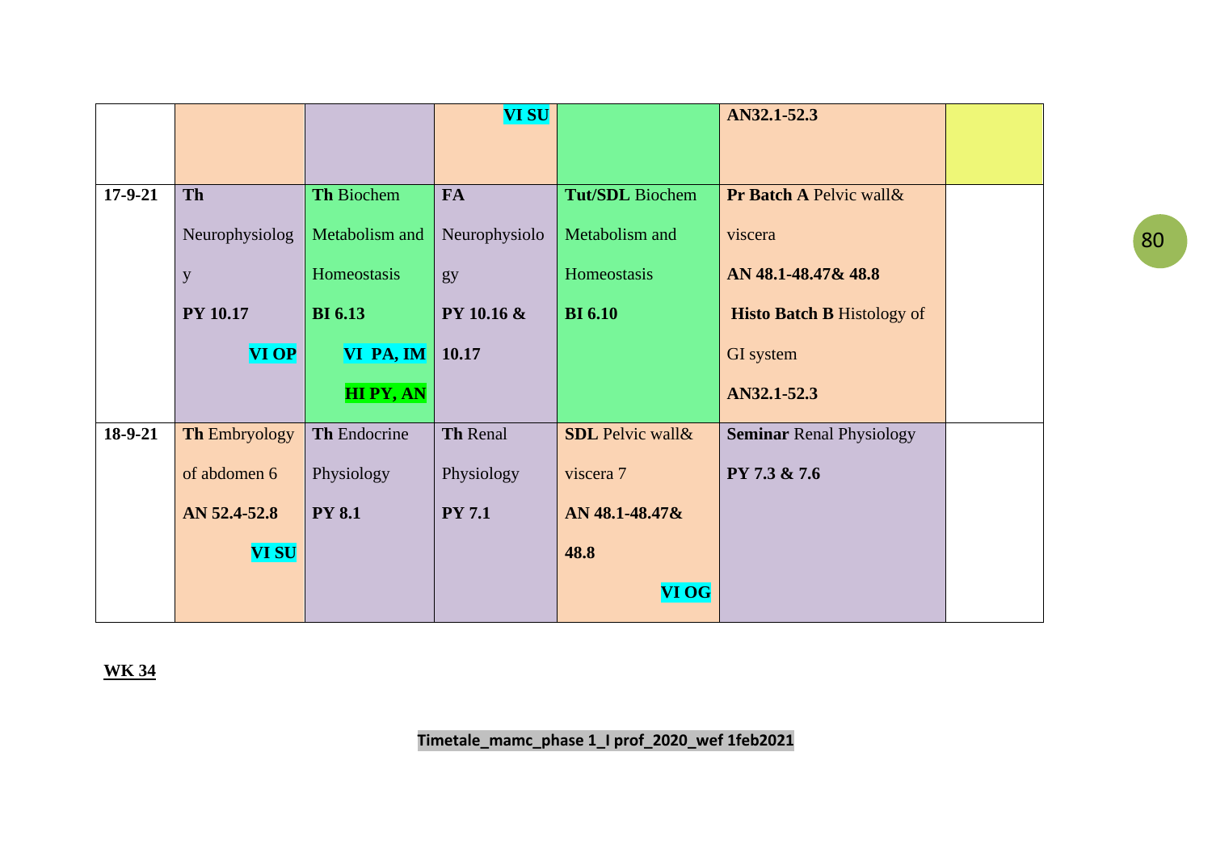|  |  |  |  |  |  |  |
|---|---|---|---|---|---|---|
|  |  |  | VI SU |  | AN32.1-52.3 |  |
| 17-9-21 | **Th** Neurophysiology **PY 10.17** **VI OP** | **Th** Biochem Metabolism and Homeostasis **BI 6.13** **VI PA, IM** **HI PY, AN** | **FA** Neurophysiology **PY 10.16 & 10.17** | **Tut/SDL** Biochem Metabolism and Homeostasis **BI 6.10** | **Pr Batch A** Pelvic wall& viscera **AN 48.1-48.47& 48.8** **Histo Batch B** Histology of GI system **AN32.1-52.3** |  |
| 18-9-21 | **Th** Embryology of abdomen 6 **AN 52.4-52.8** **VI SU** | **Th** Endocrine Physiology **PY 8.1** | **Th** Renal Physiology **PY 7.1** | **SDL** Pelvic wall& viscera 7 **AN 48.1-48.47& 48.8** **VI OG** | **Seminar** Renal Physiology **PY 7.3 & 7.6** |  |

**WK 34**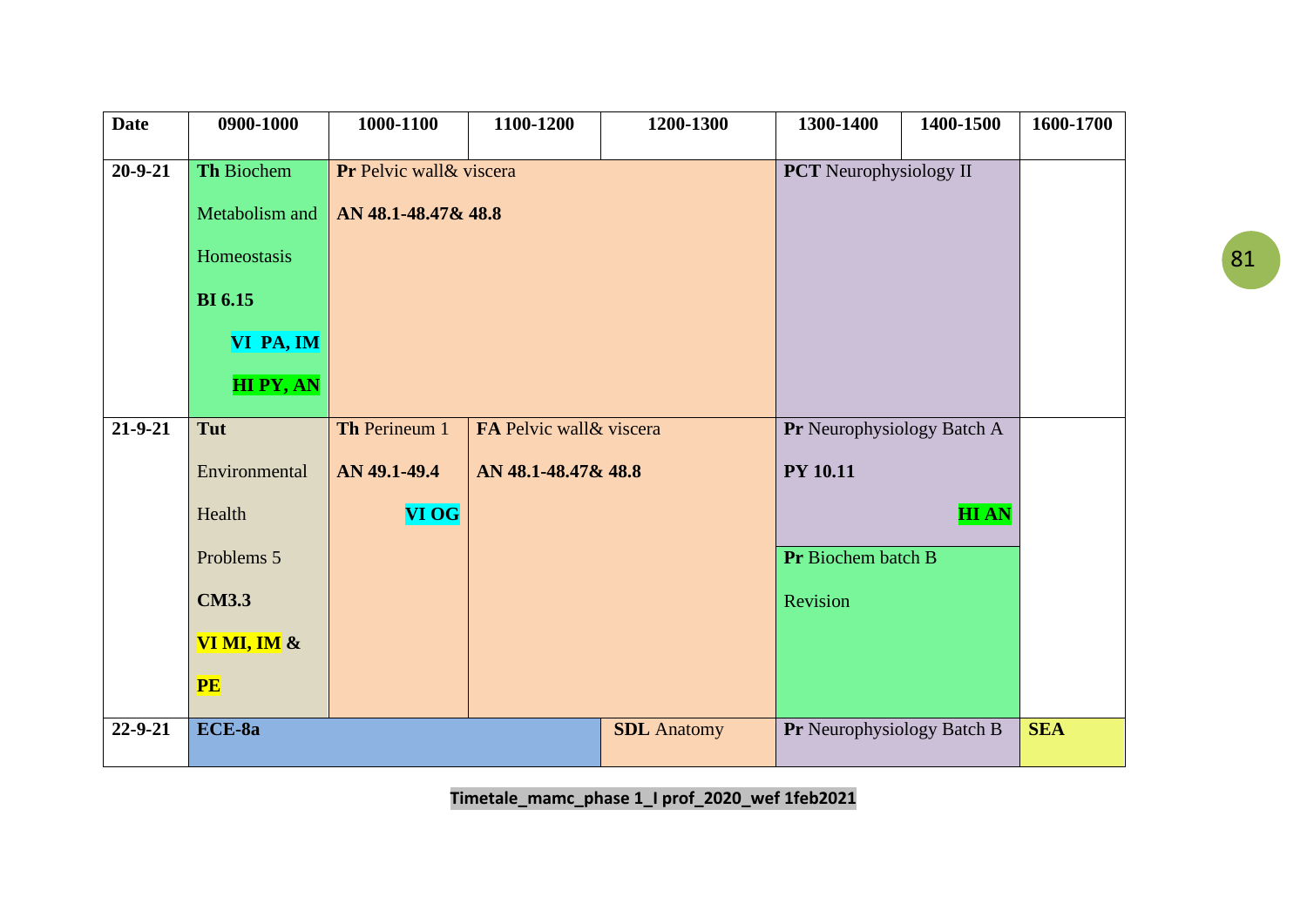| Date | 0900-1000 | 1000-1100 | 1100-1200 | 1200-1300 | 1300-1400 | 1400-1500 | 1600-1700 |
|---|---|---|---|---|---|---|---|
| 20-9-21 | **Th** Biochem Metabolism and Homeostasis **BI 6.15** **VI PA, IM** **HI PY, AN** | **Pr** Pelvic wall& viscera **AN 48.1-48.47& 48.8** | | | **PCT** Neurophysiology II | | |
| 21-9-21 | **Tut** Environmental Health Problems 5 **CM3.3** **VI MI, IM** **&** **PE** | **Th** Perineum 1 **AN 49.1-49.4** **VI OG** | **FA** Pelvic wall& viscera **AN 48.1-48.47& 48.8** | | **Pr** Neurophysiology Batch A **PY 10.11** **HI AN** / **Pr** Biochem batch B Revision | | |
| 22-9-21 | **ECE-8a** | | | **SDL** Anatomy | **Pr** Neurophysiology Batch B | | **SEA** |

**Timetale_mamc_phase 1_I prof_2020_wef 1feb2021**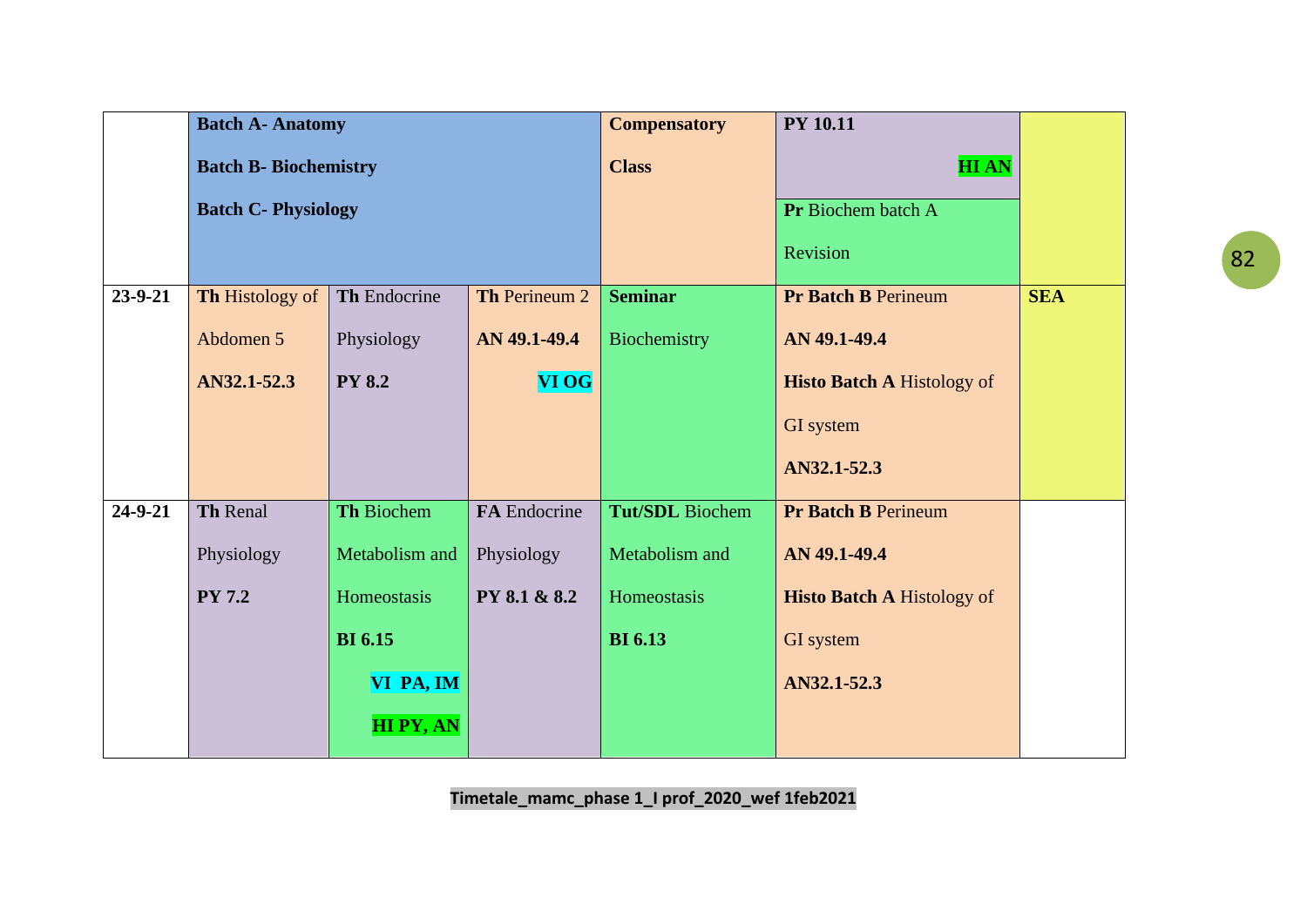| | | | | | | |
|---|---|---|---|---|---|---|
| | **Batch A- Anatomy** **Batch B- Biochemistry** **Batch C- Physiology** | | | **Compensatory Class** | **PY 10.11** **HI AN** / **Pr** Biochem batch A Revision | |
| **23-9-21** | **Th** Histology of Abdomen 5 **AN32.1-52.3** | **Th** Endocrine Physiology **PY 8.2** | **Th** Perineum 2 **AN 49.1-49.4** **VI OG** | **Seminar** Biochemistry | **Pr Batch B** Perineum **AN 49.1-49.4** **Histo Batch A** Histology of GI system **AN32.1-52.3** | **SEA** |
| **24-9-21** | **Th** Renal Physiology **PY 7.2** | **Th** Biochem Metabolism and Homeostasis **BI 6.15** **VI PA, IM** **HI PY, AN** | **FA** Endocrine Physiology **PY 8.1 & 8.2** | **Tut/SDL** Biochem Metabolism and Homeostasis **BI 6.13** | **Pr Batch B** Perineum **AN 49.1-49.4** **Histo Batch A** Histology of GI system **AN32.1-52.3** | |

Timetale_mamc_phase 1_I prof_2020_wef 1feb2021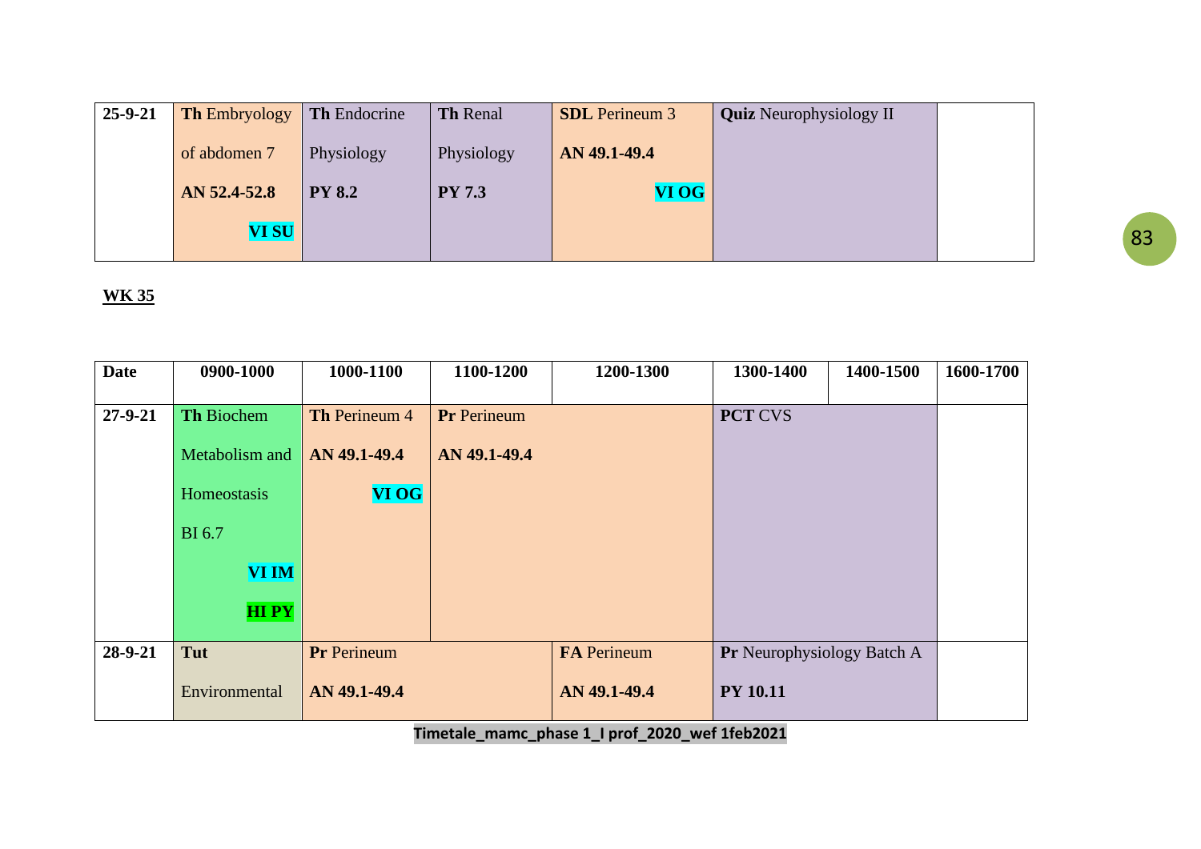| 25-9-21 | **Th** Embryology of abdomen 7 **AN 52.4-52.8** **VI SU** | **Th** Endocrine Physiology **PY 8.2** | **Th** Renal Physiology **PY 7.3** | **SDL** Perineum 3 **AN 49.1-49.4** **VI OG** | **Quiz** Neurophysiology II | |
|---|---|---|---|---|---|---|

**WK 35**

| Date | 0900-1000 | 1000-1100 | 1100-1200 | 1200-1300 | 1300-1400 | 1400-1500 | 1600-1700 |
|---|---|---|---|---|---|---|---|
| 27-9-21 | **Th** Biochem Metabolism and Homeostasis BI 6.7 **VI IM** **HI PY** | **Th** Perineum 4 **AN 49.1-49.4** **VI OG** | **Pr** Perineum **AN 49.1-49.4** | | **PCT** CVS | | |
| 28-9-21 | **Tut** Environmental | **Pr** Perineum **AN 49.1-49.4** | | **FA** Perineum **AN 49.1-49.4** | **Pr** Neurophysiology Batch A **PY 10.11** | | |

Timetale_mamc_phase 1_I prof_2020_wef 1feb2021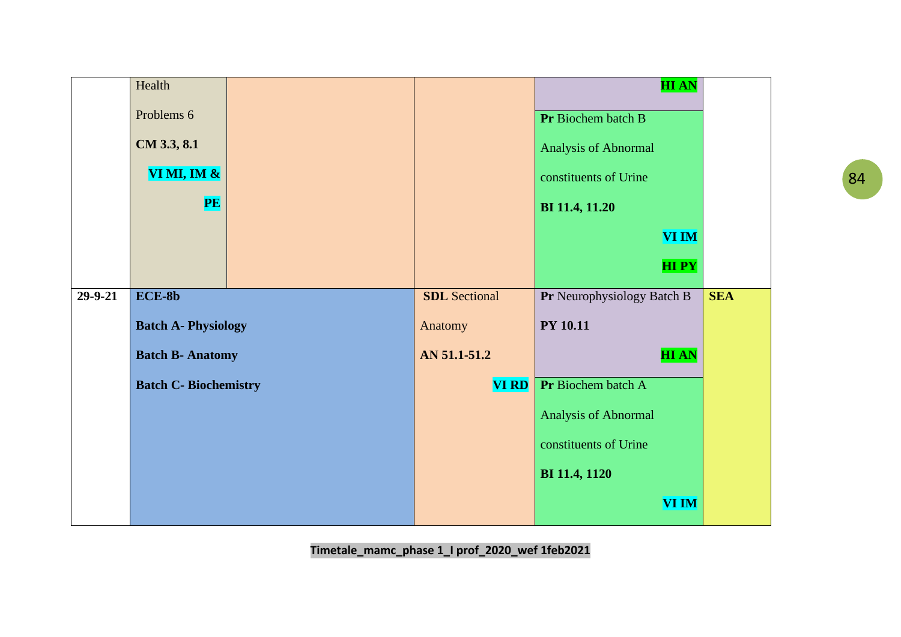| | | | | | |
|---|---|---|---|---|---|
| | Health Problems 6 **CM 3.3, 8.1** **VI MI, IM & PE** | | | **HI AN** | |
| | | | | **Pr** Biochem batch B Analysis of Abnormal constituents of Urine **BI 11.4, 11.20** **VI IM** **HI PY** | |
| **29-9-21** | **ECE-8b** **Batch A- Physiology** **Batch B- Anatomy** **Batch C- Biochemistry** | | **SDL** Sectional Anatomy **AN 51.1-51.2** **VI RD** | **Pr** Neurophysiology Batch B **PY 10.11** **HI AN** | **SEA** |
| | | | | **Pr** Biochem batch A Analysis of Abnormal constituents of Urine **BI 11.4, 1120** **VI IM** | |

**Timetale_mamc_phase 1_I prof_2020_wef 1feb2021**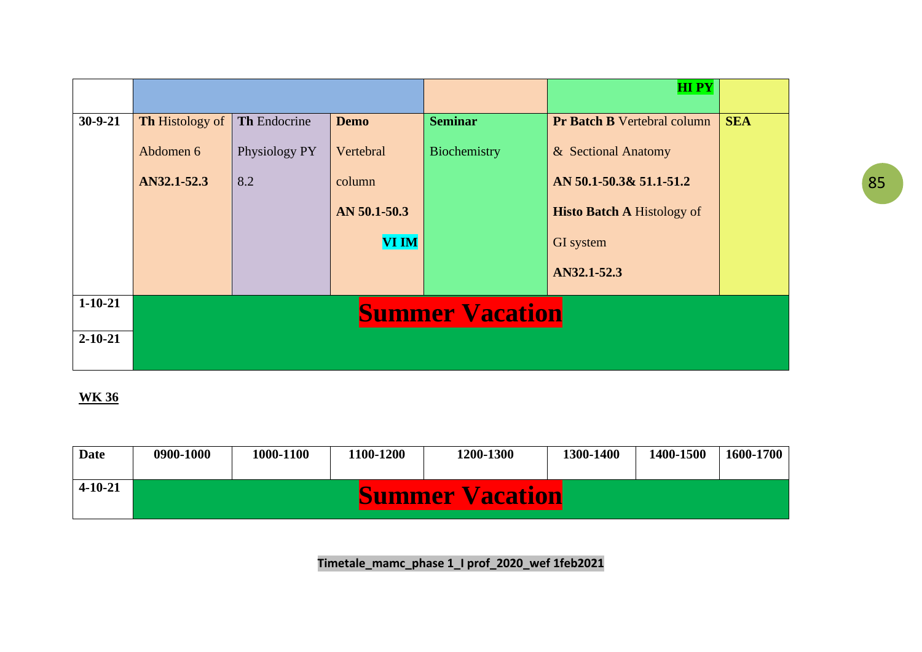| | | | | | | |
|---|---|---|---|---|---|---|
| | | | | | HI PY | |
| 30-9-21 | **Th** Histology of Abdomen 6 **AN32.1-52.3** | **Th** Endocrine Physiology PY 8.2 | **Demo** Vertebral column **AN 50.1-50.3** **VI IM** | **Seminar** Biochemistry | **Pr Batch B** Vertebral column & Sectional Anatomy **AN 50.1-50.3& 51.1-51.2** **Histo Batch A** Histology of GI system **AN32.1-52.3** | **SEA** |
| 1-10-21 | **Summer Vacation** | | | | | |
| 2-10-21 | | | | | | |

**WK 36**

| Date | 0900-1000 | 1000-1100 | 1100-1200 | 1200-1300 | 1300-1400 | 1400-1500 | 1600-1700 |
|---|---|---|---|---|---|---|---|
| 4-10-21 | **Summer Vacation** | | | | | | |

**Timetale_mamc_phase 1_I prof_2020_wef 1feb2021**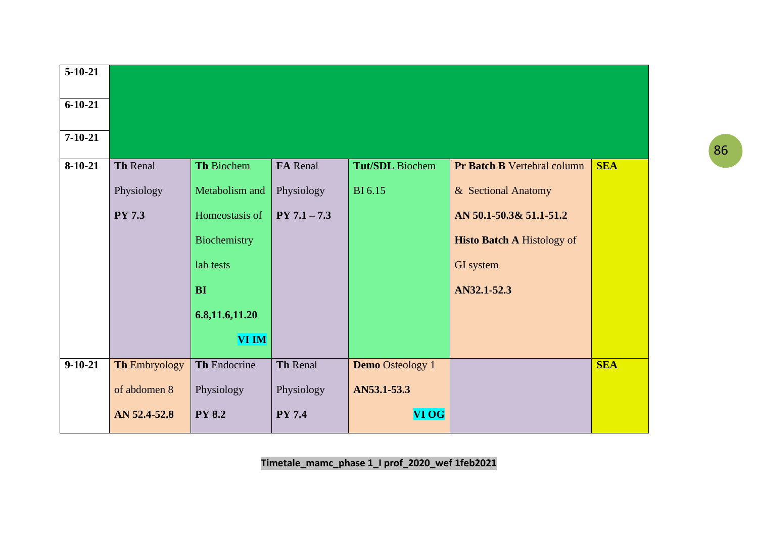| 5-10-21 | | | | | | |
|---|---|---|---|---|---|---|
| 6-10-21 | | | | | | |
| 7-10-21 | | | | | | |
| 8-10-21 | **Th** Renal Physiology **PY 7.3** | **Th** Biochem Metabolism and Homeostasis of Biochemistry lab tests **BI 6.8,11.6,11.20** **VI IM** | **FA** Renal Physiology **PY 7.1 – 7.3** | **Tut/SDL** Biochem BI 6.15 | **Pr Batch B** Vertebral column & Sectional Anatomy **AN 50.1-50.3& 51.1-51.2** **Histo Batch A** Histology of GI system **AN32.1-52.3** | **SEA** |
| 9-10-21 | **Th** Embryology of abdomen 8 **AN 52.4-52.8** | **Th** Endocrine Physiology **PY 8.2** | **Th** Renal Physiology **PY 7.4** | **Demo** Osteology 1 **AN53.1-53.3** **VI OG** | | **SEA** |

**Timetale_mamc_phase 1_I prof_2020_wef 1feb2021**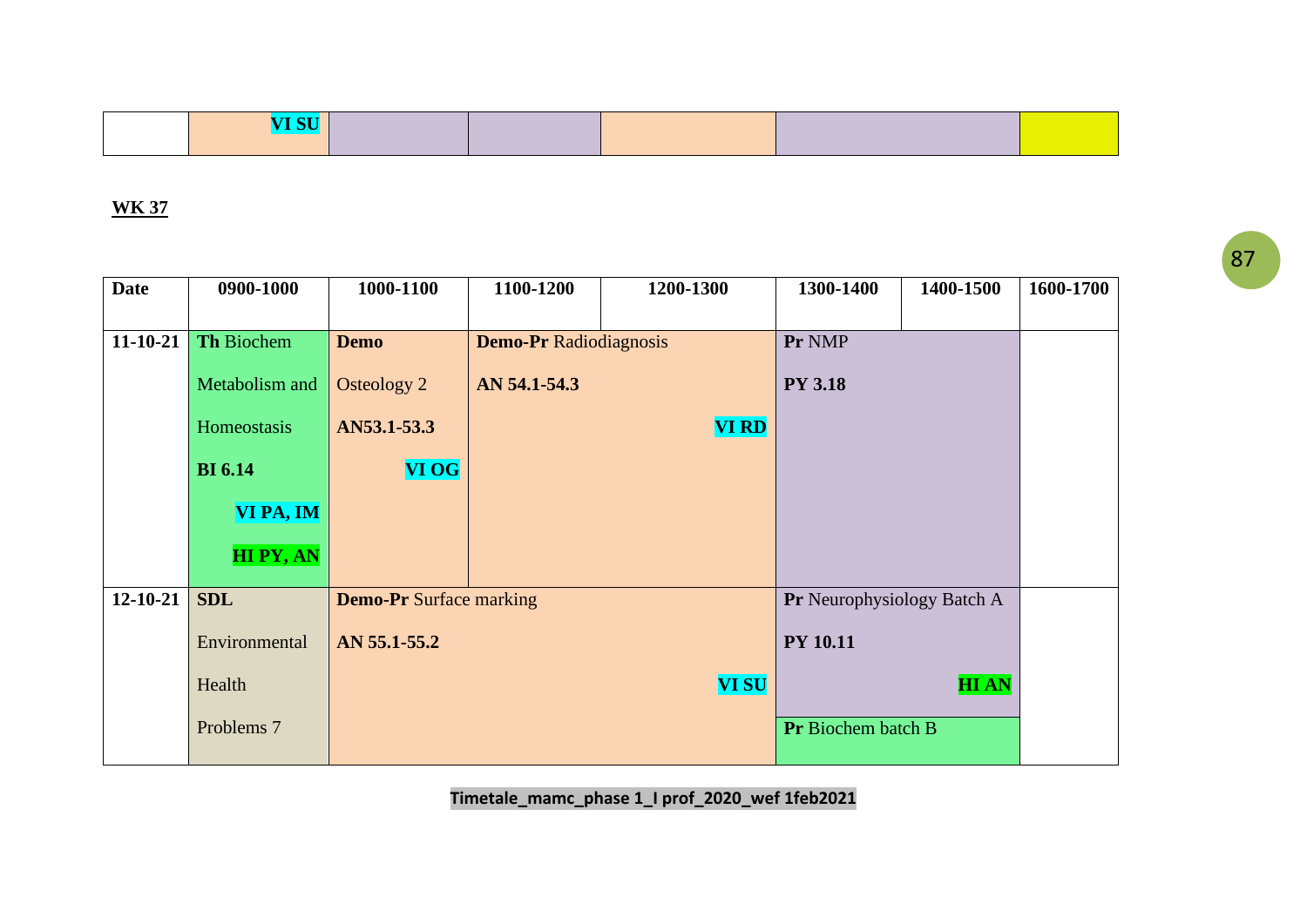| | VI SU | | | | | |
|---|---|---|---|---|---|---|

**WK 37**

| Date | 0900-1000 | 1000-1100 | 1100-1200 | 1200-1300 | 1300-1400 | 1400-1500 | 1600-1700 |
|---|---|---|---|---|---|---|---|
| 11-10-21 | **Th** Biochem Metabolism and Homeostasis **BI 6.14** **VI PA, IM** **HI PY, AN** | **Demo** Osteology 2 **AN53.1-53.3** **VI OG** | **Demo-Pr** Radiodiagnosis **AN 54.1-54.3** **VI RD** | | **Pr** NMP **PY 3.18** | | |
| 12-10-21 | **SDL** Environmental Health Problems 7 | **Demo-Pr** Surface marking **AN 55.1-55.2** **VI SU** | | | **Pr** Neurophysiology Batch A **PY 10.11** **HI AN** / **Pr** Biochem batch B | | |

**Timetale_mamc_phase 1_I prof_2020_wef 1feb2021**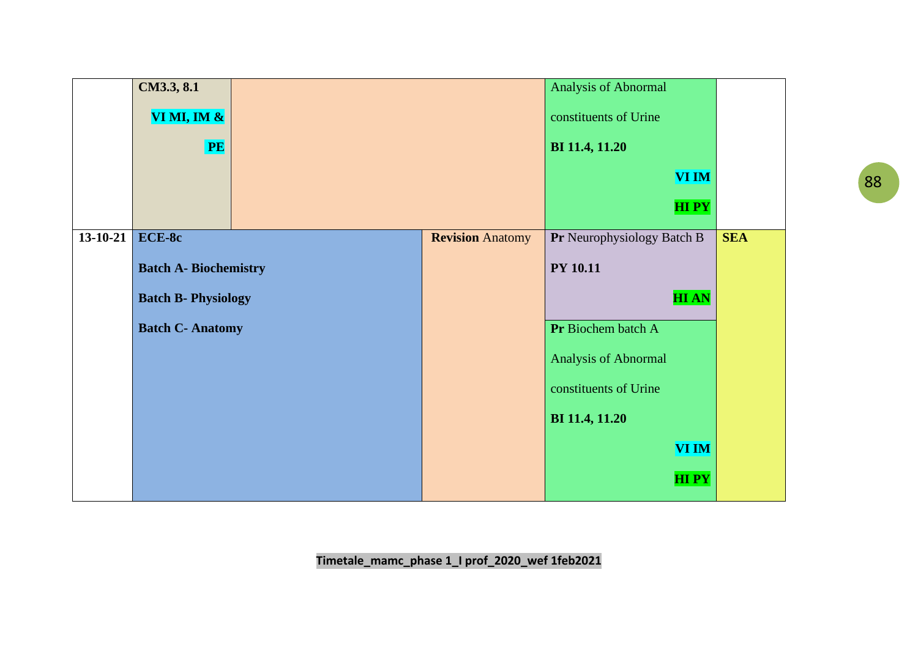|  | **CM3.3, 8.1** **VI MI, IM & PE** |  |  | Analysis of Abnormal constituents of Urine **BI 11.4, 11.20** **VI IM** **HI PY** |  |
|---|---|---|---|---|---|
| **13-10-21** | **ECE-8c** **Batch A- Biochemistry** **Batch B- Physiology** **Batch C- Anatomy** |  | **Revision** Anatomy | **Pr** Neurophysiology Batch B **PY 10.11** **HI AN** | **SEA** |
|  |  |  |  | **Pr** Biochem batch A Analysis of Abnormal constituents of Urine **BI 11.4, 11.20** **VI IM** **HI PY** |  |

**Timetale_mamc_phase 1_I prof_2020_wef 1feb2021**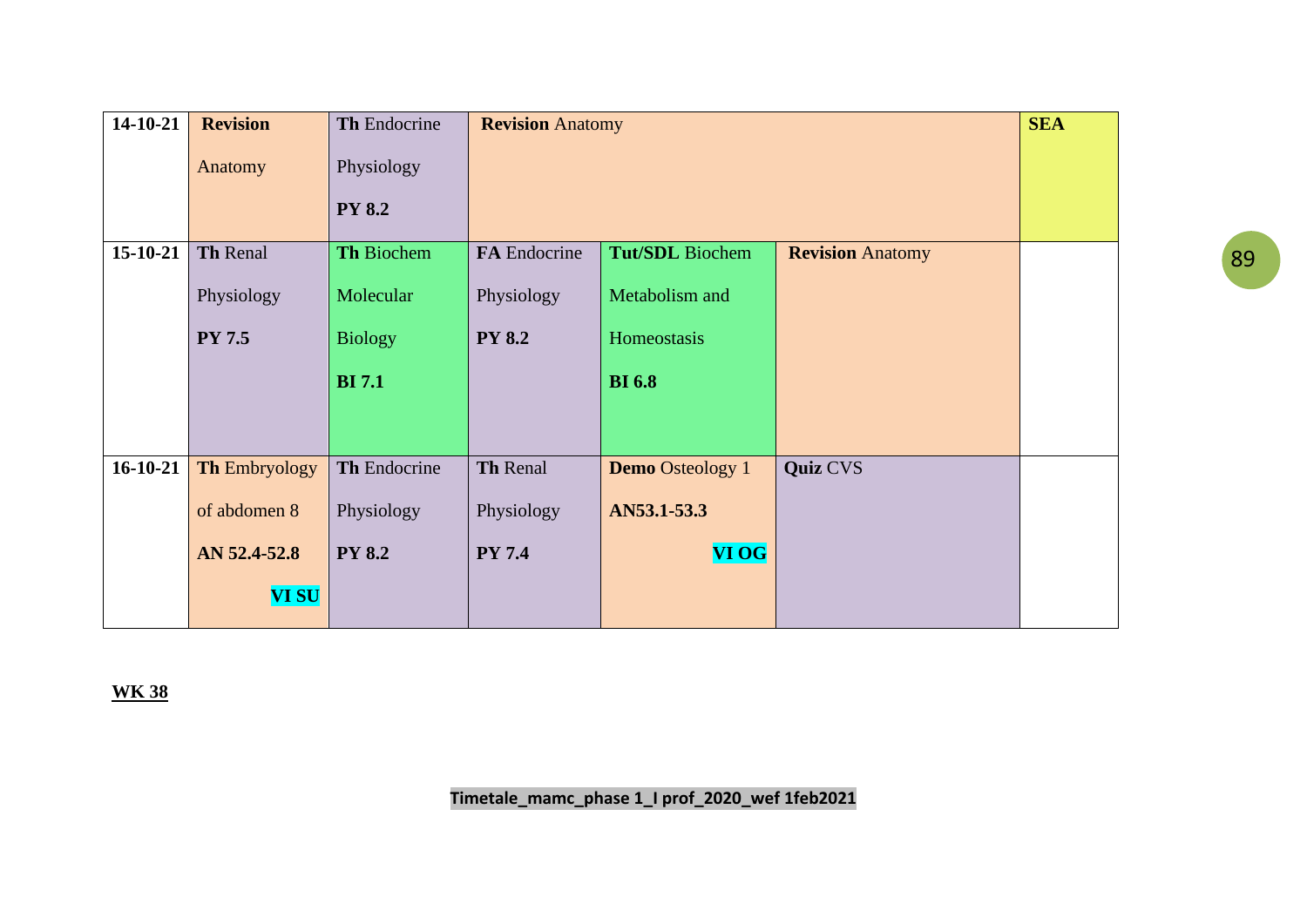| 14-10-21 | **Revision** Anatomy | **Th** Endocrine Physiology **PY 8.2** | **Revision** Anatomy | | | **SEA** |
|---|---|---|---|---|---|---|
| 15-10-21 | **Th** Renal Physiology **PY 7.5** | **Th** Biochem Molecular Biology **BI 7.1** | **FA** Endocrine Physiology **PY 8.2** | **Tut/SDL** Biochem Metabolism and Homeostasis **BI 6.8** | **Revision** Anatomy | |
| 16-10-21 | **Th** Embryology of abdomen 8 **AN 52.4-52.8** **VI SU** | **Th** Endocrine Physiology **PY 8.2** | **Th** Renal Physiology **PY 7.4** | **Demo** Osteology 1 **AN53.1-53.3** **VI OG** | **Quiz** CVS | |

**WK 38**

**Timetale_mamc_phase 1_I prof_2020_wef 1feb2021**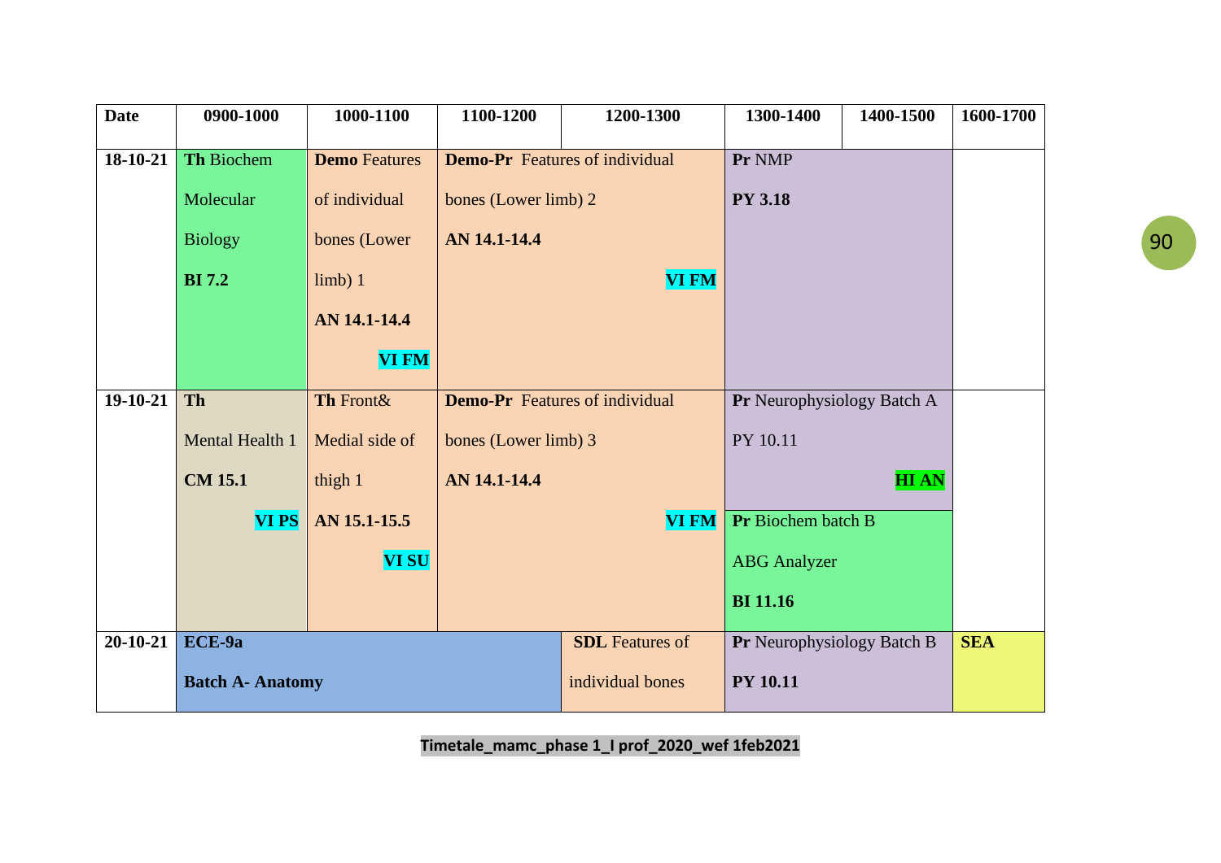| Date | 0900-1000 | 1000-1100 | 1100-1200 | 1200-1300 | 1300-1400 | 1400-1500 | 1600-1700 |
|---|---|---|---|---|---|---|---|
| 18-10-21 | **Th** Biochem Molecular Biology **BI 7.2** | **Demo** Features of individual bones (Lower limb) 1 **AN 14.1-14.4** **VI FM** | **Demo-Pr** Features of individual bones (Lower limb) 2 **AN 14.1-14.4** **VI FM** | | **Pr** NMP **PY 3.18** | | |
| 19-10-21 | **Th** Mental Health 1 **CM 15.1** **VI PS** | **Th** Front& Medial side of thigh 1 **AN 15.1-15.5** **VI SU** | **Demo-Pr** Features of individual bones (Lower limb) 3 **AN 14.1-14.4** **VI FM** | | **Pr** Neurophysiology Batch A PY 10.11 **HI AN**<br>**Pr** Biochem batch B ABG Analyzer **BI 11.16** | | |
| 20-10-21 | **ECE-9a** **Batch A- Anatomy** | | | **SDL** Features of individual bones | **Pr** Neurophysiology Batch B **PY 10.11** | | **SEA** |

**Timetale_mamc_phase 1_I prof_2020_wef 1feb2021**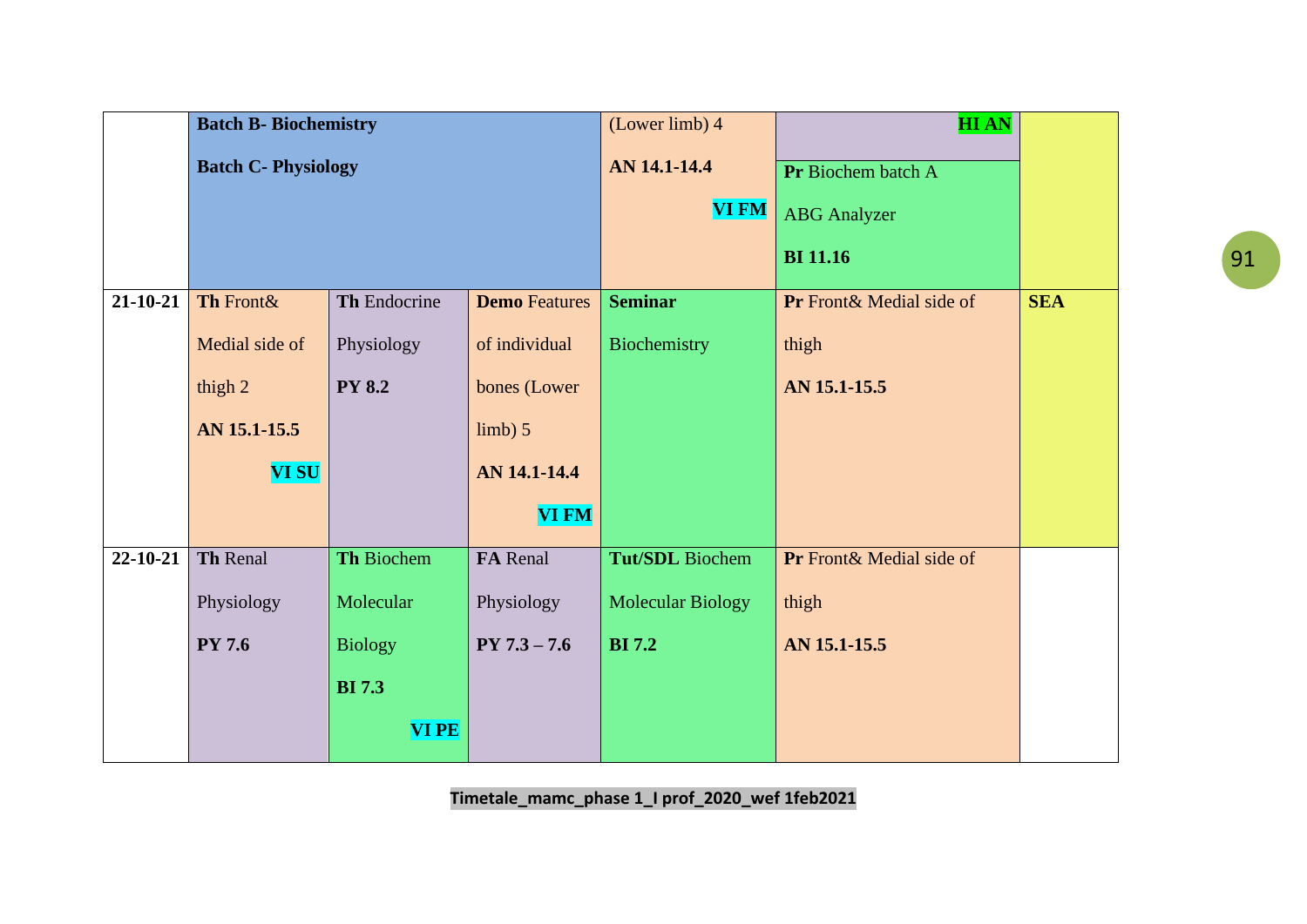| | | | | | | |
|---|---|---|---|---|---|---|
| | **Batch B- Biochemistry** **Batch C- Physiology** | | | (Lower limb) 4 **AN 14.1-14.4** **VI FM** | **HI AN** **Pr** Biochem batch A ABG Analyzer **BI 11.16** | |
| **21-10-21** | **Th** Front& Medial side of thigh 2 **AN 15.1-15.5** **VI SU** | **Th** Endocrine Physiology **PY 8.2** | **Demo** Features of individual bones (Lower limb) 5 **AN 14.1-14.4** **VI FM** | **Seminar** Biochemistry | **Pr** Front& Medial side of thigh **AN 15.1-15.5** | **SEA** |
| **22-10-21** | **Th** Renal Physiology **PY 7.6** | **Th** Biochem Molecular Biology **BI 7.3** **VI PE** | **FA** Renal Physiology **PY 7.3 – 7.6** | **Tut/SDL** Biochem Molecular Biology **BI 7.2** | **Pr** Front& Medial side of thigh **AN 15.1-15.5** | |

**Timetale_mamc_phase 1_I prof_2020_wef 1feb2021**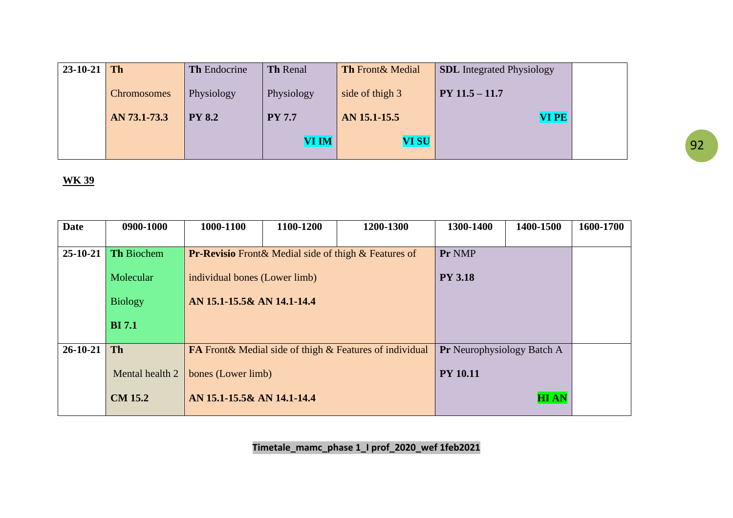| 23-10-21 | **Th** Chromosomes **AN 73.1-73.3** | **Th** Endocrine Physiology **PY 8.2** | **Th** Renal Physiology **PY 7.7** **VI IM** | **Th** Front& Medial side of thigh 3 **AN 15.1-15.5** **VI SU** | **SDL** Integrated Physiology **PY 11.5 – 11.7** **VI PE** | | |
|---|---|---|---|---|---|---|---|

**WK 39**

| Date | 0900-1000 | 1000-1100 | 1100-1200 | 1200-1300 | 1300-1400 | 1400-1500 | 1600-1700 |
|---|---|---|---|---|---|---|---|
| 25-10-21 | **Th** Biochem Molecular Biology **BI 7.1** | **Pr-Revisio** Front& Medial side of thigh & Features of individual bones (Lower limb) **AN 15.1-15.5& AN 14.1-14.4** | | | **Pr** NMP **PY 3.18** | | |
| 26-10-21 | **Th** Mental health 2 **CM 15.2** | **FA** Front& Medial side of thigh & Features of individual bones (Lower limb) **AN 15.1-15.5& AN 14.1-14.4** | | | **Pr** Neurophysiology Batch A **PY 10.11** **HI AN** | | |

**Timetale_mamc_phase 1_I prof_2020_wef 1feb2021**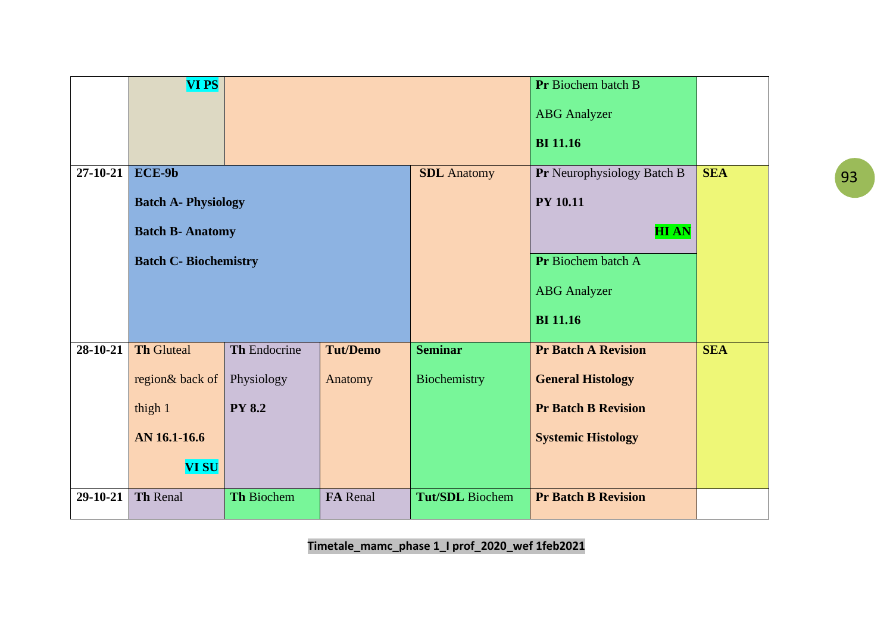| | | | | | | |
|---|---|---|---|---|---|---|
| | **VI PS** | | | | **Pr** Biochem batch B ABG Analyzer **BI 11.16** | |
| **27-10-21** | **ECE-9b** **Batch A- Physiology** **Batch B- Anatomy** **Batch C- Biochemistry** | | | **SDL** Anatomy | **Pr** Neurophysiology Batch B **PY 10.11** **HI AN** **Pr** Biochem batch A ABG Analyzer **BI 11.16** | **SEA** |
| **28-10-21** | **Th** Gluteal region& back of thigh 1 **AN 16.1-16.6** **VI SU** | **Th** Endocrine Physiology **PY 8.2** | **Tut/Demo** Anatomy | **Seminar** Biochemistry | **Pr Batch A Revision** **General Histology** **Pr Batch B Revision** **Systemic Histology** | **SEA** |
| **29-10-21** | **Th** Renal | **Th** Biochem | **FA** Renal | **Tut/SDL** Biochem | **Pr Batch B Revision** | |

Timetale_mamc_phase 1_I prof_2020_wef 1feb2021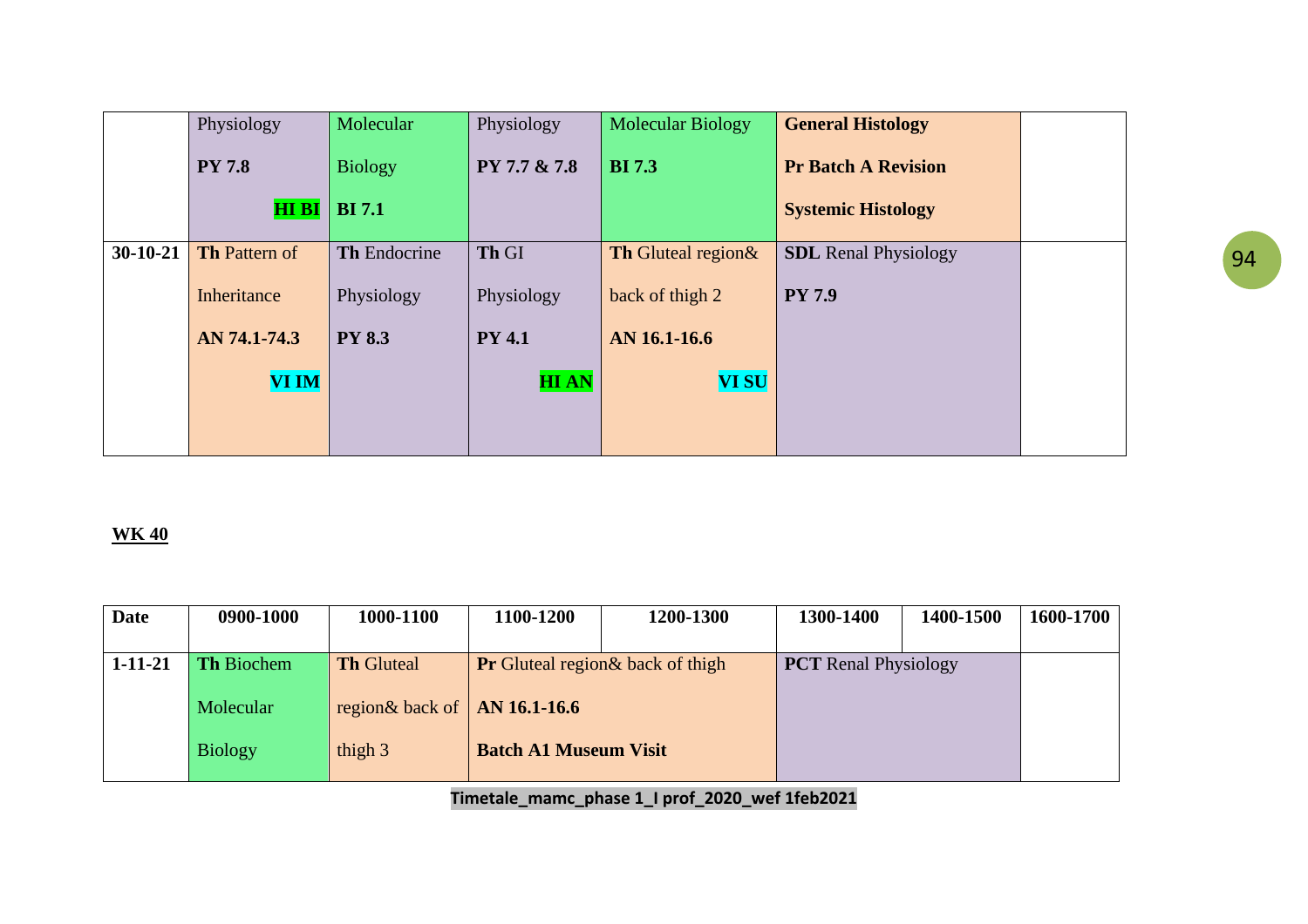| | | | | | | | |
|---|---|---|---|---|---|---|---|
| | Physiology **PY 7.8** **HI BI** | Molecular Biology **BI 7.1** | Physiology **PY 7.7 & 7.8** | Molecular Biology **BI 7.3** | **General Histology Pr Batch A Revision Systemic Histology** | | |
| **30-10-21** | **Th** Pattern of Inheritance **AN 74.1-74.3** **VI IM** | **Th** Endocrine Physiology **PY 8.3** | **Th** GI Physiology **PY 4.1** **HI AN** | **Th** Gluteal region& back of thigh 2 **AN 16.1-16.6** **VI SU** | **SDL** Renal Physiology **PY 7.9** | | |

**WK 40**

| Date | 0900-1000 | 1000-1100 | 1100-1200 | 1200-1300 | 1300-1400 | 1400-1500 | 1600-1700 |
|---|---|---|---|---|---|---|---|
| 1-11-21 | **Th** Biochem Molecular Biology | **Th** Gluteal region& back of thigh 3 | **Pr** Gluteal region& back of thigh **AN 16.1-16.6** **Batch A1 Museum Visit** | | **PCT** Renal Physiology | | |

**Timetale_mamc_phase 1_I prof_2020_wef 1feb2021**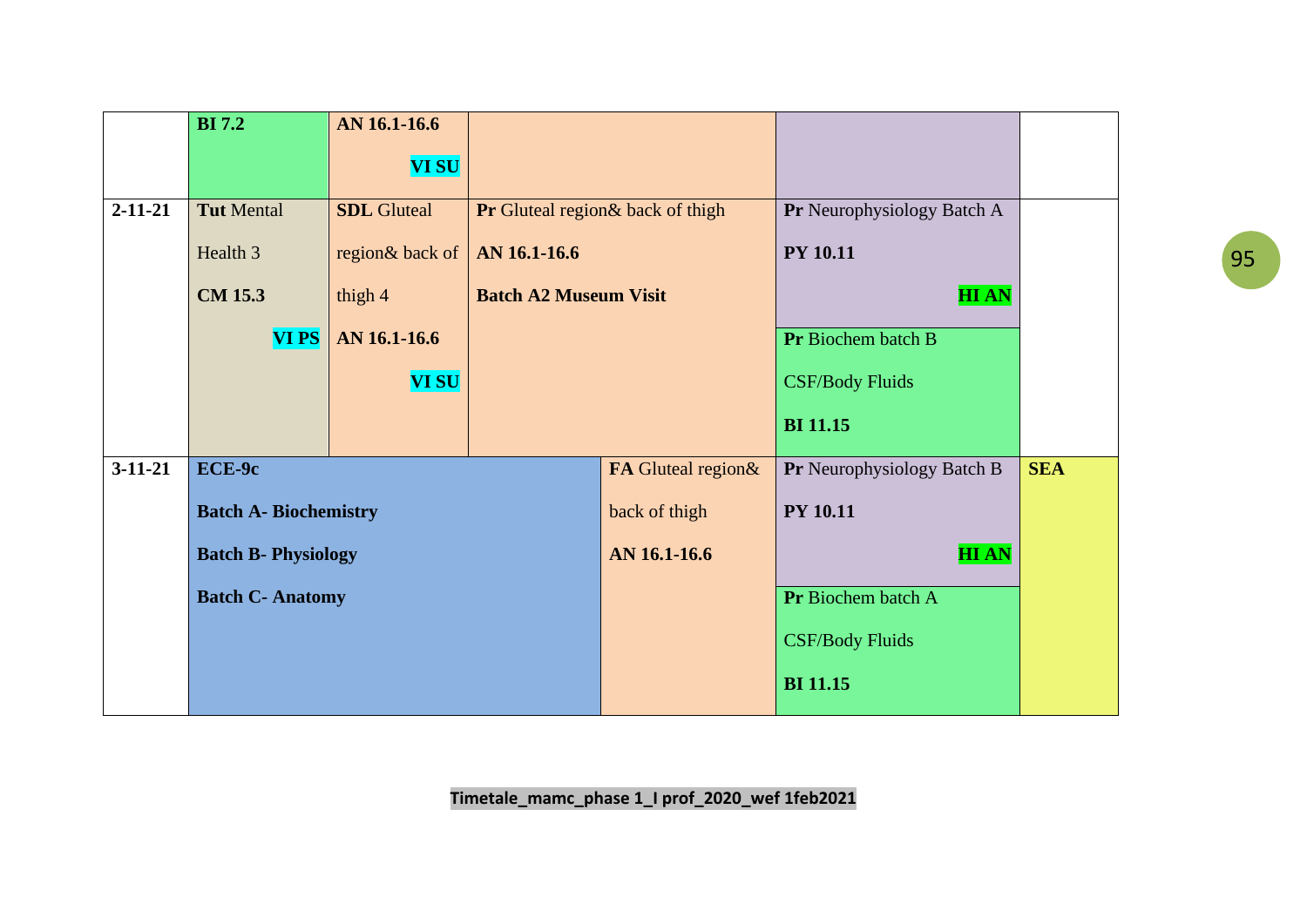|  | **BI 7.2** | **AN 16.1-16.6** **VI SU** |  |  |  |  |
|---|---|---|---|---|---|---|
| **2-11-21** | **Tut** Mental Health 3 **CM 15.3** **VI PS** | **SDL** Gluteal region& back of thigh 4 **AN 16.1-16.6** **VI SU** | **Pr** Gluteal region& back of thigh **AN 16.1-16.6** **Batch A2 Museum Visit** |  | **Pr** Neurophysiology Batch A **PY 10.11** **HI AN** / **Pr** Biochem batch B CSF/Body Fluids **BI 11.15** |  |
| **3-11-21** | **ECE-9c** **Batch A- Biochemistry** **Batch B- Physiology** **Batch C- Anatomy** |  |  | **FA** Gluteal region& back of thigh **AN 16.1-16.6** | **Pr** Neurophysiology Batch B **PY 10.11** **HI AN** / **Pr** Biochem batch A CSF/Body Fluids **BI 11.15** | **SEA** |

**Timetale_mamc_phase 1_I prof_2020_wef 1feb2021**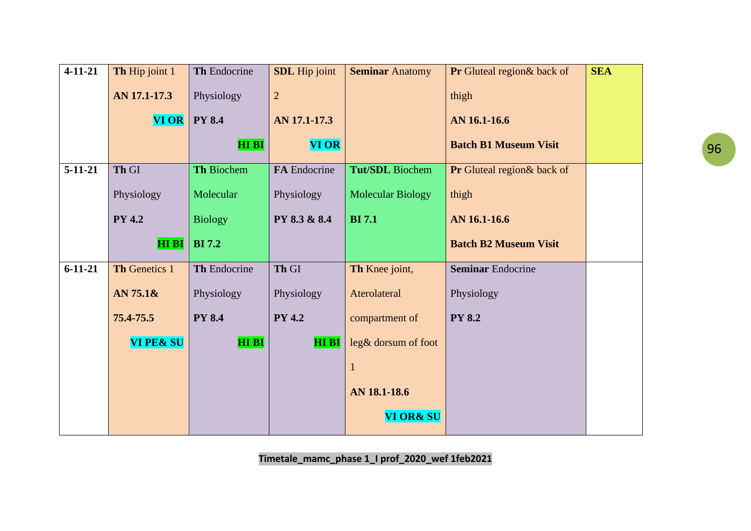| 4-11-21 | **Th** Hip joint 1 **AN 17.1-17.3** **VI OR** | **Th** Endocrine Physiology **PY 8.4** **HI BI** | **SDL** Hip joint 2 **AN 17.1-17.3** **VI OR** | **Seminar** Anatomy | **Pr** Gluteal region& back of thigh **AN 16.1-16.6** **Batch B1 Museum Visit** | **SEA** |
|---|---|---|---|---|---|---|
| **5-11-21** | **Th** GI Physiology **PY 4.2** **HI BI** | **Th** Biochem Molecular Biology **BI 7.2** | **FA** Endocrine Physiology **PY 8.3 & 8.4** | **Tut/SDL** Biochem Molecular Biology **BI 7.1** | **Pr** Gluteal region& back of thigh **AN 16.1-16.6** **Batch B2 Museum Visit** | |
| **6-11-21** | **Th** Genetics 1 **AN 75.1& 75.4-75.5** **VI PE& SU** | **Th** Endocrine Physiology **PY 8.4** **HI BI** | **Th** GI Physiology **PY 4.2** **HI BI** | **Th** Knee joint, Aterolateral compartment of leg& dorsum of foot 1 **AN 18.1-18.6** **VI OR& SU** | **Seminar** Endocrine Physiology **PY 8.2** | |

**Timetale_mamc_phase 1_I prof_2020_wef 1feb2021**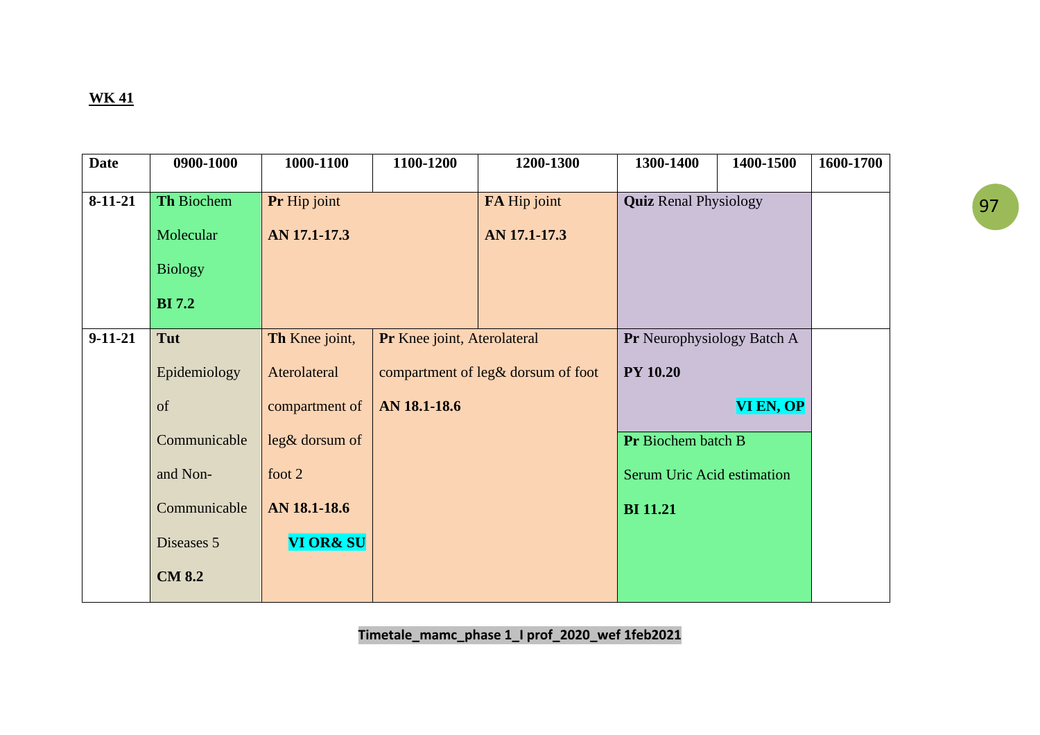**WK 41**

| Date | 0900-1000 | 1000-1100 | 1100-1200 | 1200-1300 | 1300-1400 | 1400-1500 | 1600-1700 |
|---|---|---|---|---|---|---|---|
| 8-11-21 | **Th** Biochem Molecular Biology **BI 7.2** | **Pr** Hip joint **AN 17.1-17.3** | | **FA** Hip joint **AN 17.1-17.3** | **Quiz** Renal Physiology | | |
| 9-11-21 | **Tut** Epidemiology of Communicable and Non-Communicable Diseases 5 **CM 8.2** | **Th** Knee joint, Aterolateral compartment of leg& dorsum of foot 2 **AN 18.1-18.6** **VI OR& SU** | **Pr** Knee joint, Aterolateral compartment of leg& dorsum of foot **AN 18.1-18.6** | | **Pr** Neurophysiology Batch A **PY 10.20** **VI EN, OP** / **Pr** Biochem batch B Serum Uric Acid estimation **BI 11.21** | | |

**Timetale_mamc_phase 1_I prof_2020_wef 1feb2021**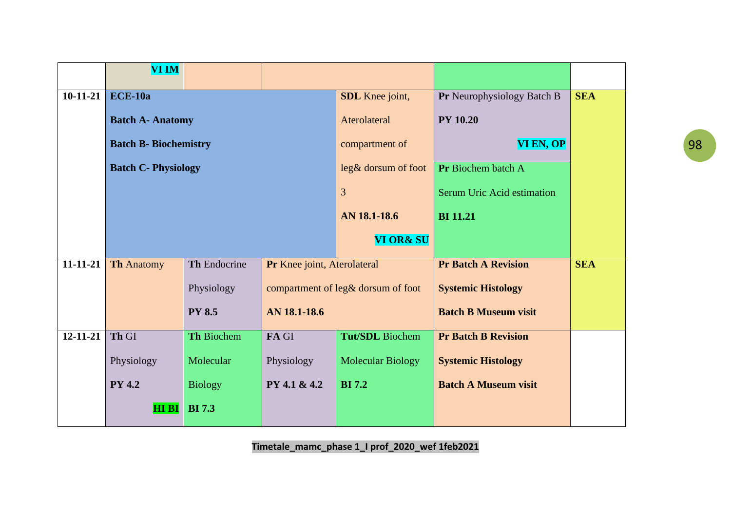| | | | | | | |
|---|---|---|---|---|---|---|
| | **VI IM** | | | | | |
| **10-11-21** | **ECE-10a** **Batch A- Anatomy** **Batch B- Biochemistry** **Batch C- Physiology** | | | **SDL** Knee joint, Aterolateral compartment of leg& dorsum of foot 3 **AN 18.1-18.6** **VI OR& SU** | **Pr** Neurophysiology Batch B **PY 10.20** **VI EN, OP** / **Pr** Biochem batch A Serum Uric Acid estimation **BI 11.21** | **SEA** |
| **11-11-21** | **Th** Anatomy | **Th** Endocrine Physiology **PY 8.5** | **Pr** Knee joint, Aterolateral compartment of leg& dorsum of foot **AN 18.1-18.6** | | **Pr Batch A Revision Systemic Histology Batch B Museum visit** | **SEA** |
| **12-11-21** | **Th** GI Physiology **PY 4.2** **HI BI** | **Th** Biochem Molecular Biology **BI 7.3** | **FA** GI Physiology **PY 4.1 & 4.2** | **Tut/SDL** Biochem Molecular Biology **BI 7.2** | **Pr Batch B Revision Systemic Histology Batch A Museum visit** | |

**Timetale_mamc_phase 1_I prof_2020_wef 1feb2021**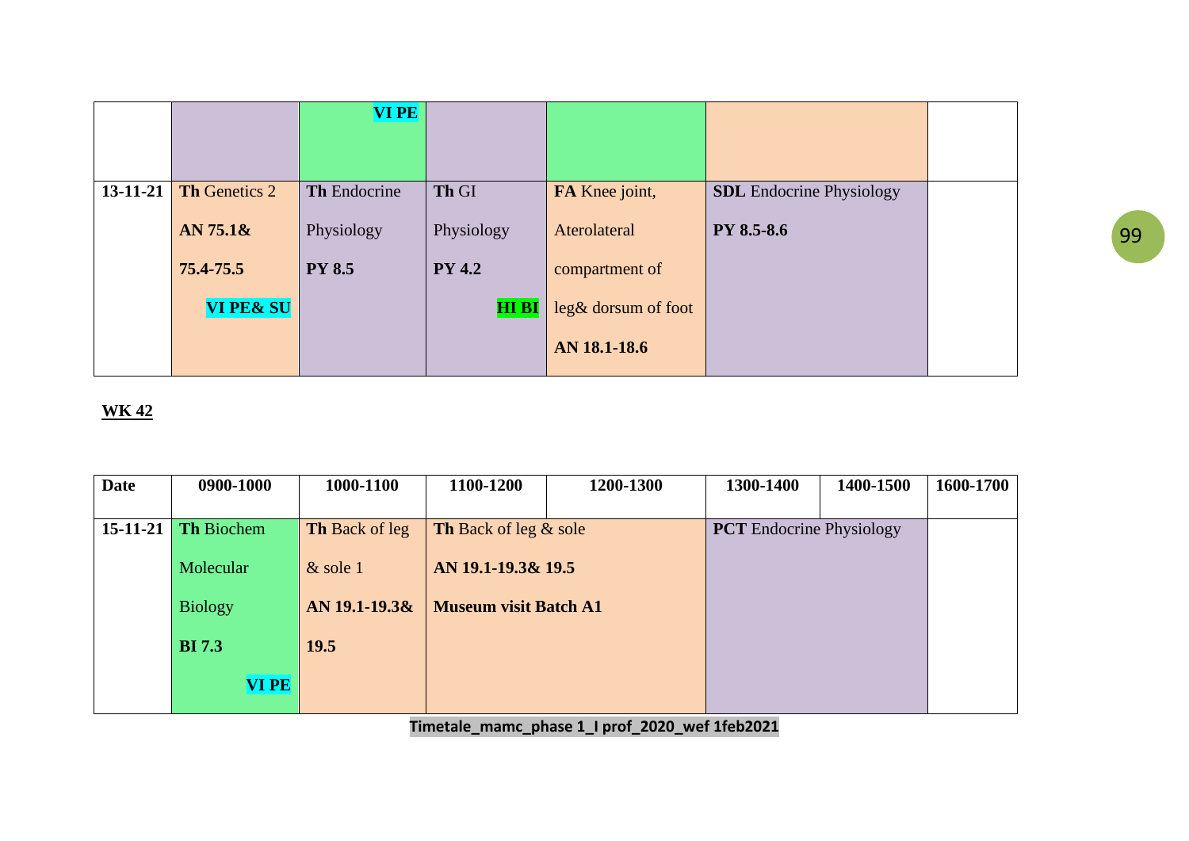| | | | | | | |
|---|---|---|---|---|---|---|
| | | **VI PE** | | | | |
| 13-11-21 | **Th** Genetics 2 **AN 75.1& 75.4-75.5** **VI PE& SU** | **Th** Endocrine Physiology **PY 8.5** | **Th** GI Physiology **PY 4.2** **HI BI** | **FA** Knee joint, Aterolateral compartment of leg& dorsum of foot **AN 18.1-18.6** | **SDL** Endocrine Physiology **PY 8.5-8.6** | |

**WK 42**

| Date | 0900-1000 | 1000-1100 | 1100-1200 | 1200-1300 | 1300-1400 | 1400-1500 | 1600-1700 |
|---|---|---|---|---|---|---|---|
| 15-11-21 | **Th** Biochem Molecular Biology **BI 7.3** **VI PE** | **Th** Back of leg & sole 1 **AN 19.1-19.3& 19.5** | **Th** Back of leg & sole **AN 19.1-19.3& 19.5** **Museum visit Batch A1** | | **PCT** Endocrine Physiology | | |

Timetale_mamc_phase 1_I prof_2020_wef 1feb2021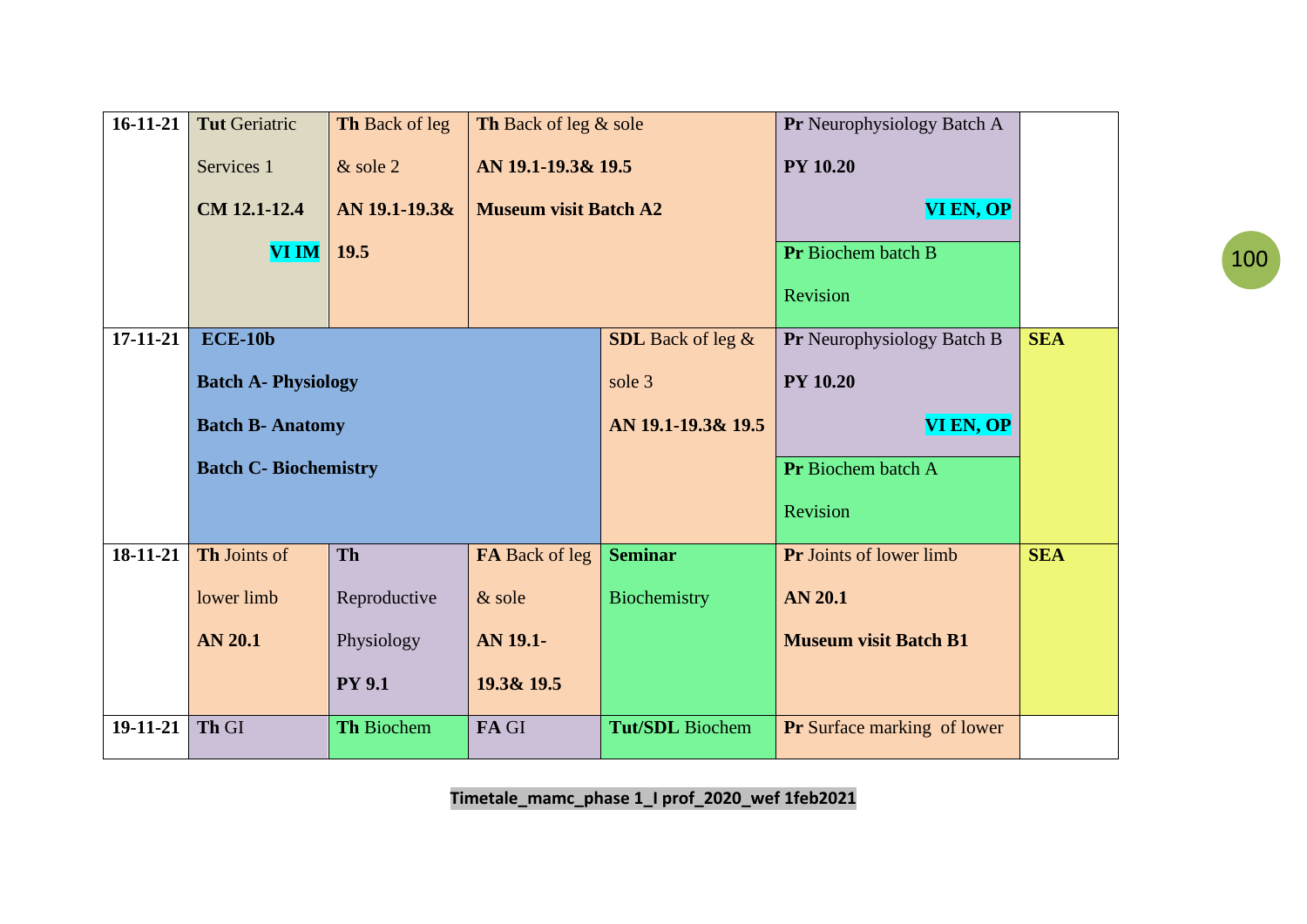| | | | | | | |
|---|---|---|---|---|---|---|
| 16-11-21 | **Tut** Geriatric Services 1 **CM 12.1-12.4** **VI IM** | **Th** Back of leg & sole 2 **AN 19.1-19.3& 19.5** | **Th** Back of leg & sole **AN 19.1-19.3& 19.5** **Museum visit Batch A2** | | **Pr** Neurophysiology Batch A **PY 10.20** **VI EN, OP**<br>**Pr** Biochem batch B Revision | |
| 17-11-21 | **ECE-10b** **Batch A- Physiology** **Batch B- Anatomy** **Batch C- Biochemistry** | | | **SDL** Back of leg & sole 3 **AN 19.1-19.3& 19.5** | **Pr** Neurophysiology Batch B **PY 10.20** **VI EN, OP**<br>**Pr** Biochem batch A Revision | **SEA** |
| 18-11-21 | **Th** Joints of lower limb **AN 20.1** | **Th** Reproductive Physiology **PY 9.1** | **FA** Back of leg & sole **AN 19.1-19.3& 19.5** | **Seminar** Biochemistry | **Pr** Joints of lower limb **AN 20.1** **Museum visit Batch B1** | **SEA** |
| 19-11-21 | **Th** GI | **Th** Biochem | **FA** GI | **Tut/SDL** Biochem | **Pr** Surface marking of lower | |

**Timetale_mamc_phase 1_I prof_2020_wef 1feb2021**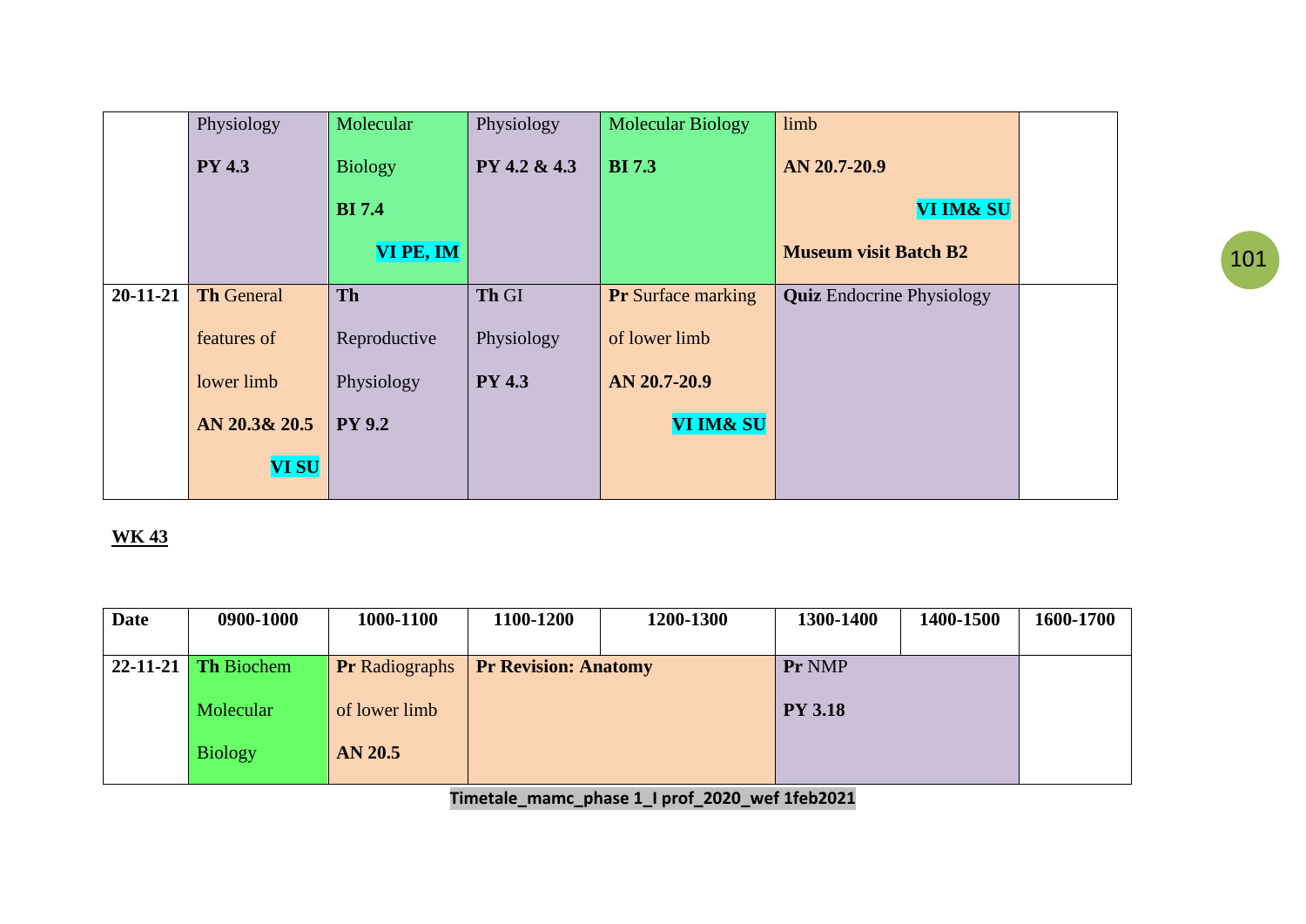|  |  |  |  |  |  |  |
|---|---|---|---|---|---|---|
|  | Physiology **PY 4.3** | Molecular Biology **BI 7.4** **VI PE, IM** | Physiology **PY 4.2 & 4.3** | Molecular Biology **BI 7.3** | limb **AN 20.7-20.9** **VI IM& SU** **Museum visit Batch B2** |  |
| **20-11-21** | **Th** General features of lower limb **AN 20.3& 20.5** **VI SU** | **Th** Reproductive Physiology **PY 9.2** | **Th** GI Physiology **PY 4.3** | **Pr** Surface marking of lower limb **AN 20.7-20.9** **VI IM& SU** | **Quiz** Endocrine Physiology |  |

**WK 43**

| Date | 0900-1000 | 1000-1100 | 1100-1200 | 1200-1300 | 1300-1400 | 1400-1500 | 1600-1700 |
|---|---|---|---|---|---|---|---|
| **22-11-21** | **Th** Biochem Molecular Biology | **Pr** Radiographs of lower limb **AN 20.5** | **Pr Revision: Anatomy** |  | **Pr** NMP **PY 3.18** |  |  |

**Timetale_mamc_phase 1_I prof_2020_wef 1feb2021**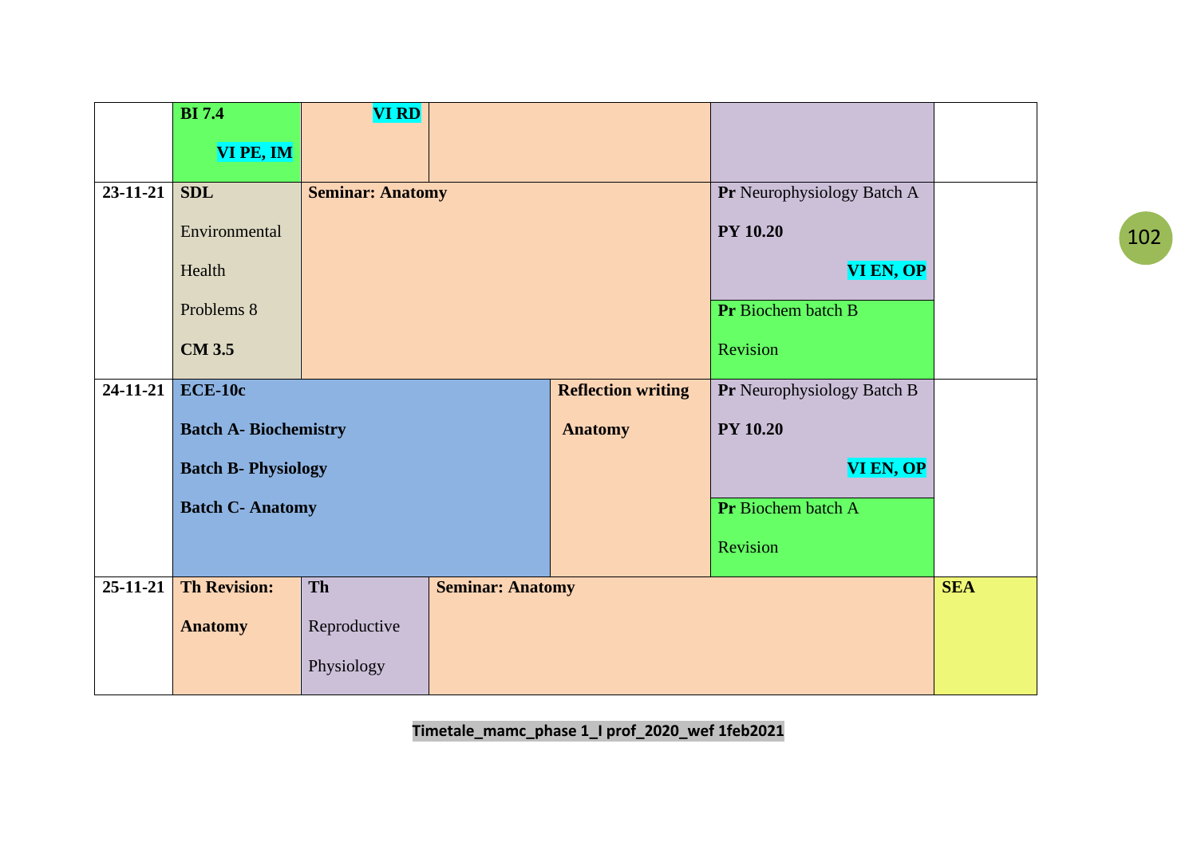| | | | | | |
|---|---|---|---|---|---|
| | **BI 7.4** **VI PE, IM** | **VI RD** | | | |
| **23-11-21** | **SDL** Environmental Health Problems 8 **CM 3.5** | **Seminar: Anatomy** | | **Pr** Neurophysiology Batch A **PY 10.20** **VI EN, OP** / **Pr** Biochem batch B Revision | |
| **24-11-21** | **ECE-10c** **Batch A- Biochemistry** **Batch B- Physiology** **Batch C- Anatomy** | | **Reflection writing Anatomy** | **Pr** Neurophysiology Batch B **PY 10.20** **VI EN, OP** / **Pr** Biochem batch A Revision | |
| **25-11-21** | **Th Revision: Anatomy** | **Th** Reproductive Physiology | **Seminar: Anatomy** | | **SEA** |

**Timetale_mamc_phase 1_I prof_2020_wef 1feb2021**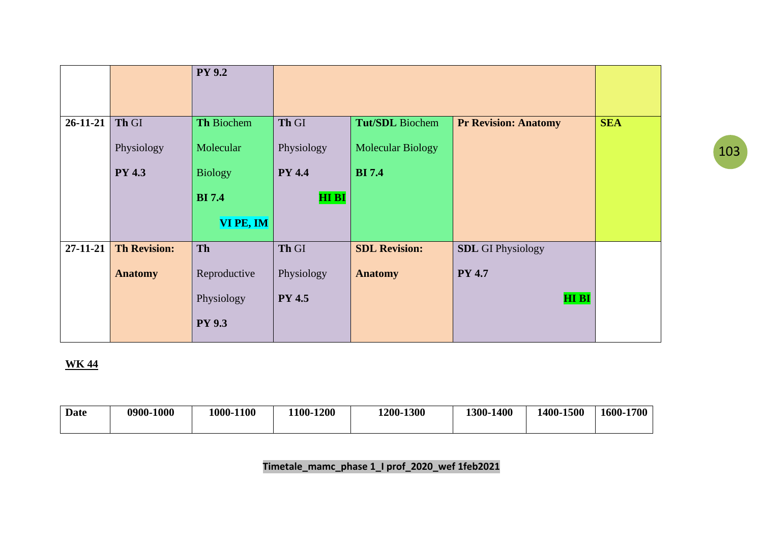| | | | | | | |
|---|---|---|---|---|---|---|
| | | **PY 9.2** | | | | |
| **26-11-21** | **Th** GI Physiology **PY 4.3** | **Th** Biochem Molecular Biology **BI 7.4** VI PE, IM | **Th** GI Physiology **PY 4.4** HI BI | **Tut/SDL** Biochem Molecular Biology **BI 7.4** | **Pr Revision: Anatomy** | **SEA** |
| **27-11-21** | **Th Revision: Anatomy** | **Th** Reproductive Physiology **PY 9.3** | **Th** GI Physiology **PY 4.5** | **SDL Revision: Anatomy** | **SDL** GI Physiology **PY 4.7** HI BI | |

**WK 44**

| Date | 0900-1000 | 1000-1100 | 1100-1200 | 1200-1300 | 1300-1400 | 1400-1500 | 1600-1700 |
|---|---|---|---|---|---|---|---|

Timetale_mamc_phase 1_I prof_2020_wef 1feb2021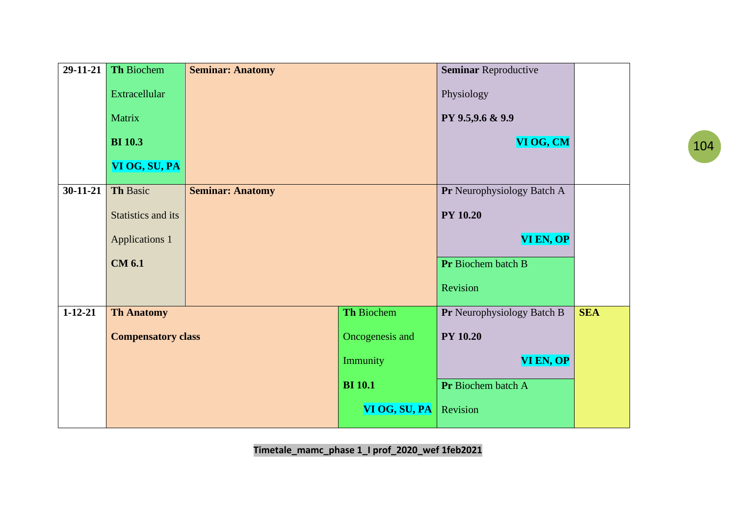| Date | | | | | |
|---|---|---|---|---|---|
| 29-11-21 | **Th** Biochem Extracellular Matrix **BI 10.3** **VI OG, SU, PA** | **Seminar: Anatomy** | | **Seminar** Reproductive Physiology **PY 9.5,9.6 & 9.9** **VI OG, CM** | |
| 30-11-21 | **Th** Basic Statistics and its Applications 1 **CM 6.1** | **Seminar: Anatomy** | | **Pr** Neurophysiology Batch A **PY 10.20** **VI EN, OP** / **Pr** Biochem batch B Revision | |
| 1-12-21 | **Th Anatomy** **Compensatory class** | | **Th** Biochem Oncogenesis and Immunity **BI 10.1** **VI OG, SU, PA** | **Pr** Neurophysiology Batch B **PY 10.20** **VI EN, OP** / **Pr** Biochem batch A Revision | **SEA** |

**Timetale_mamc_phase 1_I prof_2020_wef 1feb2021**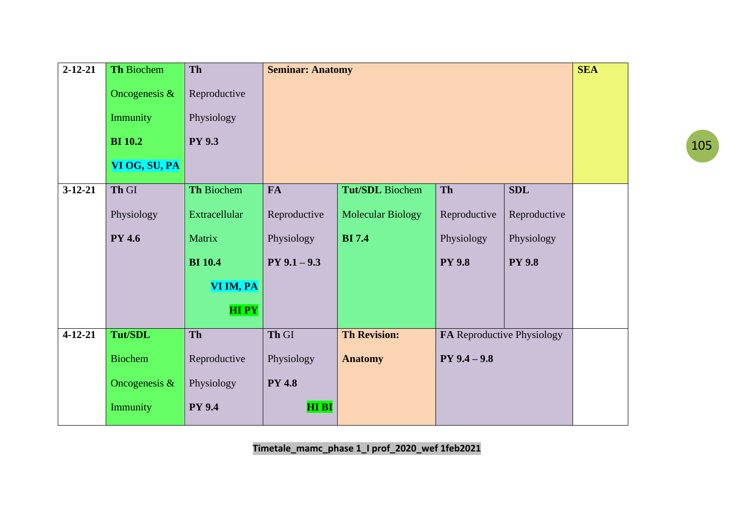| Date | | | | | | | |
|---|---|---|---|---|---|---|---|
| 2-12-21 | **Th** Biochem Oncogenesis & Immunity **BI 10.2** **VI OG, SU, PA** | **Th** Reproductive Physiology **PY 9.3** | **Seminar: Anatomy** | | | | **SEA** |
| 3-12-21 | **Th** GI Physiology **PY 4.6** | **Th** Biochem Extracellular Matrix **BI 10.4** **VI IM, PA** **HI PY** | **FA** Reproductive Physiology **PY 9.1 – 9.3** | **Tut/SDL** Biochem Molecular Biology **BI 7.4** | **Th** Reproductive Physiology **PY 9.8** | **SDL** Reproductive Physiology **PY 9.8** | |
| 4-12-21 | **Tut/SDL** Biochem Oncogenesis & Immunity | **Th** Reproductive Physiology **PY 9.4** | **Th** GI Physiology **PY 4.8** **HI BI** | **Th Revision: Anatomy** | **FA** Reproductive Physiology **PY 9.4 – 9.8** | | |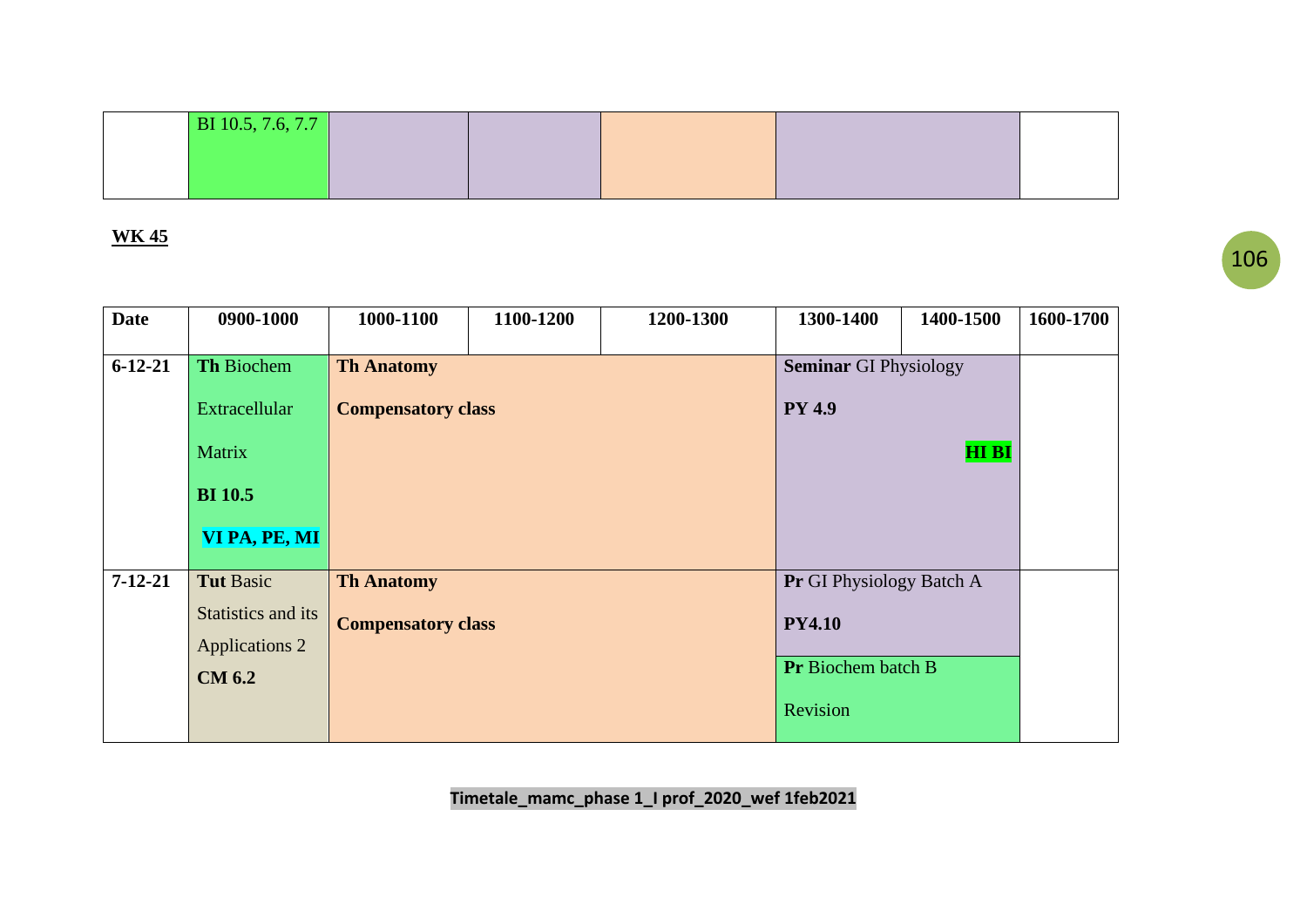| | BI 10.5, 7.6, 7.7 | | | | | | |
|---|---|---|---|---|---|---|---|

**WK 45**

| Date | 0900-1000 | 1000-1100 | 1100-1200 | 1200-1300 | 1300-1400 | 1400-1500 | 1600-1700 |
|---|---|---|---|---|---|---|---|
| 6-12-21 | **Th** Biochem Extracellular Matrix **BI 10.5** **VI PA, PE, MI** | **Th Anatomy** **Compensatory class** | | | **Seminar** GI Physiology **PY 4.9** **HI BI** | | |
| 7-12-21 | **Tut** Basic Statistics and its Applications 2 **CM 6.2** | **Th Anatomy** **Compensatory class** | | | **Pr** GI Physiology Batch A **PY4.10** / **Pr** Biochem batch B Revision | | |

**Timetale_mamc_phase 1_I prof_2020_wef 1feb2021**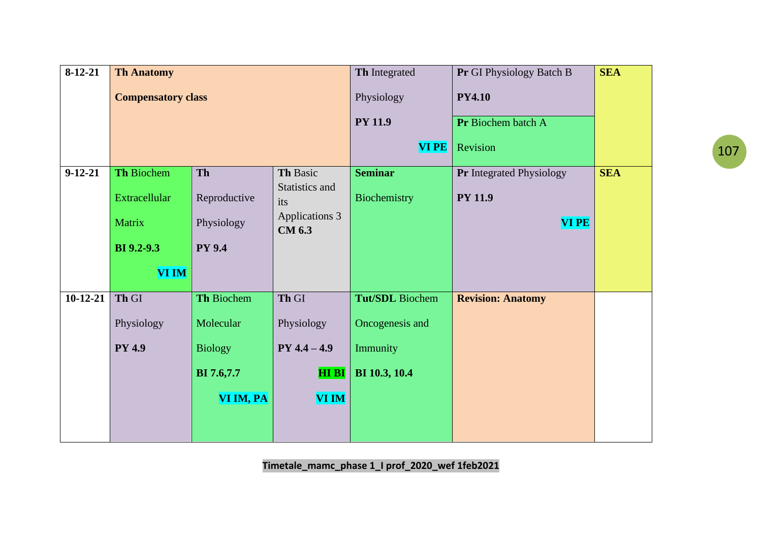| 8-12-21 | **Th Anatomy** **Compensatory class** | | | **Th** Integrated Physiology **PY 11.9** **VI PE** | **Pr** GI Physiology Batch B **PY4.10** / **Pr** Biochem batch A Revision | **SEA** |
|---|---|---|---|---|---|---|
| 9-12-21 | **Th** Biochem Extracellular Matrix **BI 9.2-9.3** **VI IM** | **Th** Reproductive Physiology **PY 9.4** | **Th** Basic Statistics and its Applications 3 **CM 6.3** | **Seminar** Biochemistry | **Pr** Integrated Physiology **PY 11.9** **VI PE** | **SEA** |
| 10-12-21 | **Th** GI Physiology **PY 4.9** | **Th** Biochem Molecular Biology **BI 7.6,7.7** **VI IM, PA** | **Th** GI Physiology **PY 4.4 – 4.9** **HI BI** **VI IM** | **Tut/SDL** Biochem Oncogenesis and Immunity **BI 10.3, 10.4** | **Revision: Anatomy** | |

**Timetale_mamc_phase 1_I prof_2020_wef 1feb2021**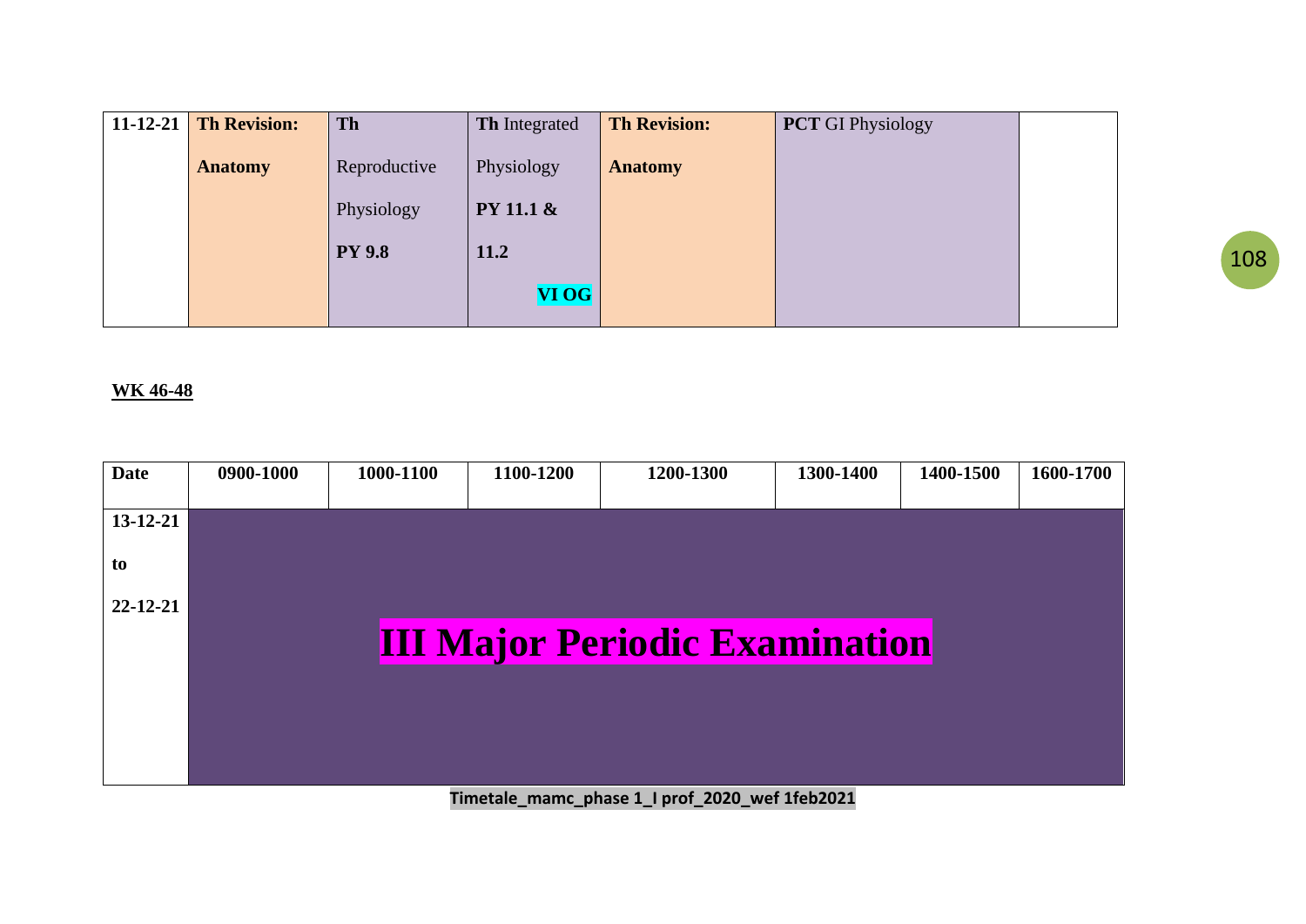| 11-12-21 | **Th Revision: Anatomy** | **Th** Reproductive Physiology **PY 9.8** | **Th** Integrated Physiology **PY 11.1 & 11.2** **VI OG** | **Th Revision: Anatomy** | **PCT** GI Physiology | |
|---|---|---|---|---|---|---|

**WK 46-48**

| Date | 0900-1000 | 1000-1100 | 1100-1200 | 1200-1300 | 1300-1400 | 1400-1500 | 1600-1700 |
|---|---|---|---|---|---|---|---|
| 13-12-21 to 22-12-21 | **III Major Periodic Examination** | | | | | | |

**Timetale_mamc_phase 1_I prof_2020_wef 1feb2021**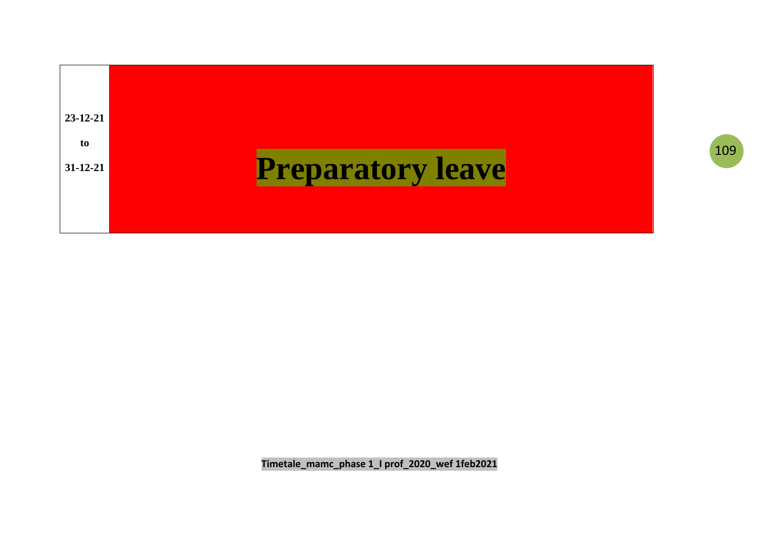| 23-12-21 to 31-12-21 | **Preparatory leave** |
| --- | --- |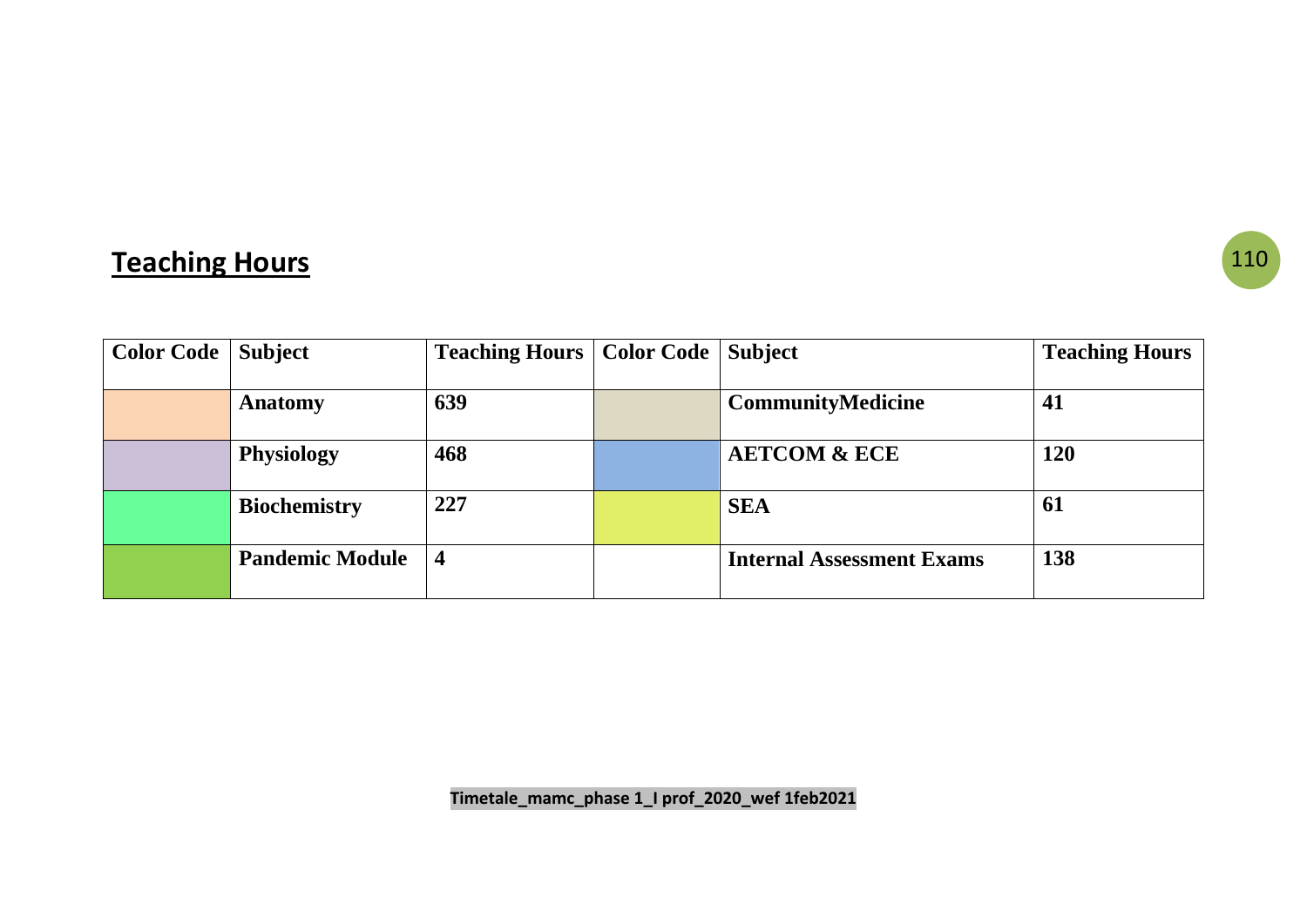## Teaching Hours

| Color Code | Subject | Teaching Hours | Color Code | Subject | Teaching Hours |
|---|---|---|---|---|---|
| | **Anatomy** | **639** | | **CommunityMedicine** | **41** |
| | **Physiology** | **468** | | **AETCOM & ECE** | **120** |
| | **Biochemistry** | **227** | | **SEA** | **61** |
| | **Pandemic Module** | **4** | | **Internal Assessment Exams** | **138** |

**Timetale_mamc_phase 1_I prof_2020_wef 1feb2021**